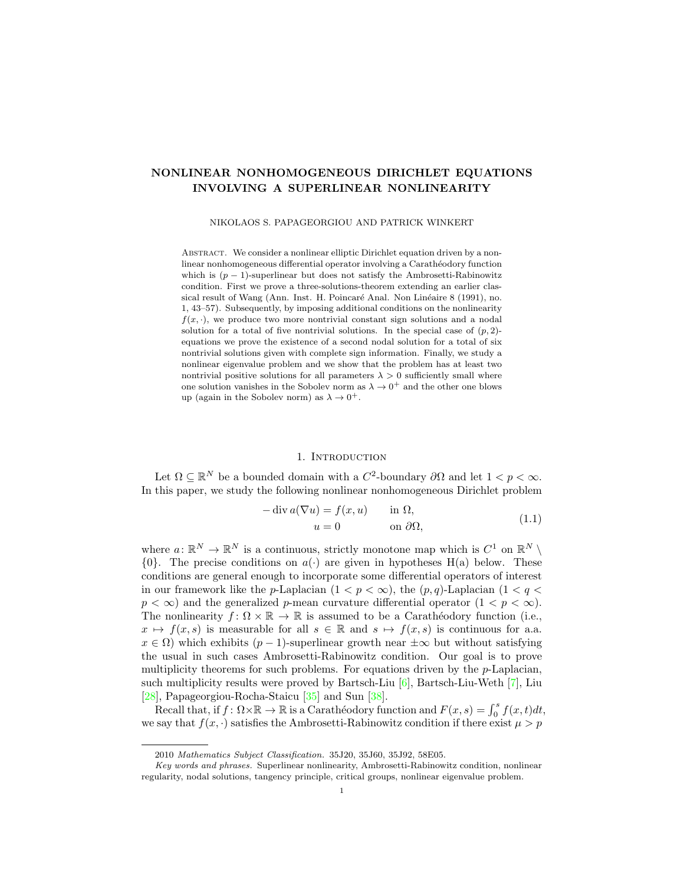# NONLINEAR NONHOMOGENEOUS DIRICHLET EQUATIONS INVOLVING A SUPERLINEAR NONLINEARITY

NIKOLAOS S. PAPAGEORGIOU AND PATRICK WINKERT

Abstract. We consider a nonlinear elliptic Dirichlet equation driven by a nonlinear nonhomogeneous differential operator involving a Carathéodory function which is $(p-1)$-superlinear but does not satisfy the Ambrosetti-Rabinowitz condition. First we prove a three-solutions-theorem extending an earlier classical result of Wang (Ann. Inst. H. Poincaré Anal. Non Linéaire 8 (1991), no. 1, 43–57). Subsequently, by imposing additional conditions on the nonlinearity $f(x,\cdot)$, we produce two more nontrivial constant sign solutions and a nodal solution for a total of five nontrivial solutions. In the special case of $(p,2)$-equations we prove the existence of a second nodal solution for a total of six nontrivial solutions given with complete sign information. Finally, we study a nonlinear eigenvalue problem and we show that the problem has at least two nontrivial positive solutions for all parameters $\lambda > 0$ sufficiently small where one solution vanishes in the Sobolev norm as $\lambda \to 0^+$ and the other one blows up (again in the Sobolev norm) as $\lambda \to 0^+$.

## 1. Introduction

Let $\Omega \subseteq \mathbb{R}^N$ be a bounded domain with a $C^2$-boundary $\partial\Omega$ and let $1 < p < \infty$. In this paper, we study the following nonlinear nonhomogeneous Dirichlet problem

$$
\begin{aligned}
-\operatorname{div} a(\nabla u) &= f(x,u) && \text{in } \Omega,\\
u &= 0 && \text{on } \partial\Omega,
\end{aligned}
\tag{1.1}
$$

where $a\colon \mathbb{R}^N \to \mathbb{R}^N$ is a continuous, strictly monotone map which is $C^1$ on $\mathbb{R}^N \setminus \{0\}$. The precise conditions on $a(\cdot)$ are given in hypotheses H(a) below. These conditions are general enough to incorporate some differential operators of interest in our framework like the $p$-Laplacian $(1 < p < \infty)$, the $(p,q)$-Laplacian $(1 < q < p < \infty)$ and the generalized $p$-mean curvature differential operator $(1 < p < \infty)$. The nonlinearity $f\colon \Omega \times \mathbb{R} \to \mathbb{R}$ is assumed to be a Carathéodory function (i.e., $x \mapsto f(x,s)$ is measurable for all $s \in \mathbb{R}$ and $s \mapsto f(x,s)$ is continuous for a.a. $x \in \Omega$) which exhibits $(p-1)$-superlinear growth near $\pm\infty$ but without satisfying the usual in such cases Ambrosetti-Rabinowitz condition. Our goal is to prove multiplicity theorems for such problems. For equations driven by the $p$-Laplacian, such multiplicity results were proved by Bartsch-Liu [6], Bartsch-Liu-Weth [7], Liu [28], Papageorgiou-Rocha-Staicu [35] and Sun [38].

Recall that, if $f\colon \Omega\times\mathbb{R} \to \mathbb{R}$ is a Carathéodory function and $F(x,s) = \int_0^s f(x,t)dt$, we say that $f(x,\cdot)$ satisfies the Ambrosetti-Rabinowitz condition if there exist $\mu > p$

---

2010 *Mathematics Subject Classification.* 35J20, 35J60, 35J92, 58E05.

*Key words and phrases.* Superlinear nonlinearity, Ambrosetti-Rabinowitz condition, nonlinear regularity, nodal solutions, tangency principle, critical groups, nonlinear eigenvalue problem.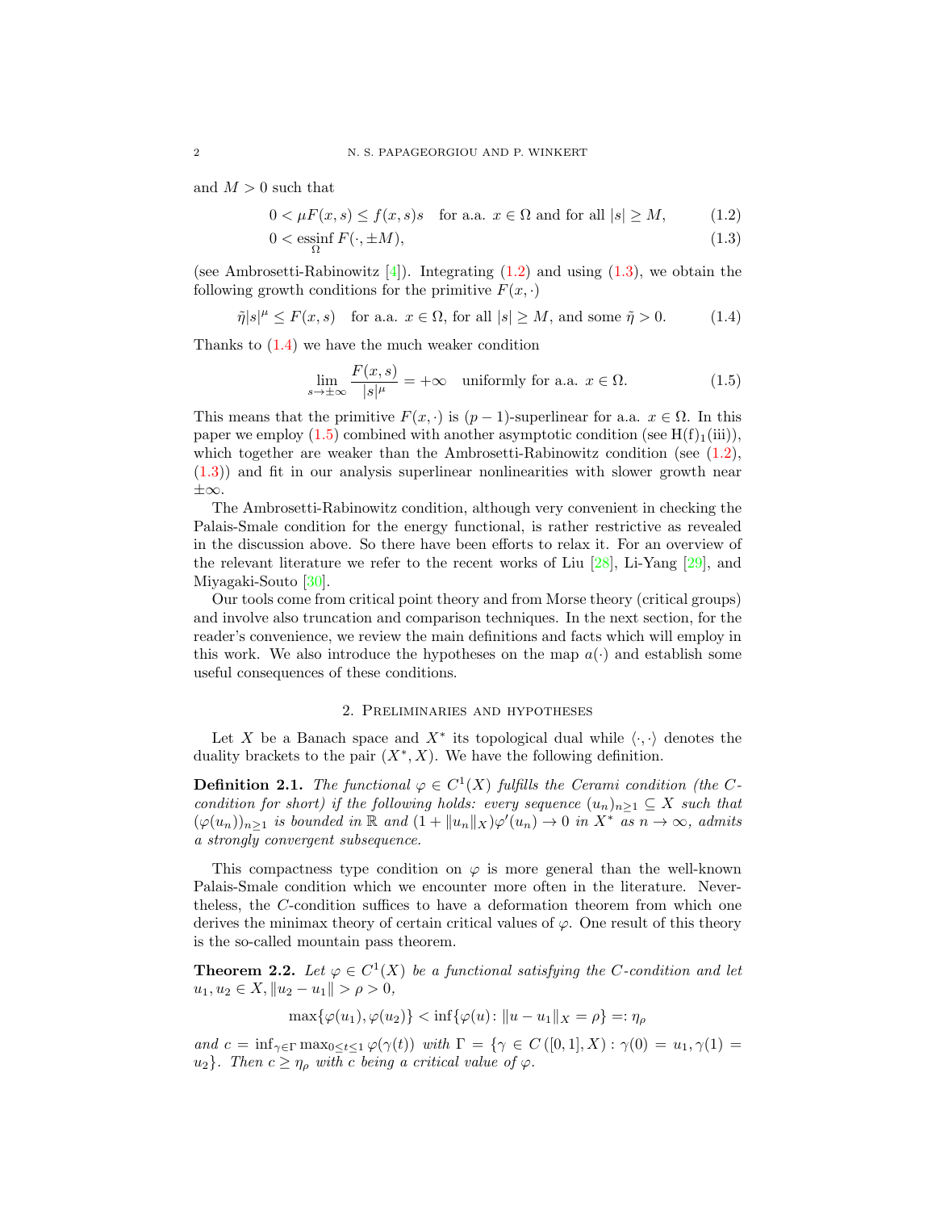and $M > 0$ such that

$$0 < \mu F(x,s) \le f(x,s)s \quad \text{for a.a. } x \in \Omega \text{ and for all } |s| \ge M, \tag{1.2}$$

$$0 < \operatorname*{essinf}_{\Omega} F(\cdot, \pm M), \tag{1.3}$$

(see Ambrosetti-Rabinowitz [4]). Integrating (1.2) and using (1.3), we obtain the following growth conditions for the primitive $F(x,\cdot)$

$$\tilde{\eta}|s|^{\mu} \le F(x,s) \quad \text{for a.a. } x \in \Omega, \text{ for all } |s| \ge M, \text{ and some } \tilde{\eta} > 0. \tag{1.4}$$

Thanks to (1.4) we have the much weaker condition

$$\lim_{s \to \pm\infty} \frac{F(x,s)}{|s|^{\mu}} = +\infty \quad \text{uniformly for a.a. } x \in \Omega. \tag{1.5}$$

This means that the primitive $F(x,\cdot)$ is $(p-1)$-superlinear for a.a. $x \in \Omega$. In this paper we employ (1.5) combined with another asymptotic condition (see H(f)$_1$(iii)), which together are weaker than the Ambrosetti-Rabinowitz condition (see (1.2), (1.3)) and fit in our analysis superlinear nonlinearities with slower growth near $\pm\infty$.

The Ambrosetti-Rabinowitz condition, although very convenient in checking the Palais-Smale condition for the energy functional, is rather restrictive as revealed in the discussion above. So there have been efforts to relax it. For an overview of the relevant literature we refer to the recent works of Liu [28], Li-Yang [29], and Miyagaki-Souto [30].

Our tools come from critical point theory and from Morse theory (critical groups) and involve also truncation and comparison techniques. In the next section, for the reader's convenience, we review the main definitions and facts which will employ in this work. We also introduce the hypotheses on the map $a(\cdot)$ and establish some useful consequences of these conditions.

## 2. Preliminaries and hypotheses

Let $X$ be a Banach space and $X^*$ its topological dual while $\langle \cdot, \cdot \rangle$ denotes the duality brackets to the pair $(X^*, X)$. We have the following definition.

**Definition 2.1.** *The functional $\varphi \in C^1(X)$ fulfills the Cerami condition (the C-condition for short) if the following holds: every sequence $(u_n)_{n\ge1} \subseteq X$ such that $(\varphi(u_n))_{n\ge1}$ is bounded in $\mathbb{R}$ and $(1+\|u_n\|_X)\varphi'(u_n) \to 0$ in $X^*$ as $n \to \infty$, admits a strongly convergent subsequence.*

This compactness type condition on $\varphi$ is more general than the well-known Palais-Smale condition which we encounter more often in the literature. Nevertheless, the $C$-condition suffices to have a deformation theorem from which one derives the minimax theory of certain critical values of $\varphi$. One result of this theory is the so-called mountain pass theorem.

**Theorem 2.2.** *Let $\varphi \in C^1(X)$ be a functional satisfying the $C$-condition and let $u_1, u_2 \in X, \|u_2 - u_1\| > \rho > 0$,*

$$\max\{\varphi(u_1), \varphi(u_2)\} < \inf\{\varphi(u) \colon \|u - u_1\|_X = \rho\} =: \eta_\rho$$

*and $c = \inf_{\gamma \in \Gamma} \max_{0 \le t \le 1} \varphi(\gamma(t))$ with $\Gamma = \{\gamma \in C([0,1], X) : \gamma(0) = u_1, \gamma(1) = u_2\}$. Then $c \ge \eta_\rho$ with $c$ being a critical value of $\varphi$.*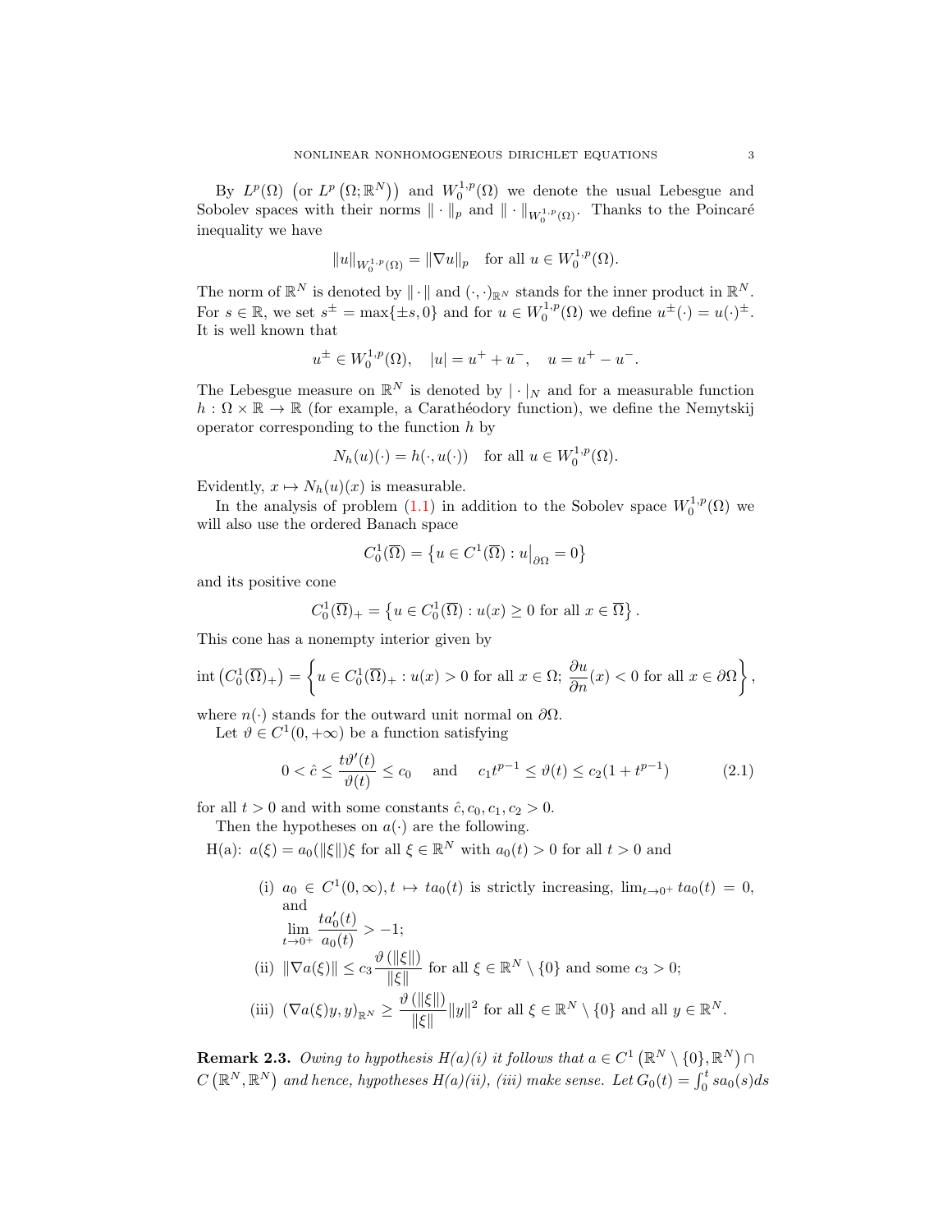By $L^p(\Omega)$ $\left(\text{or } L^p\left(\Omega;\mathbb{R}^N\right)\right)$ and $W_0^{1,p}(\Omega)$ we denote the usual Lebesgue and Sobolev spaces with their norms $\|\cdot\|_p$ and $\|\cdot\|_{W_0^{1,p}(\Omega)}$. Thanks to the Poincaré inequality we have

$$\|u\|_{W_0^{1,p}(\Omega)} = \|\nabla u\|_p \quad \text{for all } u \in W_0^{1,p}(\Omega).$$

The norm of $\mathbb{R}^N$ is denoted by $\|\cdot\|$ and $(\cdot,\cdot)_{\mathbb{R}^N}$ stands for the inner product in $\mathbb{R}^N$. For $s \in \mathbb{R}$, we set $s^\pm = \max\{\pm s, 0\}$ and for $u \in W_0^{1,p}(\Omega)$ we define $u^\pm(\cdot) = u(\cdot)^\pm$. It is well known that

$$u^\pm \in W_0^{1,p}(\Omega), \quad |u| = u^+ + u^-, \quad u = u^+ - u^-.$$

The Lebesgue measure on $\mathbb{R}^N$ is denoted by $|\cdot|_N$ and for a measurable function $h : \Omega \times \mathbb{R} \to \mathbb{R}$ (for example, a Carathéodory function), we define the Nemytskij operator corresponding to the function $h$ by

$$N_h(u)(\cdot) = h(\cdot, u(\cdot)) \quad \text{for all } u \in W_0^{1,p}(\Omega).$$

Evidently, $x \mapsto N_h(u)(x)$ is measurable.

In the analysis of problem (1.1) in addition to the Sobolev space $W_0^{1,p}(\Omega)$ we will also use the ordered Banach space

$$C_0^1(\overline{\Omega}) = \left\{u \in C^1(\overline{\Omega}) : u\big|_{\partial\Omega} = 0\right\}$$

and its positive cone

$$C_0^1(\overline{\Omega})_+ = \left\{u \in C_0^1(\overline{\Omega}) : u(x) \geq 0 \text{ for all } x \in \overline{\Omega}\right\}.$$

This cone has a nonempty interior given by

$$\operatorname{int}\left(C_0^1(\overline{\Omega})_+\right) = \left\{u \in C_0^1(\overline{\Omega})_+ : u(x) > 0 \text{ for all } x \in \Omega;\ \frac{\partial u}{\partial n}(x) < 0 \text{ for all } x \in \partial\Omega\right\},$$

where $n(\cdot)$ stands for the outward unit normal on $\partial\Omega$.

Let $\vartheta \in C^1(0,+\infty)$ be a function satisfying

$$0 < \hat{c} \leq \frac{t\vartheta'(t)}{\vartheta(t)} \leq c_0 \quad \text{and} \quad c_1 t^{p-1} \leq \vartheta(t) \leq c_2(1 + t^{p-1}) \tag{2.1}$$

for all $t > 0$ and with some constants $\hat{c}, c_0, c_1, c_2 > 0$.

Then the hypotheses on $a(\cdot)$ are the following.

H(a): $a(\xi) = a_0(\|\xi\|)\xi$ for all $\xi \in \mathbb{R}^N$ with $a_0(t) > 0$ for all $t > 0$ and

- (i) $a_0 \in C^1(0,\infty), t \mapsto ta_0(t)$ is strictly increasing, $\lim_{t\to 0^+} ta_0(t) = 0$, and $\displaystyle\lim_{t\to 0^+} \frac{ta_0'(t)}{a_0(t)} > -1$;
- (ii) $\displaystyle\|\nabla a(\xi)\| \leq c_3 \frac{\vartheta(\|\xi\|)}{\|\xi\|}$ for all $\xi \in \mathbb{R}^N \setminus \{0\}$ and some $c_3 > 0$;
- (iii) $\displaystyle(\nabla a(\xi)y, y)_{\mathbb{R}^N} \geq \frac{\vartheta(\|\xi\|)}{\|\xi\|}\|y\|^2$ for all $\xi \in \mathbb{R}^N \setminus \{0\}$ and all $y \in \mathbb{R}^N$.

**Remark 2.3.** *Owing to hypothesis H(a)(i) it follows that $a \in C^1\left(\mathbb{R}^N \setminus \{0\}, \mathbb{R}^N\right) \cap C\left(\mathbb{R}^N, \mathbb{R}^N\right)$ and hence, hypotheses H(a)(ii), (iii) make sense. Let $G_0(t) = \int_0^t sa_0(s)ds$*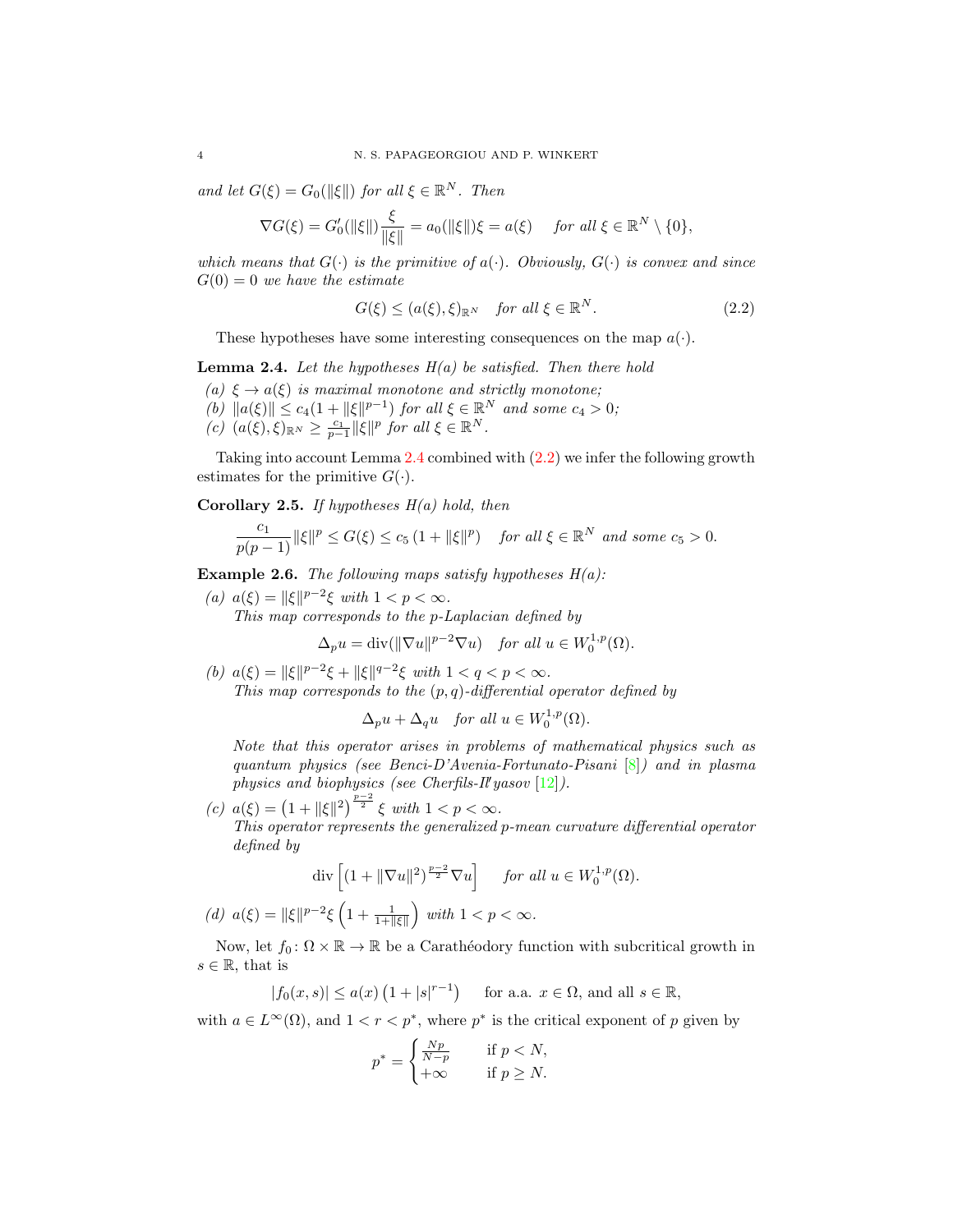*and let $G(\xi) = G_0(\|\xi\|)$ for all $\xi \in \mathbb{R}^N$. Then*

$$\nabla G(\xi) = G_0'(\|\xi\|)\frac{\xi}{\|\xi\|} = a_0(\|\xi\|)\xi = a(\xi) \quad \text{ for all } \xi \in \mathbb{R}^N \setminus \{0\},$$

*which means that $G(\cdot)$ is the primitive of $a(\cdot)$. Obviously, $G(\cdot)$ is convex and since $G(0) = 0$ we have the estimate*

$$G(\xi) \leq (a(\xi), \xi)_{\mathbb{R}^N} \quad \text{for all } \xi \in \mathbb{R}^N. \tag{2.2}$$

These hypotheses have some interesting consequences on the map $a(\cdot)$.

**Lemma 2.4.** *Let the hypotheses H(a) be satisfied. Then there hold*

*(a) $\xi \to a(\xi)$ is maximal monotone and strictly monotone;*
*(b) $\|a(\xi)\| \leq c_4(1 + \|\xi\|^{p-1})$ for all $\xi \in \mathbb{R}^N$ and some $c_4 > 0$;*
*(c) $(a(\xi), \xi)_{\mathbb{R}^N} \geq \frac{c_1}{p-1}\|\xi\|^p$ for all $\xi \in \mathbb{R}^N$.*

Taking into account Lemma 2.4 combined with (2.2) we infer the following growth estimates for the primitive $G(\cdot)$.

**Corollary 2.5.** *If hypotheses H(a) hold, then*

$$\frac{c_1}{p(p-1)}\|\xi\|^p \leq G(\xi) \leq c_5\left(1 + \|\xi\|^p\right) \quad \text{for all } \xi \in \mathbb{R}^N \text{ and some } c_5 > 0.$$

**Example 2.6.** *The following maps satisfy hypotheses H(a):*

*(a) $a(\xi) = \|\xi\|^{p-2}\xi$ with $1 < p < \infty$.*
*This map corresponds to the p-Laplacian defined by*

$$\Delta_p u = \operatorname{div}(\|\nabla u\|^{p-2}\nabla u) \quad \text{for all } u \in W_0^{1,p}(\Omega).$$

*(b) $a(\xi) = \|\xi\|^{p-2}\xi + \|\xi\|^{q-2}\xi$ with $1 < q < p < \infty$.*
*This map corresponds to the $(p,q)$-differential operator defined by*

$$\Delta_p u + \Delta_q u \quad \text{for all } u \in W_0^{1,p}(\Omega).$$

*Note that this operator arises in problems of mathematical physics such as quantum physics (see Benci-D'Avenia-Fortunato-Pisani [8]) and in plasma physics and biophysics (see Cherfils-Il'yasov [12]).*

*(c) $a(\xi) = \left(1 + \|\xi\|^2\right)^{\frac{p-2}{2}}\xi$ with $1 < p < \infty$.*
*This operator represents the generalized p-mean curvature differential operator defined by*

$$\operatorname{div}\left[(1 + \|\nabla u\|^2)^{\frac{p-2}{2}}\nabla u\right] \quad \text{for all } u \in W_0^{1,p}(\Omega).$$

*(d) $a(\xi) = \|\xi\|^{p-2}\xi\left(1 + \frac{1}{1+\|\xi\|}\right)$ with $1 < p < \infty$.*

Now, let $f_0 \colon \Omega \times \mathbb{R} \to \mathbb{R}$ be a Carathéodory function with subcritical growth in $s \in \mathbb{R}$, that is

$$|f_0(x,s)| \leq a(x)\left(1 + |s|^{r-1}\right) \quad \text{ for a.a. } x \in \Omega, \text{ and all } s \in \mathbb{R},$$

with $a \in L^\infty(\Omega)$, and $1 < r < p^*$, where $p^*$ is the critical exponent of $p$ given by

$$p^* = \begin{cases} \frac{Np}{N-p} & \text{if } p < N, \\ +\infty & \text{if } p \geq N. \end{cases}$$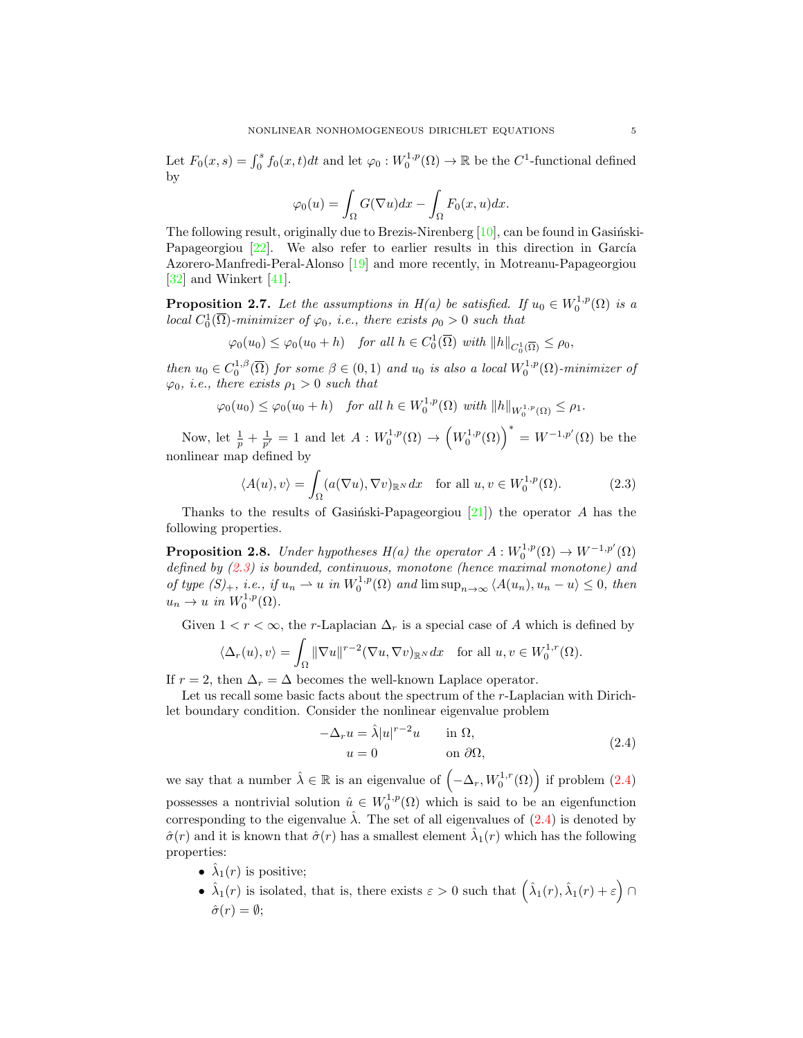Let $F_0(x,s) = \int_0^s f_0(x,t)dt$ and let $\varphi_0 : W_0^{1,p}(\Omega) \to \mathbb{R}$ be the $C^1$-functional defined by

$$\varphi_0(u) = \int_\Omega G(\nabla u)dx - \int_\Omega F_0(x,u)dx.$$

The following result, originally due to Brezis-Nirenberg [10], can be found in Gasiński-Papageorgiou [22]. We also refer to earlier results in this direction in García Azorero-Manfredi-Peral-Alonso [19] and more recently, in Motreanu-Papageorgiou [32] and Winkert [41].

**Proposition 2.7.** *Let the assumptions in H(a) be satisfied. If $u_0 \in W_0^{1,p}(\Omega)$ is a local $C_0^1(\overline{\Omega})$-minimizer of $\varphi_0$, i.e., there exists $\rho_0 > 0$ such that*

$$\varphi_0(u_0) \leq \varphi_0(u_0 + h) \quad \text{for all } h \in C_0^1(\overline{\Omega}) \text{ with } \|h\|_{C_0^1(\overline{\Omega})} \leq \rho_0,$$

*then $u_0 \in C_0^{1,\beta}(\overline{\Omega})$ for some $\beta \in (0,1)$ and $u_0$ is also a local $W_0^{1,p}(\Omega)$-minimizer of $\varphi_0$, i.e., there exists $\rho_1 > 0$ such that*

$$\varphi_0(u_0) \leq \varphi_0(u_0 + h) \quad \text{for all } h \in W_0^{1,p}(\Omega) \text{ with } \|h\|_{W_0^{1,p}(\Omega)} \leq \rho_1.$$

Now, let $\frac{1}{p} + \frac{1}{p'} = 1$ and let $A : W_0^{1,p}(\Omega) \to \left(W_0^{1,p}(\Omega)\right)^* = W^{-1,p'}(\Omega)$ be the nonlinear map defined by

$$\langle A(u), v\rangle = \int_\Omega (a(\nabla u), \nabla v)_{\mathbb{R}^N} dx \quad \text{for all } u, v \in W_0^{1,p}(\Omega). \tag{2.3}$$

Thanks to the results of Gasiński-Papageorgiou [21]) the operator $A$ has the following properties.

**Proposition 2.8.** *Under hypotheses H(a) the operator $A : W_0^{1,p}(\Omega) \to W^{-1,p'}(\Omega)$ defined by (2.3) is bounded, continuous, monotone (hence maximal monotone) and of type $(S)_+$, i.e., if $u_n \rightharpoonup u$ in $W_0^{1,p}(\Omega)$ and $\limsup_{n\to\infty} \langle A(u_n), u_n - u\rangle \leq 0$, then $u_n \to u$ in $W_0^{1,p}(\Omega)$.*

Given $1 < r < \infty$, the $r$-Laplacian $\Delta_r$ is a special case of $A$ which is defined by

$$\langle \Delta_r(u), v\rangle = \int_\Omega \|\nabla u\|^{r-2}(\nabla u, \nabla v)_{\mathbb{R}^N} dx \quad \text{for all } u, v \in W_0^{1,r}(\Omega).$$

If $r = 2$, then $\Delta_r = \Delta$ becomes the well-known Laplace operator.

Let us recall some basic facts about the spectrum of the $r$-Laplacian with Dirichlet boundary condition. Consider the nonlinear eigenvalue problem

$$\begin{aligned} -\Delta_r u &= \hat{\lambda}|u|^{r-2}u \qquad && \text{in } \Omega, \\ u &= 0 && \text{on } \partial\Omega, \end{aligned} \tag{2.4}$$

we say that a number $\hat{\lambda} \in \mathbb{R}$ is an eigenvalue of $\left(-\Delta_r, W_0^{1,r}(\Omega)\right)$ if problem (2.4) possesses a nontrivial solution $\hat{u} \in W_0^{1,p}(\Omega)$ which is said to be an eigenfunction corresponding to the eigenvalue $\hat{\lambda}$. The set of all eigenvalues of (2.4) is denoted by $\hat{\sigma}(r)$ and it is known that $\hat{\sigma}(r)$ has a smallest element $\hat{\lambda}_1(r)$ which has the following properties:

- $\hat{\lambda}_1(r)$ is positive;
- $\hat{\lambda}_1(r)$ is isolated, that is, there exists $\varepsilon > 0$ such that $\left(\hat{\lambda}_1(r), \hat{\lambda}_1(r) + \varepsilon\right) \cap \hat{\sigma}(r) = \emptyset$;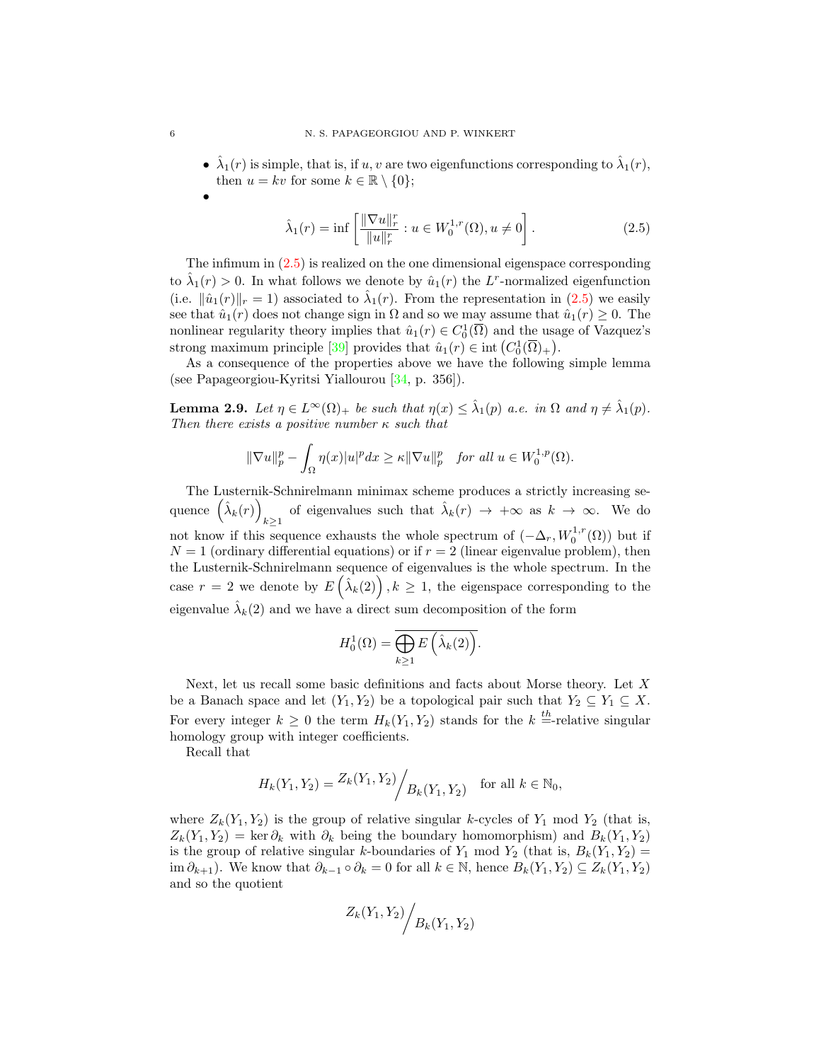- $\hat{\lambda}_1(r)$ is simple, that is, if $u, v$ are two eigenfunctions corresponding to $\hat{\lambda}_1(r)$, then $u = kv$ for some $k \in \mathbb{R} \setminus \{0\}$;
- $$\hat{\lambda}_1(r) = \inf \left[ \frac{\|\nabla u\|_r^r}{\|u\|_r^r} : u \in W_0^{1,r}(\Omega), u \neq 0 \right]. \tag{2.5}$$

The infimum in (2.5) is realized on the one dimensional eigenspace corresponding to $\hat{\lambda}_1(r) > 0$. In what follows we denote by $\hat{u}_1(r)$ the $L^r$-normalized eigenfunction (i.e. $\|\hat{u}_1(r)\|_r = 1$) associated to $\hat{\lambda}_1(r)$. From the representation in (2.5) we easily see that $\hat{u}_1(r)$ does not change sign in $\Omega$ and so we may assume that $\hat{u}_1(r) \geq 0$. The nonlinear regularity theory implies that $\hat{u}_1(r) \in C_0^1(\overline{\Omega})$ and the usage of Vazquez's strong maximum principle [39] provides that $\hat{u}_1(r) \in \operatorname{int}\left(C_0^1(\overline{\Omega})_+\right)$.

As a consequence of the properties above we have the following simple lemma (see Papageorgiou-Kyritsi Yiallourou [34, p. 356]).

**Lemma 2.9.** *Let $\eta \in L^\infty(\Omega)_+$ be such that $\eta(x) \leq \hat{\lambda}_1(p)$ a.e. in $\Omega$ and $\eta \neq \hat{\lambda}_1(p)$. Then there exists a positive number $\kappa$ such that*

$$\|\nabla u\|_p^p - \int_\Omega \eta(x)|u|^p dx \geq \kappa \|\nabla u\|_p^p \quad \textit{for all } u \in W_0^{1,p}(\Omega).$$

The Lusternik-Schnirelmann minimax scheme produces a strictly increasing sequence $\left(\hat{\lambda}_k(r)\right)_{k\geq 1}$ of eigenvalues such that $\hat{\lambda}_k(r) \to +\infty$ as $k \to \infty$. We do not know if this sequence exhausts the whole spectrum of $(-\Delta_r, W_0^{1,r}(\Omega))$ but if $N = 1$ (ordinary differential equations) or if $r = 2$ (linear eigenvalue problem), then the Lusternik-Schnirelmann sequence of eigenvalues is the whole spectrum. In the case $r = 2$ we denote by $E\left(\hat{\lambda}_k(2)\right), k \geq 1$, the eigenspace corresponding to the eigenvalue $\hat{\lambda}_k(2)$ and we have a direct sum decomposition of the form

$$H_0^1(\Omega) = \overline{\bigoplus_{k\geq 1} E\left(\hat{\lambda}_k(2)\right)}.$$

Next, let us recall some basic definitions and facts about Morse theory. Let $X$ be a Banach space and let $(Y_1, Y_2)$ be a topological pair such that $Y_2 \subseteq Y_1 \subseteq X$. For every integer $k \geq 0$ the term $H_k(Y_1, Y_2)$ stands for the $k^{\underline{th}}$-relative singular homology group with integer coefficients.

Recall that

$$H_k(Y_1, Y_2) = Z_k(Y_1, Y_2) \Big/ B_k(Y_1, Y_2) \quad \text{for all } k \in \mathbb{N}_0,$$

where $Z_k(Y_1, Y_2)$ is the group of relative singular $k$-cycles of $Y_1$ mod $Y_2$ (that is, $Z_k(Y_1, Y_2) = \ker \partial_k$ with $\partial_k$ being the boundary homomorphism) and $B_k(Y_1, Y_2)$ is the group of relative singular $k$-boundaries of $Y_1$ mod $Y_2$ (that is, $B_k(Y_1, Y_2) = \operatorname{im} \partial_{k+1}$). We know that $\partial_{k-1} \circ \partial_k = 0$ for all $k \in \mathbb{N}$, hence $B_k(Y_1, Y_2) \subseteq Z_k(Y_1, Y_2)$ and so the quotient

$$Z_k(Y_1, Y_2) \Big/ B_k(Y_1, Y_2)$$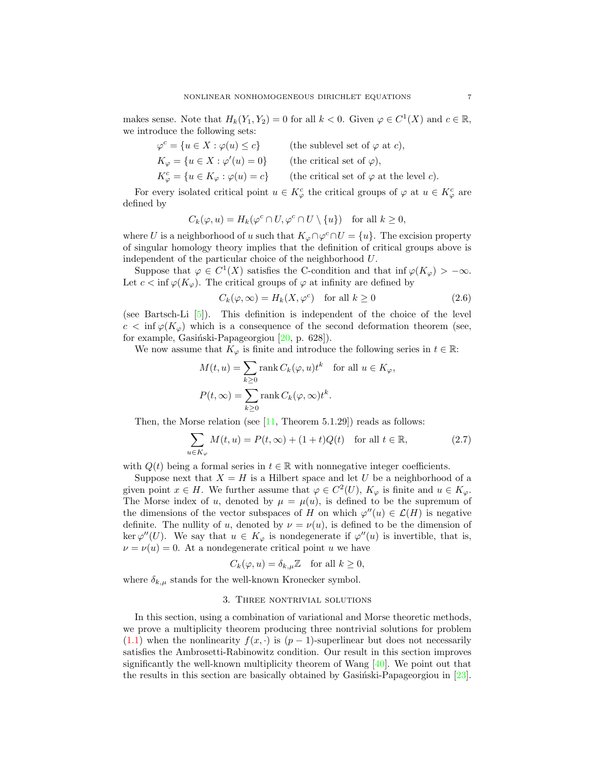makes sense. Note that $H_k(Y_1, Y_2) = 0$ for all $k < 0$. Given $\varphi \in C^1(X)$ and $c \in \mathbb{R}$, we introduce the following sets:

$$\varphi^c = \{u \in X : \varphi(u) \leq c\} \qquad \text{(the sublevel set of } \varphi \text{ at } c\text{)},$$
$$K_\varphi = \{u \in X : \varphi'(u) = 0\} \qquad \text{(the critical set of } \varphi\text{)},$$
$$K_\varphi^c = \{u \in K_\varphi : \varphi(u) = c\} \qquad \text{(the critical set of } \varphi \text{ at the level } c\text{)}.$$

For every isolated critical point $u \in K_\varphi^c$ the critical groups of $\varphi$ at $u \in K_\varphi^c$ are defined by

$$C_k(\varphi, u) = H_k(\varphi^c \cap U, \varphi^c \cap U \setminus \{u\}) \quad \text{for all } k \geq 0,$$

where $U$ is a neighborhood of $u$ such that $K_\varphi \cap \varphi^c \cap U = \{u\}$. The excision property of singular homology theory implies that the definition of critical groups above is independent of the particular choice of the neighborhood $U$.

Suppose that $\varphi \in C^1(X)$ satisfies the C-condition and that $\inf \varphi(K_\varphi) > -\infty$. Let $c < \inf \varphi(K_\varphi)$. The critical groups of $\varphi$ at infinity are defined by

$$C_k(\varphi, \infty) = H_k(X, \varphi^c) \quad \text{for all } k \geq 0 \tag{2.6}$$

(see Bartsch-Li [5]). This definition is independent of the choice of the level $c < \inf \varphi(K_\varphi)$ which is a consequence of the second deformation theorem (see, for example, Gasiński-Papageorgiou [20, p. 628]).

We now assume that $K_\varphi$ is finite and introduce the following series in $t \in \mathbb{R}$:

$$M(t, u) = \sum_{k \geq 0} \operatorname{rank} C_k(\varphi, u) t^k \quad \text{for all } u \in K_\varphi,$$
$$P(t, \infty) = \sum_{k \geq 0} \operatorname{rank} C_k(\varphi, \infty) t^k.$$

Then, the Morse relation (see [11, Theorem 5.1.29]) reads as follows:

$$\sum_{u \in K_\varphi} M(t, u) = P(t, \infty) + (1 + t) Q(t) \quad \text{for all } t \in \mathbb{R}, \tag{2.7}$$

with $Q(t)$ being a formal series in $t \in \mathbb{R}$ with nonnegative integer coefficients.

Suppose next that $X = H$ is a Hilbert space and let $U$ be a neighborhood of a given point $x \in H$. We further assume that $\varphi \in C^2(U)$, $K_\varphi$ is finite and $u \in K_\varphi$. The Morse index of $u$, denoted by $\mu = \mu(u)$, is defined to be the supremum of the dimensions of the vector subspaces of $H$ on which $\varphi''(u) \in \mathcal{L}(H)$ is negative definite. The nullity of $u$, denoted by $\nu = \nu(u)$, is defined to be the dimension of $\ker \varphi''(U)$. We say that $u \in K_\varphi$ is nondegenerate if $\varphi''(u)$ is invertible, that is, $\nu = \nu(u) = 0$. At a nondegenerate critical point $u$ we have

$$C_k(\varphi, u) = \delta_{k,\mu} \mathbb{Z} \quad \text{for all } k \geq 0,$$

where $\delta_{k,\mu}$ stands for the well-known Kronecker symbol.

## 3. Three nontrivial solutions

In this section, using a combination of variational and Morse theoretic methods, we prove a multiplicity theorem producing three nontrivial solutions for problem (1.1) when the nonlinearity $f(x, \cdot)$ is $(p-1)$-superlinear but does not necessarily satisfies the Ambrosetti-Rabinowitz condition. Our result in this section improves significantly the well-known multiplicity theorem of Wang [40]. We point out that the results in this section are basically obtained by Gasiński-Papageorgiou in [23].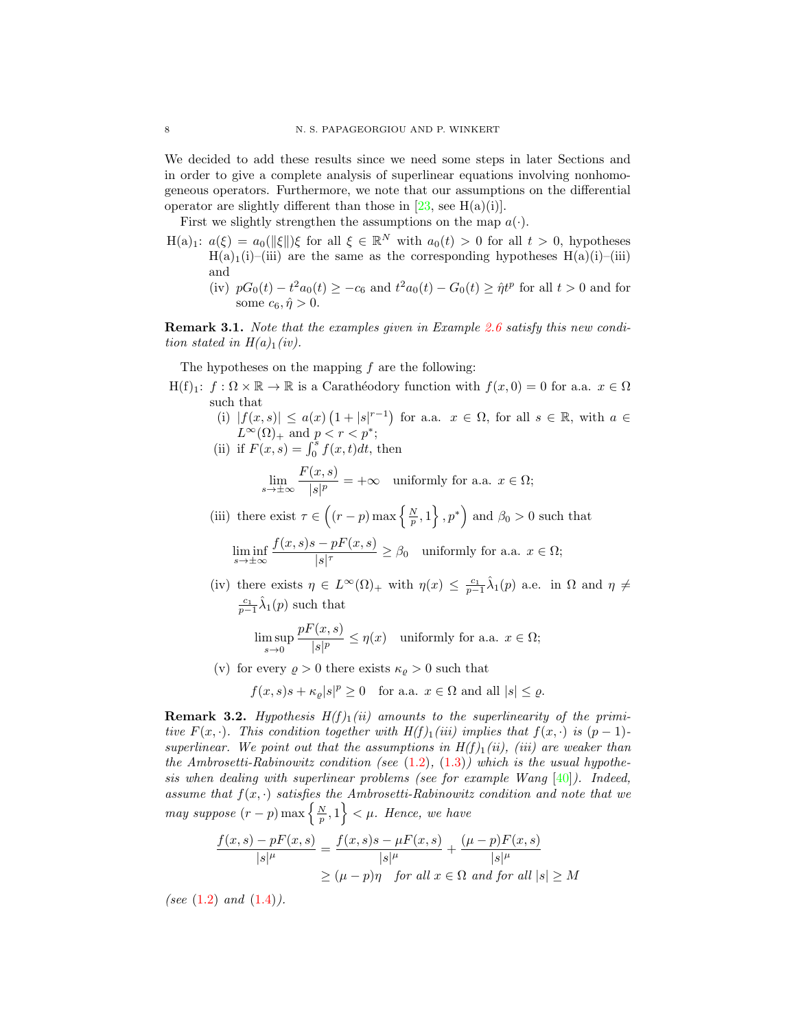We decided to add these results since we need some steps in later Sections and in order to give a complete analysis of superlinear equations involving nonhomogeneous operators. Furthermore, we note that our assumptions on the differential operator are slightly different than those in [23, see H(a)(i)].

First we slightly strengthen the assumptions on the map $a(\cdot)$.

H(a)$_1$: $a(\xi) = a_0(\|\xi\|)\xi$ for all $\xi \in \mathbb{R}^N$ with $a_0(t) > 0$ for all $t > 0$, hypotheses H(a)$_1$(i)–(iii) are the same as the corresponding hypotheses H(a)(i)–(iii) and

(iv) $pG_0(t) - t^2 a_0(t) \geq -c_6$ and $t^2 a_0(t) - G_0(t) \geq \hat{\eta} t^p$ for all $t > 0$ and for some $c_6, \hat{\eta} > 0$.

**Remark 3.1.** *Note that the examples given in Example 2.6 satisfy this new condition stated in H(a)$_1$(iv).*

The hypotheses on the mapping $f$ are the following:

H(f)$_1$: $f : \Omega \times \mathbb{R} \to \mathbb{R}$ is a Carathéodory function with $f(x, 0) = 0$ for a.a. $x \in \Omega$ such that

(i) $|f(x, s)| \leq a(x)\left(1 + |s|^{r-1}\right)$ for a.a. $x \in \Omega$, for all $s \in \mathbb{R}$, with $a \in L^\infty(\Omega)_+$ and $p < r < p^*$;

(ii) if $F(x, s) = \int_0^s f(x, t)dt$, then
$$\lim_{s \to \pm\infty} \frac{F(x, s)}{|s|^p} = +\infty \quad \text{uniformly for a.a. } x \in \Omega;$$

(iii) there exist $\tau \in \left((r - p)\max\left\{\frac{N}{p}, 1\right\}, p^*\right)$ and $\beta_0 > 0$ such that
$$\liminf_{s \to \pm\infty} \frac{f(x, s)s - pF(x, s)}{|s|^\tau} \geq \beta_0 \quad \text{uniformly for a.a. } x \in \Omega;$$

(iv) there exists $\eta \in L^\infty(\Omega)_+$ with $\eta(x) \leq \frac{c_1}{p-1}\hat{\lambda}_1(p)$ a.e. in $\Omega$ and $\eta \neq \frac{c_1}{p-1}\hat{\lambda}_1(p)$ such that
$$\limsup_{s \to 0} \frac{pF(x, s)}{|s|^p} \leq \eta(x) \quad \text{uniformly for a.a. } x \in \Omega;$$

(v) for every $\varrho > 0$ there exists $\kappa_\varrho > 0$ such that
$$f(x, s)s + \kappa_\varrho |s|^p \geq 0 \quad \text{for a.a. } x \in \Omega \text{ and all } |s| \leq \varrho.$$

**Remark 3.2.** *Hypothesis H(f)$_1$(ii) amounts to the superlinearity of the primitive $F(x, \cdot)$. This condition together with H(f)$_1$(iii) implies that $f(x, \cdot)$ is $(p-1)$-superlinear. We point out that the assumptions in H(f)$_1$(ii), (iii) are weaker than the Ambrosetti-Rabinowitz condition (see (1.2), (1.3)) which is the usual hypothesis when dealing with superlinear problems (see for example Wang [40]). Indeed, assume that $f(x, \cdot)$ satisfies the Ambrosetti-Rabinowitz condition and note that we may suppose $(r - p)\max\left\{\frac{N}{p}, 1\right\} < \mu$. Hence, we have*

$$\begin{aligned}
\frac{f(x, s) - pF(x, s)}{|s|^\mu} &= \frac{f(x, s)s - \mu F(x, s)}{|s|^\mu} + \frac{(\mu - p)F(x, s)}{|s|^\mu} \\
&\geq (\mu - p)\eta \quad \text{for all } x \in \Omega \text{ and for all } |s| \geq M
\end{aligned}$$

*(see (1.2) and (1.4)).*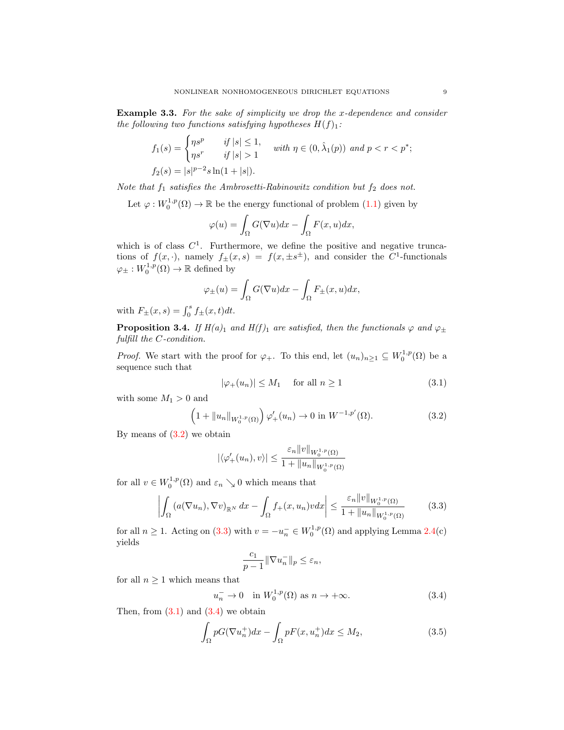**Example 3.3.** *For the sake of simplicity we drop the $x$-dependence and consider the following two functions satisfying hypotheses $H(f)_1$:*

$$
\begin{aligned}
f_1(s) &= \begin{cases} \eta s^p & \text{if } |s| \leq 1, \\ \eta s^r & \text{if } |s| > 1 \end{cases} \quad \text{with } \eta \in (0, \hat{\lambda}_1(p)) \text{ and } p < r < p^*; \\
f_2(s) &= |s|^{p-2} s \ln(1 + |s|).
\end{aligned}
$$

*Note that $f_1$ satisfies the Ambrosetti-Rabinowitz condition but $f_2$ does not.*

Let $\varphi : W_0^{1,p}(\Omega) \to \mathbb{R}$ be the energy functional of problem (1.1) given by

$$
\varphi(u) = \int_\Omega G(\nabla u) dx - \int_\Omega F(x, u) dx,
$$

which is of class $C^1$. Furthermore, we define the positive and negative truncations of $f(x, \cdot)$, namely $f_\pm(x, s) = f(x, \pm s^\pm)$, and consider the $C^1$-functionals $\varphi_\pm : W_0^{1,p}(\Omega) \to \mathbb{R}$ defined by

$$
\varphi_\pm(u) = \int_\Omega G(\nabla u) dx - \int_\Omega F_\pm(x, u) dx,
$$

with $F_\pm(x, s) = \int_0^s f_\pm(x, t) dt$.

**Proposition 3.4.** *If $H(a)_1$ and $H(f)_1$ are satisfied, then the functionals $\varphi$ and $\varphi_\pm$ fulfill the $C$-condition.*

*Proof.* We start with the proof for $\varphi_+$. To this end, let $(u_n)_{n \geq 1} \subseteq W_0^{1,p}(\Omega)$ be a sequence such that

$$
|\varphi_+(u_n)| \leq M_1 \quad \text{for all } n \geq 1 \tag{3.1}
$$

with some $M_1 > 0$ and

$$
\left(1 + \|u_n\|_{W_0^{1,p}(\Omega)}\right) \varphi_+'(u_n) \to 0 \text{ in } W^{-1,p'}(\Omega). \tag{3.2}
$$

By means of (3.2) we obtain

$$
|\langle \varphi_+'(u_n), v \rangle| \leq \frac{\varepsilon_n \|v\|_{W_0^{1,p}(\Omega)}}{1 + \|u_n\|_{W_0^{1,p}(\Omega)}}
$$

for all $v \in W_0^{1,p}(\Omega)$ and $\varepsilon_n \searrow 0$ which means that

$$
\left| \int_\Omega (a(\nabla u_n), \nabla v)_{\mathbb{R}^N} \, dx - \int_\Omega f_+(x, u_n) v dx \right| \leq \frac{\varepsilon_n \|v\|_{W_0^{1,p}(\Omega)}}{1 + \|u_n\|_{W_0^{1,p}(\Omega)}} \tag{3.3}
$$

for all $n \geq 1$. Acting on (3.3) with $v = -u_n^- \in W_0^{1,p}(\Omega)$ and applying Lemma 2.4(c) yields

$$
\frac{c_1}{p-1} \|\nabla u_n^-\|_p \leq \varepsilon_n,
$$

for all $n \geq 1$ which means that

$$
u_n^- \to 0 \quad \text{in } W_0^{1,p}(\Omega) \text{ as } n \to +\infty. \tag{3.4}
$$

Then, from (3.1) and (3.4) we obtain

$$
\int_\Omega p G(\nabla u_n^+) dx - \int_\Omega p F(x, u_n^+) dx \leq M_2, \tag{3.5}
$$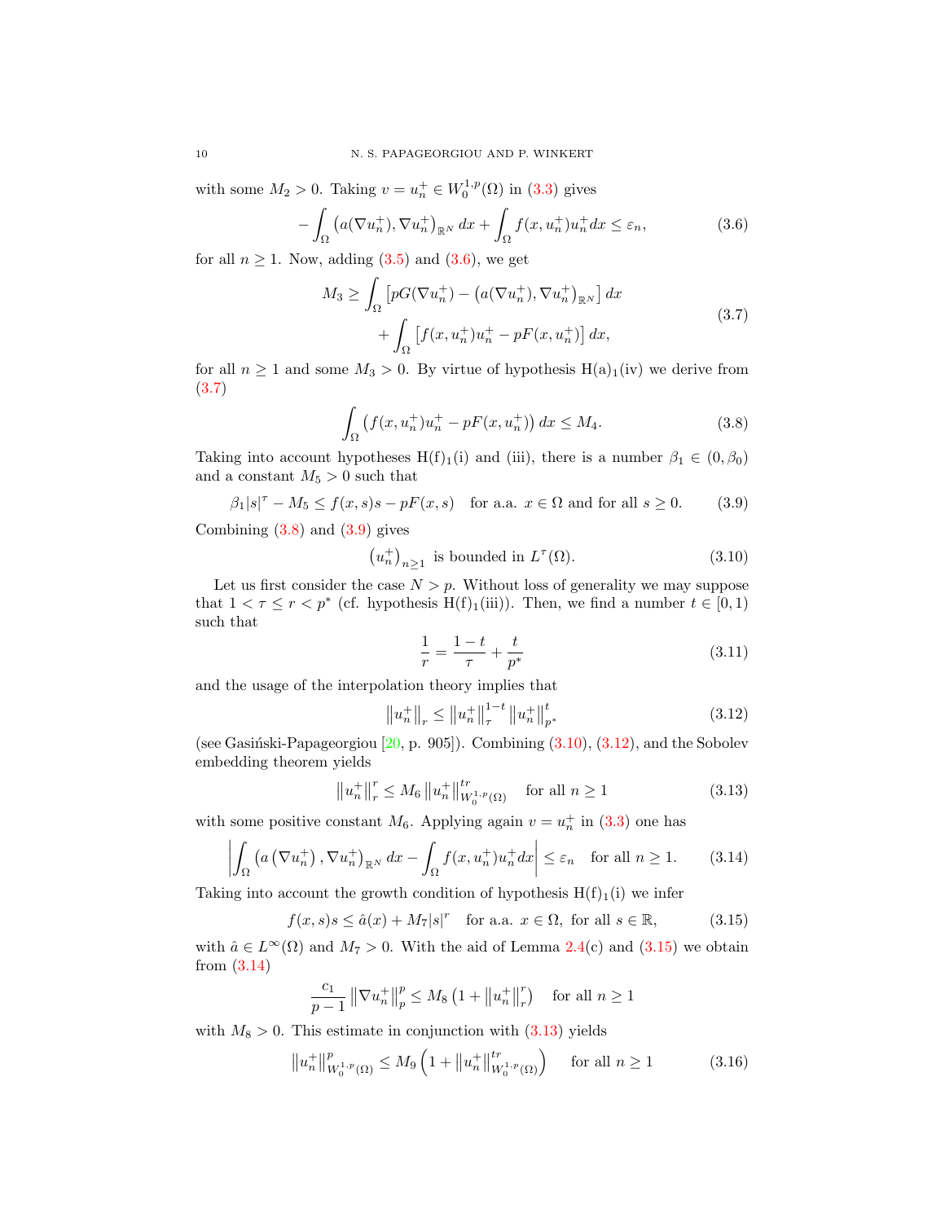with some $M_2 > 0$. Taking $v = u_n^+ \in W_0^{1,p}(\Omega)$ in (3.3) gives

$$-\int_\Omega \left(a(\nabla u_n^+), \nabla u_n^+\right)_{\mathbb{R}^N} dx + \int_\Omega f(x, u_n^+) u_n^+ dx \le \varepsilon_n, \tag{3.6}$$

for all $n \ge 1$. Now, adding (3.5) and (3.6), we get

$$\begin{aligned} M_3 \ge \int_\Omega &\left[pG(\nabla u_n^+) - \left(a(\nabla u_n^+), \nabla u_n^+\right)_{\mathbb{R}^N}\right] dx \\ &+ \int_\Omega \left[f(x, u_n^+) u_n^+ - pF(x, u_n^+)\right] dx, \end{aligned} \tag{3.7}$$

for all $n \ge 1$ and some $M_3 > 0$. By virtue of hypothesis H(a)$_1$(iv) we derive from (3.7)

$$\int_\Omega \left(f(x, u_n^+) u_n^+ - pF(x, u_n^+)\right) dx \le M_4. \tag{3.8}$$

Taking into account hypotheses H(f)$_1$(i) and (iii), there is a number $\beta_1 \in (0, \beta_0)$ and a constant $M_5 > 0$ such that

$$\beta_1 |s|^\tau - M_5 \le f(x,s)s - pF(x,s) \quad \text{for a.a. } x \in \Omega \text{ and for all } s \ge 0. \tag{3.9}$$

Combining (3.8) and (3.9) gives

$$\left(u_n^+\right)_{n \ge 1} \text{ is bounded in } L^\tau(\Omega). \tag{3.10}$$

Let us first consider the case $N > p$. Without loss of generality we may suppose that $1 < \tau \le r < p^*$ (cf. hypothesis H(f)$_1$(iii)). Then, we find a number $t \in [0, 1)$ such that

$$\frac{1}{r} = \frac{1-t}{\tau} + \frac{t}{p^*} \tag{3.11}$$

and the usage of the interpolation theory implies that

$$\left\|u_n^+\right\|_r \le \left\|u_n^+\right\|_\tau^{1-t} \left\|u_n^+\right\|_{p^*}^t \tag{3.12}$$

(see Gasiński-Papageorgiou [20, p. 905]). Combining (3.10), (3.12), and the Sobolev embedding theorem yields

$$\left\|u_n^+\right\|_r^r \le M_6 \left\|u_n^+\right\|_{W_0^{1,p}(\Omega)}^{tr} \quad \text{for all } n \ge 1 \tag{3.13}$$

with some positive constant $M_6$. Applying again $v = u_n^+$ in (3.3) one has

$$\left| \int_\Omega \left(a\left(\nabla u_n^+\right), \nabla u_n^+\right)_{\mathbb{R}^N} dx - \int_\Omega f(x, u_n^+) u_n^+ dx \right| \le \varepsilon_n \quad \text{for all } n \ge 1. \tag{3.14}$$

Taking into account the growth condition of hypothesis H(f)$_1$(i) we infer

$$f(x,s)s \le \hat{a}(x) + M_7 |s|^r \quad \text{for a.a. } x \in \Omega, \text{ for all } s \in \mathbb{R}, \tag{3.15}$$

with $\hat{a} \in L^\infty(\Omega)$ and $M_7 > 0$. With the aid of Lemma 2.4(c) and (3.15) we obtain from (3.14)

$$\frac{c_1}{p-1} \left\|\nabla u_n^+\right\|_p^p \le M_8 \left(1 + \left\|u_n^+\right\|_r^r\right) \quad \text{for all } n \ge 1$$

with $M_8 > 0$. This estimate in conjunction with (3.13) yields

$$\left\|u_n^+\right\|_{W_0^{1,p}(\Omega)}^p \le M_9 \left(1 + \left\|u_n^+\right\|_{W_0^{1,p}(\Omega)}^{tr}\right) \quad \text{for all } n \ge 1 \tag{3.16}$$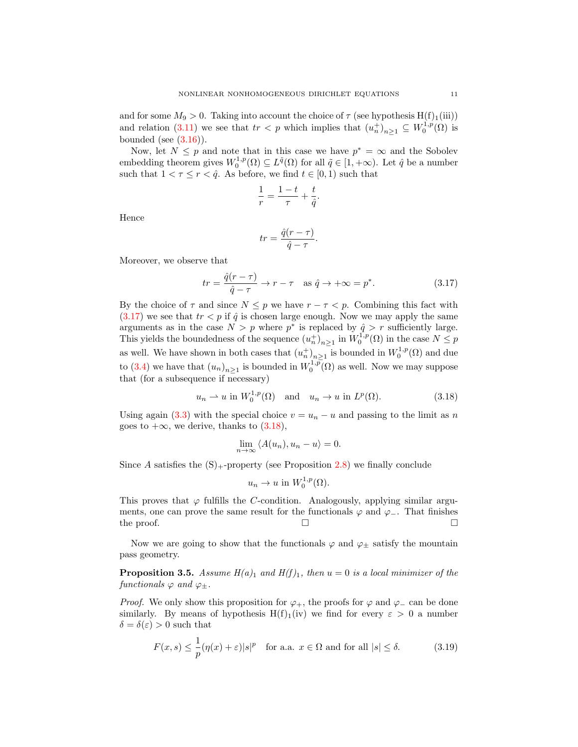and for some $M_9 > 0$. Taking into account the choice of $\tau$ (see hypothesis H(f)$_1$(iii)) and relation (3.11) we see that $tr < p$ which implies that $(u_n^+)_{n\geq 1} \subseteq W_0^{1,p}(\Omega)$ is bounded (see (3.16)).

Now, let $N \leq p$ and note that in this case we have $p^* = \infty$ and the Sobolev embedding theorem gives $W_0^{1,p}(\Omega) \subseteq L^{\tilde{q}}(\Omega)$ for all $\tilde{q} \in [1, +\infty)$. Let $\hat{q}$ be a number such that $1 < \tau \leq r < \hat{q}$. As before, we find $t \in [0, 1)$ such that

$$\frac{1}{r} = \frac{1-t}{\tau} + \frac{t}{\hat{q}}.$$

Hence

$$tr = \frac{\hat{q}(r-\tau)}{\hat{q}-\tau}.$$

Moreover, we observe that

$$tr = \frac{\hat{q}(r-\tau)}{\hat{q}-\tau} \to r - \tau \quad \text{as } \hat{q} \to +\infty = p^*. \tag{3.17}$$

By the choice of $\tau$ and since $N \leq p$ we have $r - \tau < p$. Combining this fact with (3.17) we see that $tr < p$ if $\hat{q}$ is chosen large enough. Now we may apply the same arguments as in the case $N > p$ where $p^*$ is replaced by $\hat{q} > r$ sufficiently large. This yields the boundedness of the sequence $(u_n^+)_{n\geq 1}$ in $W_0^{1,p}(\Omega)$ in the case $N \leq p$ as well. We have shown in both cases that $(u_n^+)_{n\geq 1}$ is bounded in $W_0^{1,p}(\Omega)$ and due to (3.4) we have that $(u_n)_{n\geq 1}$ is bounded in $W_0^{1,p}(\Omega)$ as well. Now we may suppose that (for a subsequence if necessary)

$$u_n \rightharpoonup u \text{ in } W_0^{1,p}(\Omega) \quad \text{and} \quad u_n \to u \text{ in } L^p(\Omega). \tag{3.18}$$

Using again (3.3) with the special choice $v = u_n - u$ and passing to the limit as $n$ goes to $+\infty$, we derive, thanks to (3.18),

$$\lim_{n\to\infty} \langle A(u_n), u_n - u\rangle = 0.$$

Since $A$ satisfies the (S)$_+$-property (see Proposition 2.8) we finally conclude

$$u_n \to u \text{ in } W_0^{1,p}(\Omega).$$

This proves that $\varphi$ fulfills the $C$-condition. Analogously, applying similar arguments, one can prove the same result for the functionals $\varphi$ and $\varphi_-$. That finishes the proof. □ □

Now we are going to show that the functionals $\varphi$ and $\varphi_\pm$ satisfy the mountain pass geometry.

**Proposition 3.5.** *Assume H(a)$_1$ and H(f)$_1$, then $u = 0$ is a local minimizer of the functionals $\varphi$ and $\varphi_\pm$.*

*Proof.* We only show this proposition for $\varphi_+$, the proofs for $\varphi$ and $\varphi_-$ can be done similarly. By means of hypothesis H(f)$_1$(iv) we find for every $\varepsilon > 0$ a number $\delta = \delta(\varepsilon) > 0$ such that

$$F(x, s) \leq \frac{1}{p}(\eta(x) + \varepsilon)|s|^p \quad \text{for a.a. } x \in \Omega \text{ and for all } |s| \leq \delta. \tag{3.19}$$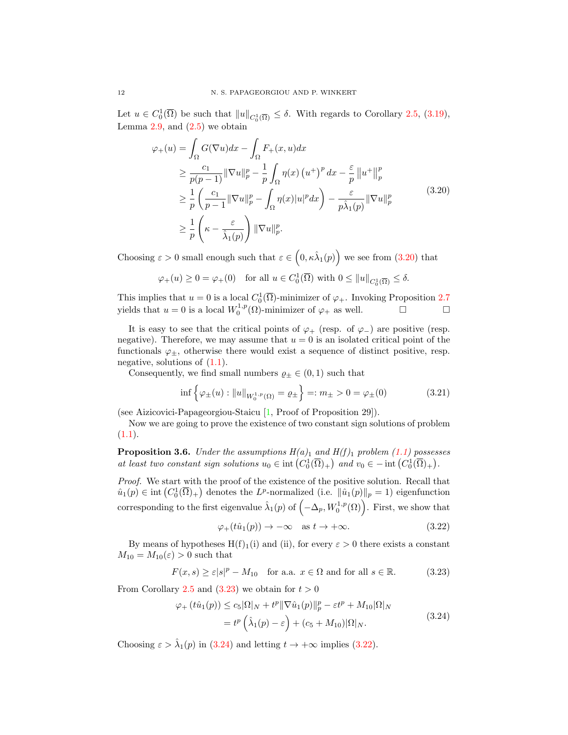Let $u \in C_0^1(\overline{\Omega})$ be such that $\|u\|_{C_0^1(\overline{\Omega})} \leq \delta$. With regards to Corollary 2.5, (3.19), Lemma 2.9, and (2.5) we obtain

$$
\begin{aligned}
\varphi_+(u) &= \int_\Omega G(\nabla u)dx - \int_\Omega F_+(x,u)dx \\
&\geq \frac{c_1}{p(p-1)}\|\nabla u\|_p^p - \frac{1}{p}\int_\Omega \eta(x)\left(u^+\right)^p dx - \frac{\varepsilon}{p}\left\|u^+\right\|_p^p \\
&\geq \frac{1}{p}\left(\frac{c_1}{p-1}\|\nabla u\|_p^p - \int_\Omega \eta(x)|u|^p dx\right) - \frac{\varepsilon}{p\hat{\lambda}_1(p)}\|\nabla u\|_p^p \\
&\geq \frac{1}{p}\left(\kappa - \frac{\varepsilon}{\hat{\lambda}_1(p)}\right)\|\nabla u\|_p^p.
\end{aligned}
\tag{3.20}
$$

Choosing $\varepsilon > 0$ small enough such that $\varepsilon \in \left(0, \kappa\hat{\lambda}_1(p)\right)$ we see from (3.20) that

$$
\varphi_+(u) \geq 0 = \varphi_+(0) \quad \text{for all } u \in C_0^1(\overline{\Omega}) \text{ with } 0 \leq \|u\|_{C_0^1(\overline{\Omega})} \leq \delta.
$$

This implies that $u = 0$ is a local $C_0^1(\overline{\Omega})$-minimizer of $\varphi_+$. Invoking Proposition 2.7 yields that $u = 0$ is a local $W_0^{1,p}(\Omega)$-minimizer of $\varphi_+$ as well. □ □

It is easy to see that the critical points of $\varphi_+$ (resp. of $\varphi_-$) are positive (resp. negative). Therefore, we may assume that $u = 0$ is an isolated critical point of the functionals $\varphi_\pm$, otherwise there would exist a sequence of distinct positive, resp. negative, solutions of (1.1).

Consequently, we find small numbers $\varrho_\pm \in (0,1)$ such that

$$
\inf\left\{\varphi_\pm(u) : \|u\|_{W_0^{1,p}(\Omega)} = \varrho_\pm\right\} =: m_\pm > 0 = \varphi_\pm(0)
\tag{3.21}
$$

(see Aizicovici-Papageorgiou-Staicu [1, Proof of Proposition 29]).

Now we are going to prove the existence of two constant sign solutions of problem (1.1).

**Proposition 3.6.** *Under the assumptions $H(a)_1$ and $H(f)_1$ problem (1.1) possesses at least two constant sign solutions $u_0 \in \operatorname{int}\left(C_0^1(\overline{\Omega})_+\right)$ and $v_0 \in -\operatorname{int}\left(C_0^1(\overline{\Omega})_+\right)$.*

*Proof.* We start with the proof of the existence of the positive solution. Recall that $\hat{u}_1(p) \in \operatorname{int}\left(C_0^1(\overline{\Omega})_+\right)$ denotes the $L^p$-normalized (i.e. $\|\hat{u}_1(p)\|_p = 1$) eigenfunction corresponding to the first eigenvalue $\hat{\lambda}_1(p)$ of $\left(-\Delta_p, W_0^{1,p}(\Omega)\right)$. First, we show that

$$
\varphi_+(t\hat{u}_1(p)) \to -\infty \quad \text{as } t \to +\infty.
\tag{3.22}
$$

By means of hypotheses H(f)$_1$(i) and (ii), for every $\varepsilon > 0$ there exists a constant $M_{10} = M_{10}(\varepsilon) > 0$ such that

$$
F(x,s) \geq \varepsilon|s|^p - M_{10} \quad \text{for a.a. } x \in \Omega \text{ and for all } s \in \mathbb{R}.
\tag{3.23}
$$

From Corollary 2.5 and (3.23) we obtain for $t > 0$

$$
\begin{aligned}
\varphi_+\left(t\hat{u}_1(p)\right) &\leq c_5|\Omega|_N + t^p\|\nabla\hat{u}_1(p)\|_p^p - \varepsilon t^p + M_{10}|\Omega|_N \\
&= t^p\left(\hat{\lambda}_1(p) - \varepsilon\right) + (c_5 + M_{10})|\Omega|_N.
\end{aligned}
\tag{3.24}
$$

Choosing $\varepsilon > \hat{\lambda}_1(p)$ in (3.24) and letting $t \to +\infty$ implies (3.22).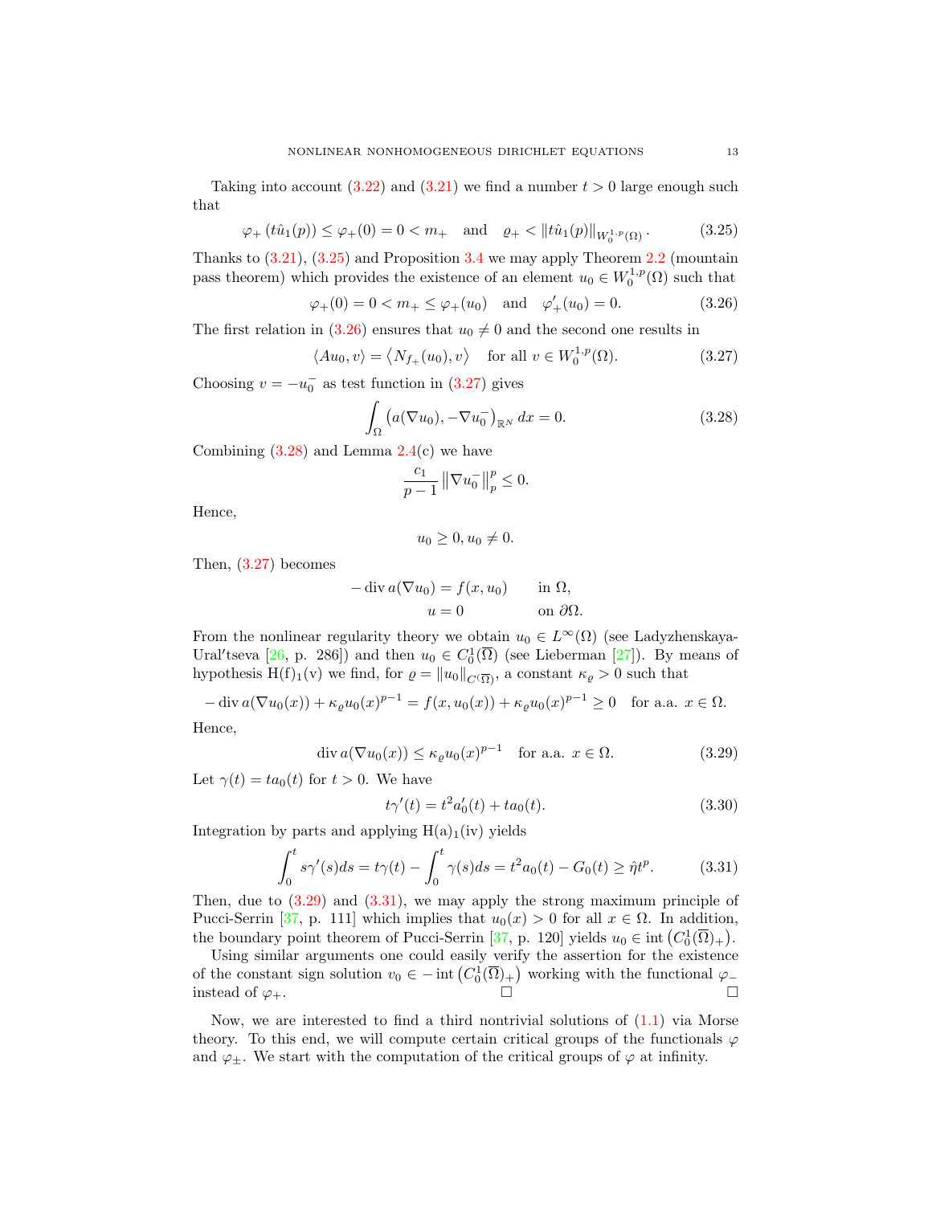Taking into account (3.22) and (3.21) we find a number $t > 0$ large enough such that

$$\varphi_+ (t\hat{u}_1(p)) \leq \varphi_+(0) = 0 < m_+ \quad \text{and} \quad \varrho_+ < \|t\hat{u}_1(p)\|_{W_0^{1,p}(\Omega)}. \tag{3.25}$$

Thanks to (3.21), (3.25) and Proposition 3.4 we may apply Theorem 2.2 (mountain pass theorem) which provides the existence of an element $u_0 \in W_0^{1,p}(\Omega)$ such that

$$\varphi_+(0) = 0 < m_+ \leq \varphi_+(u_0) \quad \text{and} \quad \varphi_+'(u_0) = 0. \tag{3.26}$$

The first relation in (3.26) ensures that $u_0 \neq 0$ and the second one results in

$$\langle Au_0, v\rangle = \langle N_{f_+}(u_0), v\rangle \quad \text{for all } v \in W_0^{1,p}(\Omega). \tag{3.27}$$

Choosing $v = -u_0^-$ as test function in (3.27) gives

$$\int_\Omega \left(a(\nabla u_0), -\nabla u_0^-\right)_{\mathbb{R}^N} dx = 0. \tag{3.28}$$

Combining (3.28) and Lemma 2.4(c) we have

$$\frac{c_1}{p-1} \left\|\nabla u_0^-\right\|_p^p \leq 0.$$

Hence,

$$u_0 \geq 0, u_0 \neq 0.$$

Then, (3.27) becomes

$$\begin{aligned} -\operatorname{div} a(\nabla u_0) &= f(x, u_0) \qquad && \text{in } \Omega, \\ u &= 0 && \text{on } \partial\Omega. \end{aligned}$$

From the nonlinear regularity theory we obtain $u_0 \in L^\infty(\Omega)$ (see Ladyzhenskaya-Ural′tseva [26, p. 286]) and then $u_0 \in C_0^1(\overline{\Omega})$ (see Lieberman [27]). By means of hypothesis H(f)$_1$(v) we find, for $\varrho = \|u_0\|_{C(\overline{\Omega})}$, a constant $\kappa_\varrho > 0$ such that

$$-\operatorname{div} a(\nabla u_0(x)) + \kappa_\varrho u_0(x)^{p-1} = f(x, u_0(x)) + \kappa_\varrho u_0(x)^{p-1} \geq 0 \quad \text{for a.a. } x \in \Omega.$$

Hence,

$$\operatorname{div} a(\nabla u_0(x)) \leq \kappa_\varrho u_0(x)^{p-1} \quad \text{for a.a. } x \in \Omega. \tag{3.29}$$

Let $\gamma(t) = ta_0(t)$ for $t > 0$. We have

$$t\gamma'(t) = t^2 a_0'(t) + ta_0(t). \tag{3.30}$$

Integration by parts and applying H(a)$_1$(iv) yields

$$\int_0^t s\gamma'(s)ds = t\gamma(t) - \int_0^t \gamma(s)ds = t^2 a_0(t) - G_0(t) \geq \hat{\eta} t^p. \tag{3.31}$$

Then, due to (3.29) and (3.31), we may apply the strong maximum principle of Pucci-Serrin [37, p. 111] which implies that $u_0(x) > 0$ for all $x \in \Omega$. In addition, the boundary point theorem of Pucci-Serrin [37, p. 120] yields $u_0 \in \operatorname{int}\left(C_0^1(\overline{\Omega})_+\right)$.

Using similar arguments one could easily verify the assertion for the existence of the constant sign solution $v_0 \in -\operatorname{int}\left(C_0^1(\overline{\Omega})_+\right)$ working with the functional $\varphi_-$ instead of $\varphi_+$. □ □

Now, we are interested to find a third nontrivial solutions of (1.1) via Morse theory. To this end, we will compute certain critical groups of the functionals $\varphi$ and $\varphi_\pm$. We start with the computation of the critical groups of $\varphi$ at infinity.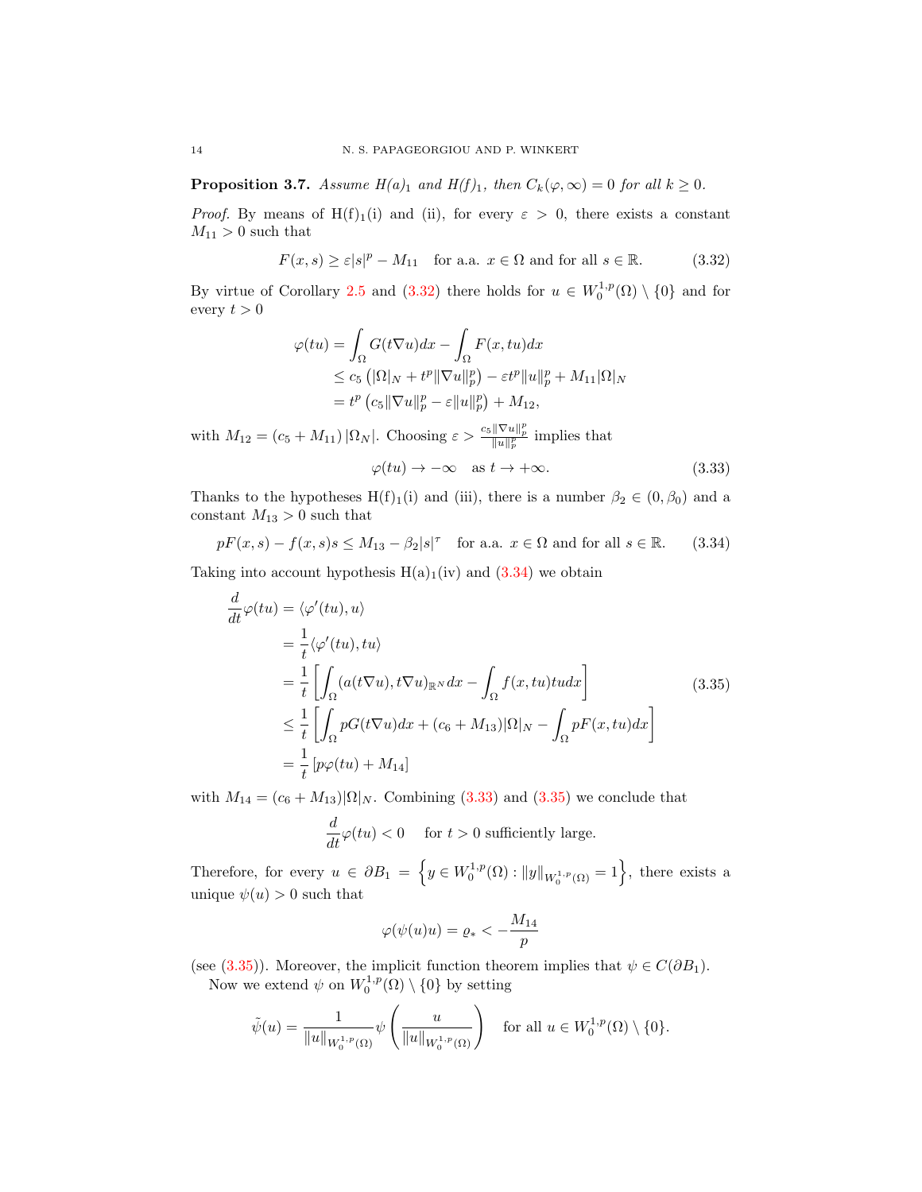**Proposition 3.7.** *Assume H(a)$_1$ and H(f)$_1$, then $C_k(\varphi,\infty)=0$ for all $k\geq 0$.*

*Proof.* By means of H(f)$_1$(i) and (ii), for every $\varepsilon>0$, there exists a constant $M_{11}>0$ such that

$$F(x,s)\geq \varepsilon |s|^p - M_{11} \quad \text{for a.a. } x\in\Omega \text{ and for all } s\in\mathbb{R}. \tag{3.32}$$

By virtue of Corollary 2.5 and (3.32) there holds for $u\in W_0^{1,p}(\Omega)\setminus\{0\}$ and for every $t>0$

$$\begin{aligned}
\varphi(tu) &= \int_\Omega G(t\nabla u)dx - \int_\Omega F(x,tu)dx\\
&\leq c_5\left(|\Omega|_N + t^p\|\nabla u\|_p^p\right) - \varepsilon t^p \|u\|_p^p + M_{11}|\Omega|_N\\
&= t^p\left(c_5\|\nabla u\|_p^p - \varepsilon\|u\|_p^p\right) + M_{12},
\end{aligned}$$

with $M_{12}=(c_5+M_{11})\,|\Omega_N|$. Choosing $\varepsilon > \frac{c_5\|\nabla u\|_p^p}{\|u\|_p^p}$ implies that

$$\varphi(tu)\to -\infty \quad \text{as } t\to+\infty. \tag{3.33}$$

Thanks to the hypotheses H(f)$_1$(i) and (iii), there is a number $\beta_2\in(0,\beta_0)$ and a constant $M_{13}>0$ such that

$$pF(x,s) - f(x,s)s \leq M_{13} - \beta_2|s|^\tau \quad \text{for a.a. } x\in\Omega \text{ and for all } s\in\mathbb{R}. \tag{3.34}$$

Taking into account hypothesis H(a)$_1$(iv) and (3.34) we obtain

$$\begin{aligned}
\frac{d}{dt}\varphi(tu) &= \langle \varphi'(tu),u\rangle\\
&= \frac{1}{t}\langle\varphi'(tu),tu\rangle\\
&= \frac{1}{t}\left[\int_\Omega (a(t\nabla u),t\nabla u)_{\mathbb{R}^N}dx - \int_\Omega f(x,tu)tudx\right]\\
&\leq \frac{1}{t}\left[\int_\Omega pG(t\nabla u)dx + (c_6+M_{13})|\Omega|_N - \int_\Omega pF(x,tu)dx\right]\\
&= \frac{1}{t}\left[p\varphi(tu)+M_{14}\right]
\end{aligned} \tag{3.35}$$

with $M_{14}=(c_6+M_{13})|\Omega|_N$. Combining (3.33) and (3.35) we conclude that

$$\frac{d}{dt}\varphi(tu)<0 \quad \text{ for } t>0 \text{ sufficiently large.}$$

Therefore, for every $u\in\partial B_1 = \left\{y\in W_0^{1,p}(\Omega):\|y\|_{W_0^{1,p}(\Omega)}=1\right\}$, there exists a unique $\psi(u)>0$ such that

$$\varphi(\psi(u)u)=\varrho_* < -\frac{M_{14}}{p}$$

(see (3.35)). Moreover, the implicit function theorem implies that $\psi\in C(\partial B_1)$.

Now we extend $\psi$ on $W_0^{1,p}(\Omega)\setminus\{0\}$ by setting

$$\tilde{\psi}(u) = \frac{1}{\|u\|_{W_0^{1,p}(\Omega)}}\psi\left(\frac{u}{\|u\|_{W_0^{1,p}(\Omega)}}\right) \quad \text{for all } u\in W_0^{1,p}(\Omega)\setminus\{0\}.$$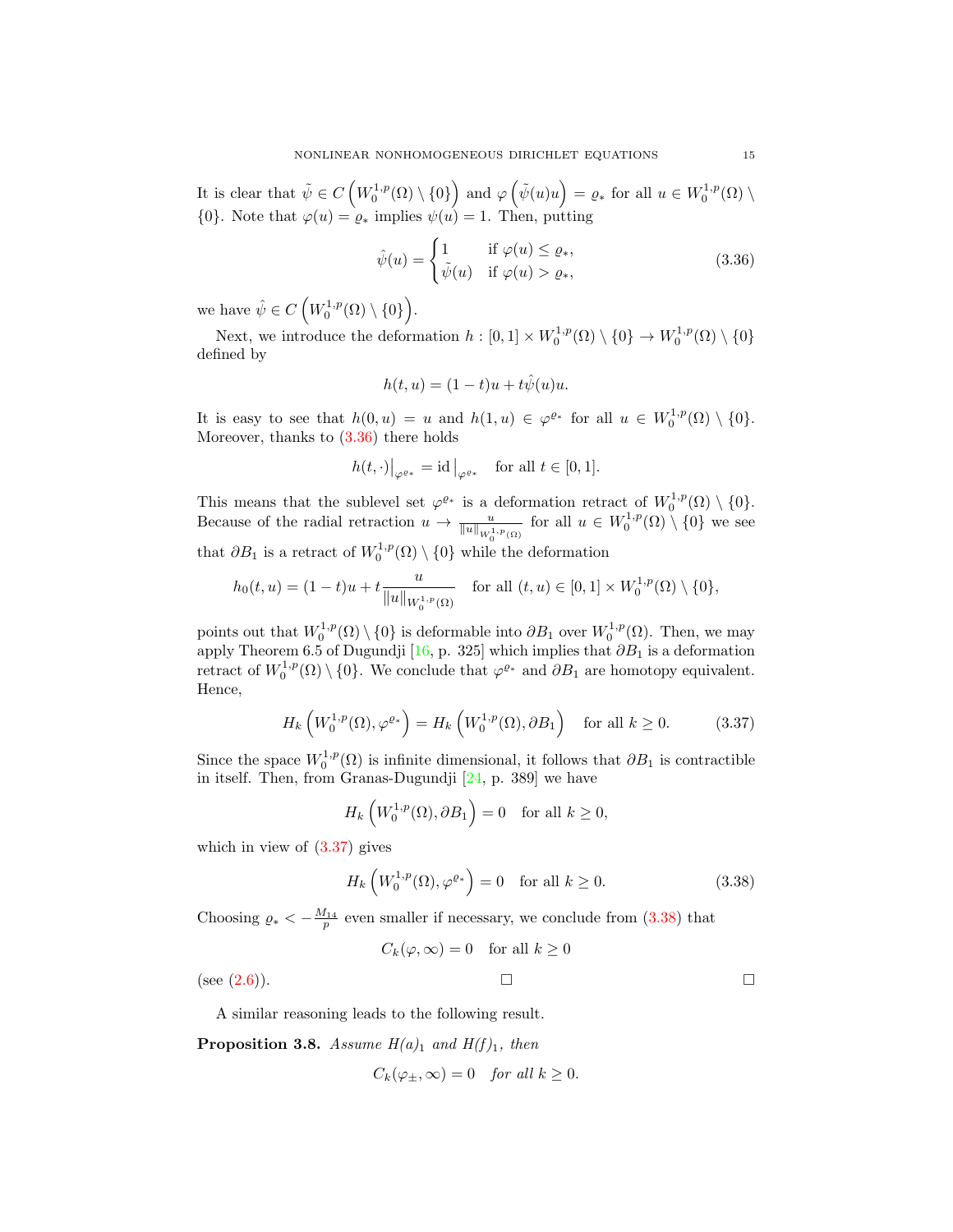It is clear that $\tilde{\psi} \in C\left(W_0^{1,p}(\Omega) \setminus \{0\}\right)$ and $\varphi\left(\tilde{\psi}(u)u\right) = \varrho_*$ for all $u \in W_0^{1,p}(\Omega) \setminus \{0\}$. Note that $\varphi(u) = \varrho_*$ implies $\psi(u) = 1$. Then, putting

$$\hat{\psi}(u) = \begin{cases} 1 & \text{if } \varphi(u) \leq \varrho_*, \\ \tilde{\psi}(u) & \text{if } \varphi(u) > \varrho_*, \end{cases} \tag{3.36}$$

we have $\hat{\psi} \in C\left(W_0^{1,p}(\Omega) \setminus \{0\}\right)$.

Next, we introduce the deformation $h : [0,1] \times W_0^{1,p}(\Omega) \setminus \{0\} \to W_0^{1,p}(\Omega) \setminus \{0\}$ defined by

$$h(t,u) = (1-t)u + t\hat{\psi}(u)u.$$

It is easy to see that $h(0,u) = u$ and $h(1,u) \in \varphi^{\varrho_*}$ for all $u \in W_0^{1,p}(\Omega) \setminus \{0\}$. Moreover, thanks to (3.36) there holds

$$h(t,\cdot)\big|_{\varphi^{\varrho_*}} = \mathrm{id}\,\big|_{\varphi^{\varrho_*}} \quad \text{for all } t \in [0,1].$$

This means that the sublevel set $\varphi^{\varrho_*}$ is a deformation retract of $W_0^{1,p}(\Omega) \setminus \{0\}$. Because of the radial retraction $u \to \frac{u}{\|u\|_{W_0^{1,p}(\Omega)}}$ for all $u \in W_0^{1,p}(\Omega) \setminus \{0\}$ we see that $\partial B_1$ is a retract of $W_0^{1,p}(\Omega) \setminus \{0\}$ while the deformation

$$h_0(t,u) = (1-t)u + t\frac{u}{\|u\|_{W_0^{1,p}(\Omega)}} \quad \text{for all } (t,u) \in [0,1] \times W_0^{1,p}(\Omega) \setminus \{0\},$$

points out that $W_0^{1,p}(\Omega) \setminus \{0\}$ is deformable into $\partial B_1$ over $W_0^{1,p}(\Omega)$. Then, we may apply Theorem 6.5 of Dugundji [16, p. 325] which implies that $\partial B_1$ is a deformation retract of $W_0^{1,p}(\Omega) \setminus \{0\}$. We conclude that $\varphi^{\varrho_*}$ and $\partial B_1$ are homotopy equivalent. Hence,

$$H_k\left(W_0^{1,p}(\Omega), \varphi^{\varrho_*}\right) = H_k\left(W_0^{1,p}(\Omega), \partial B_1\right) \quad \text{for all } k \geq 0. \tag{3.37}$$

Since the space $W_0^{1,p}(\Omega)$ is infinite dimensional, it follows that $\partial B_1$ is contractible in itself. Then, from Granas-Dugundji [24, p. 389] we have

$$H_k\left(W_0^{1,p}(\Omega), \partial B_1\right) = 0 \quad \text{for all } k \geq 0,$$

which in view of (3.37) gives

$$H_k\left(W_0^{1,p}(\Omega), \varphi^{\varrho_*}\right) = 0 \quad \text{for all } k \geq 0. \tag{3.38}$$

Choosing $\varrho_* < -\frac{M_{14}}{p}$ even smaller if necessary, we conclude from (3.38) that

$$C_k(\varphi, \infty) = 0 \quad \text{for all } k \geq 0$$

(see (2.6)). □ □

A similar reasoning leads to the following result.

**Proposition 3.8.** *Assume $H(a)_1$ and $H(f)_1$, then*

$$C_k(\varphi_\pm, \infty) = 0 \quad \textit{for all } k \geq 0.$$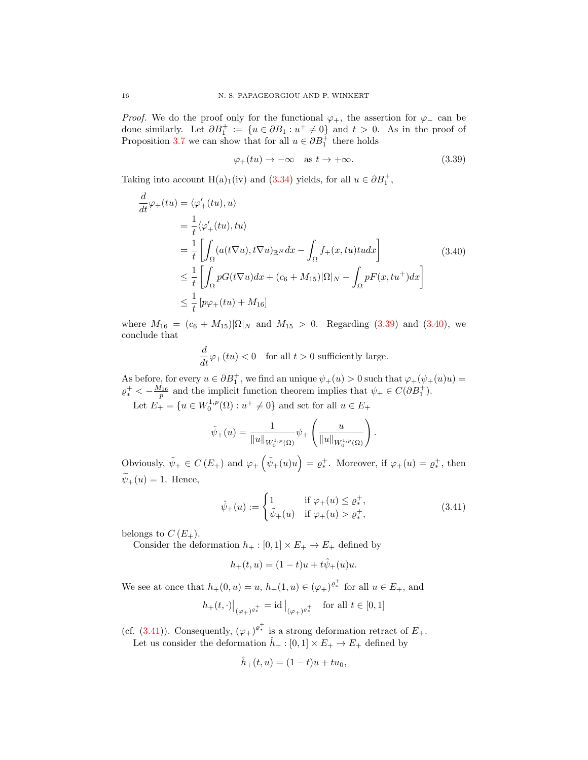*Proof.* We do the proof only for the functional $\varphi_+$, the assertion for $\varphi_-$ can be done similarly. Let $\partial B_1^+ := \{u \in \partial B_1 : u^+ \neq 0\}$ and $t > 0$. As in the proof of Proposition 3.7 we can show that for all $u \in \partial B_1^+$ there holds

$$\varphi_+(tu) \to -\infty \quad \text{as } t \to +\infty. \tag{3.39}$$

Taking into account H(a)$_1$(iv) and (3.34) yields, for all $u \in \partial B_1^+$,

$$\begin{aligned}
\frac{d}{dt}\varphi_+(tu) &= \langle \varphi_+'(tu), u\rangle \\
&= \frac{1}{t}\langle \varphi_+'(tu), tu\rangle \\
&= \frac{1}{t}\left[\int_\Omega (a(t\nabla u), t\nabla u)_{\mathbb{R}^N} dx - \int_\Omega f_+(x,tu)tu dx\right] \\
&\leq \frac{1}{t}\left[\int_\Omega pG(t\nabla u)dx + (c_6 + M_{15})|\Omega|_N - \int_\Omega pF(x,tu^+)dx\right] \\
&\leq \frac{1}{t}\left[p\varphi_+(tu) + M_{16}\right]
\end{aligned} \tag{3.40}$$

where $M_{16} = (c_6 + M_{15})|\Omega|_N$ and $M_{15} > 0$. Regarding (3.39) and (3.40), we conclude that

$$\frac{d}{dt}\varphi_+(tu) < 0 \quad \text{for all } t > 0 \text{ sufficiently large.}$$

As before, for every $u \in \partial B_1^+$, we find an unique $\psi_+(u) > 0$ such that $\varphi_+(\psi_+(u)u) = \varrho_*^+ < -\frac{M_{16}}{p}$ and the implicit function theorem implies that $\psi_+ \in C(\partial B_1^+)$.

Let $E_+ = \{u \in W_0^{1,p}(\Omega) : u^+ \neq 0\}$ and set for all $u \in E_+$

$$\tilde{\psi}_+(u) = \frac{1}{\|u\|_{W_0^{1,p}(\Omega)}}\psi_+\left(\frac{u}{\|u\|_{W_0^{1,p}(\Omega)}}\right).$$

Obviously, $\tilde{\psi}_+ \in C(E_+)$ and $\varphi_+\left(\tilde{\psi}_+(u)u\right) = \varrho_*^+$. Moreover, if $\varphi_+(u) = \varrho_*^+$, then $\widetilde{\psi}_+(u) = 1$. Hence,

$$\hat{\psi}_+(u) := \begin{cases} 1 & \text{if } \varphi_+(u) \leq \varrho_*^+, \\ \tilde{\psi}_+(u) & \text{if } \varphi_+(u) > \varrho_*^+, \end{cases} \tag{3.41}$$

belongs to $C(E_+)$.

Consider the deformation $h_+ : [0,1] \times E_+ \to E_+$ defined by

$$h_+(t,u) = (1-t)u + t\hat{\psi}_+(u)u.$$

We see at once that $h_+(0,u) = u$, $h_+(1,u) \in (\varphi_+)^{\varrho_*^+}$ for all $u \in E_+$, and

$$h_+(t,\cdot)\big|_{(\varphi_+)^{\varrho_*^+}} = \operatorname{id}\big|_{(\varphi_+)^{\varrho_*^+}} \quad \text{for all } t \in [0,1]$$

(cf. (3.41)). Consequently, $(\varphi_+)^{\varrho_*^+}$ is a strong deformation retract of $E_+$.

Let us consider the deformation $\hat{h}_+ : [0,1] \times E_+ \to E_+$ defined by

$$\hat{h}_+(t,u) = (1-t)u + tu_0,$$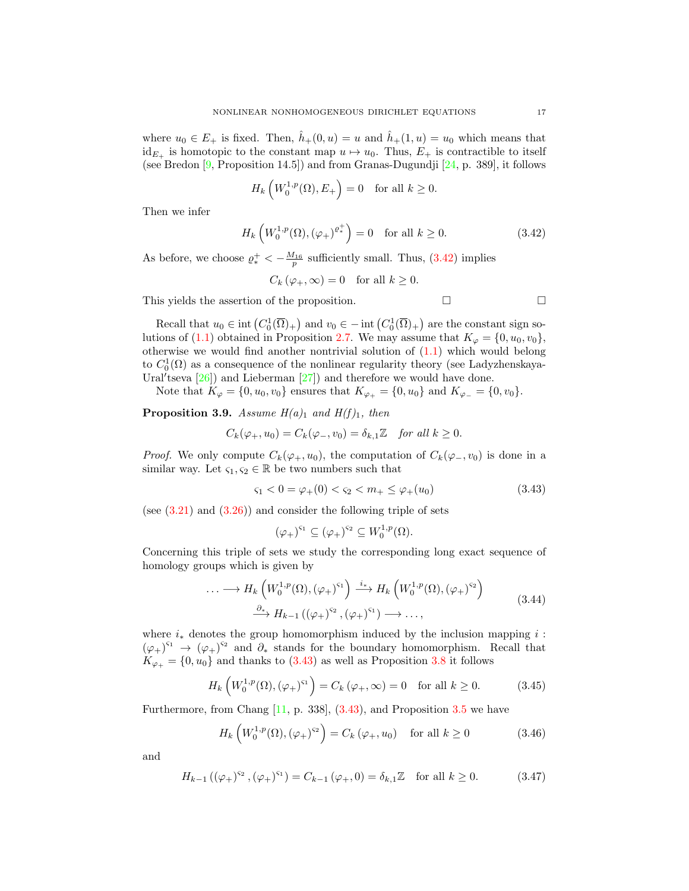where $u_0 \in E_+$ is fixed. Then, $\hat{h}_+(0,u) = u$ and $\hat{h}_+(1,u) = u_0$ which means that $\mathrm{id}_{E_+}$ is homotopic to the constant map $u \mapsto u_0$. Thus, $E_+$ is contractible to itself (see Bredon [9, Proposition 14.5]) and from Granas-Dugundji [24, p. 389], it follows

$$H_k\left(W_0^{1,p}(\Omega), E_+\right) = 0 \quad \text{for all } k \geq 0.$$

Then we infer

$$H_k\left(W_0^{1,p}(\Omega), (\varphi_+)^{\varrho_*^+}\right) = 0 \quad \text{for all } k \geq 0. \tag{3.42}$$

As before, we choose $\varrho_*^+ < -\frac{M_{16}}{p}$ sufficiently small. Thus, (3.42) implies

$$C_k\left(\varphi_+, \infty\right) = 0 \quad \text{for all } k \geq 0.$$

This yields the assertion of the proposition. □ □

Recall that $u_0 \in \operatorname{int}\left(C_0^1(\overline{\Omega})_+\right)$ and $v_0 \in -\operatorname{int}\left(C_0^1(\overline{\Omega})_+\right)$ are the constant sign solutions of (1.1) obtained in Proposition 2.7. We may assume that $K_\varphi = \{0, u_0, v_0\}$, otherwise we would find another nontrivial solution of (1.1) which would belong to $C_0^1(\Omega)$ as a consequence of the nonlinear regularity theory (see Ladyzhenskaya-Ural'tseva [26]) and Lieberman [27]) and therefore we would have done.

Note that $K_\varphi = \{0, u_0, v_0\}$ ensures that $K_{\varphi_+} = \{0, u_0\}$ and $K_{\varphi_-} = \{0, v_0\}$.

**Proposition 3.9.** *Assume $H(a)_1$ and $H(f)_1$, then*

$$C_k(\varphi_+, u_0) = C_k(\varphi_-, v_0) = \delta_{k,1}\mathbb{Z} \quad \textit{for all } k \geq 0.$$

*Proof.* We only compute $C_k(\varphi_+, u_0)$, the computation of $C_k(\varphi_-, v_0)$ is done in a similar way. Let $\varsigma_1, \varsigma_2 \in \mathbb{R}$ be two numbers such that

$$\varsigma_1 < 0 = \varphi_+(0) < \varsigma_2 < m_+ \leq \varphi_+(u_0) \tag{3.43}$$

(see (3.21) and (3.26)) and consider the following triple of sets

$$(\varphi_+)^{\varsigma_1} \subseteq (\varphi_+)^{\varsigma_2} \subseteq W_0^{1,p}(\Omega).$$

Concerning this triple of sets we study the corresponding long exact sequence of homology groups which is given by

$$\begin{aligned}
\ldots \longrightarrow H_k\left(W_0^{1,p}(\Omega), (\varphi_+)^{\varsigma_1}\right) &\xrightarrow{i_*} H_k\left(W_0^{1,p}(\Omega), (\varphi_+)^{\varsigma_2}\right) \\
&\xrightarrow{\partial_*} H_{k-1}\left((\varphi_+)^{\varsigma_2}, (\varphi_+)^{\varsigma_1}\right) \longrightarrow \ldots,
\end{aligned} \tag{3.44}$$

where $i_*$ denotes the group homomorphism induced by the inclusion mapping $i : (\varphi_+)^{\varsigma_1} \to (\varphi_+)^{\varsigma_2}$ and $\partial_*$ stands for the boundary homomorphism. Recall that $K_{\varphi_+} = \{0, u_0\}$ and thanks to (3.43) as well as Proposition 3.8 it follows

$$H_k\left(W_0^{1,p}(\Omega), (\varphi_+)^{\varsigma_1}\right) = C_k\left(\varphi_+, \infty\right) = 0 \quad \text{for all } k \geq 0. \tag{3.45}$$

Furthermore, from Chang [11, p. 338], (3.43), and Proposition 3.5 we have

$$H_k\left(W_0^{1,p}(\Omega), (\varphi_+)^{\varsigma_2}\right) = C_k\left(\varphi_+, u_0\right) \quad \text{for all } k \geq 0 \tag{3.46}$$

and

$$H_{k-1}\left((\varphi_+)^{\varsigma_2}, (\varphi_+)^{\varsigma_1}\right) = C_{k-1}\left(\varphi_+, 0\right) = \delta_{k,1}\mathbb{Z} \quad \text{for all } k \geq 0. \tag{3.47}$$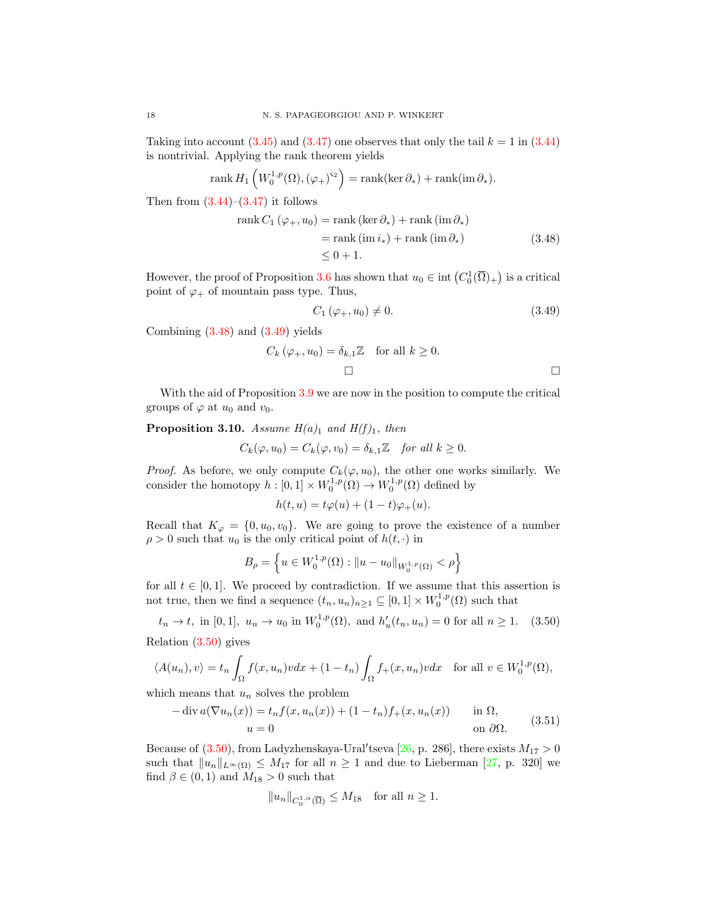Taking into account (3.45) and (3.47) one observes that only the tail $k = 1$ in (3.44) is nontrivial. Applying the rank theorem yields

$$\operatorname{rank} H_1\left(W_0^{1,p}(\Omega), (\varphi_+)^{\varsigma_2}\right) = \operatorname{rank}(\ker \partial_*) + \operatorname{rank}(\operatorname{im} \partial_*).$$

Then from (3.44)–(3.47) it follows

$$\begin{aligned}
\operatorname{rank} C_1\left(\varphi_+, u_0\right) &= \operatorname{rank}\left(\ker \partial_*\right) + \operatorname{rank}\left(\operatorname{im} \partial_*\right) \\
&= \operatorname{rank}\left(\operatorname{im} i_*\right) + \operatorname{rank}\left(\operatorname{im} \partial_*\right) \\
&\leq 0 + 1.
\end{aligned} \tag{3.48}$$

However, the proof of Proposition 3.6 has shown that $u_0 \in \operatorname{int}\left(C_0^1(\overline{\Omega})_+\right)$ is a critical point of $\varphi_+$ of mountain pass type. Thus,

$$C_1\left(\varphi_+, u_0\right) \neq 0. \tag{3.49}$$

Combining (3.48) and (3.49) yields

$$C_k\left(\varphi_+, u_0\right) = \delta_{k,1}\mathbb{Z} \quad \text{for all } k \geq 0.$$

□ □

With the aid of Proposition 3.9 we are now in the position to compute the critical groups of $\varphi$ at $u_0$ and $v_0$.

**Proposition 3.10.** *Assume H(a)$_1$ and H(f)$_1$, then*

$$C_k(\varphi, u_0) = C_k(\varphi, v_0) = \delta_{k,1}\mathbb{Z} \quad \textit{for all } k \geq 0.$$

*Proof.* As before, we only compute $C_k(\varphi, u_0)$, the other one works similarly. We consider the homotopy $h : [0,1] \times W_0^{1,p}(\Omega) \to W_0^{1,p}(\Omega)$ defined by

$$h(t, u) = t\varphi(u) + (1-t)\varphi_+(u).$$

Recall that $K_\varphi = \{0, u_0, v_0\}$. We are going to prove the existence of a number $\rho > 0$ such that $u_0$ is the only critical point of $h(t, \cdot)$ in

$$B_\rho = \left\{u \in W_0^{1,p}(\Omega) : \|u - u_0\|_{W_0^{1,p}(\Omega)} < \rho\right\}$$

for all $t \in [0,1]$. We proceed by contradiction. If we assume that this assertion is not true, then we find a sequence $(t_n, u_n)_{n \geq 1} \subseteq [0,1] \times W_0^{1,p}(\Omega)$ such that

$$t_n \to t, \text{ in } [0,1], \ u_n \to u_0 \text{ in } W_0^{1,p}(\Omega), \text{ and } h'_u(t_n, u_n) = 0 \text{ for all } n \geq 1. \tag{3.50}$$

Relation (3.50) gives

$$\langle A(u_n), v\rangle = t_n \int_\Omega f(x, u_n) v dx + (1-t_n) \int_\Omega f_+(x, u_n) v dx \quad \text{for all } v \in W_0^{1,p}(\Omega),$$

which means that $u_n$ solves the problem

$$\begin{aligned}
-\operatorname{div} a(\nabla u_n(x)) &= t_n f(x, u_n(x)) + (1-t_n) f_+(x, u_n(x)) \qquad && \text{in } \Omega, \\
u &= 0 && \text{on } \partial\Omega.
\end{aligned} \tag{3.51}$$

Because of (3.50), from Ladyzhenskaya-Ural′tseva [26, p. 286], there exists $M_{17} > 0$ such that $\|u_n\|_{L^\infty(\Omega)} \leq M_{17}$ for all $n \geq 1$ and due to Lieberman [27, p. 320] we find $\beta \in (0,1)$ and $M_{18} > 0$ such that

$$\|u_n\|_{C_0^{1,\alpha}(\overline{\Omega})} \leq M_{18} \quad \text{for all } n \geq 1.$$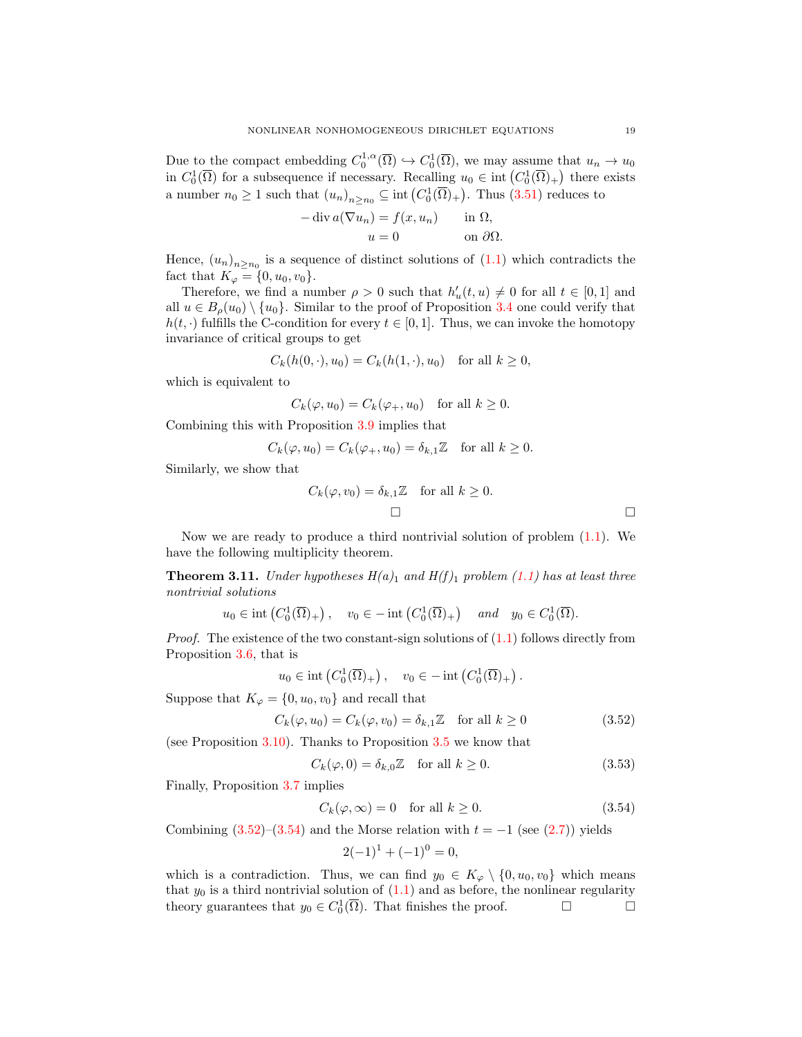Due to the compact embedding $C_0^{1,\alpha}(\overline{\Omega}) \hookrightarrow C_0^1(\overline{\Omega})$, we may assume that $u_n \to u_0$ in $C_0^1(\overline{\Omega})$ for a subsequence if necessary. Recalling $u_0 \in \operatorname{int}\left(C_0^1(\overline{\Omega})_+\right)$ there exists a number $n_0 \geq 1$ such that $(u_n)_{n\geq n_0} \subseteq \operatorname{int}\left(C_0^1(\overline{\Omega})_+\right)$. Thus (3.51) reduces to

$$
\begin{aligned}
-\operatorname{div} a(\nabla u_n) &= f(x,u_n) \qquad \text{in } \Omega,\\
u &= 0 \qquad \text{on } \partial\Omega.
\end{aligned}
$$

Hence, $(u_n)_{n\geq n_0}$ is a sequence of distinct solutions of (1.1) which contradicts the fact that $K_\varphi = \{0, u_0, v_0\}$.

Therefore, we find a number $\rho > 0$ such that $h'_u(t,u) \neq 0$ for all $t \in [0,1]$ and all $u \in B_\rho(u_0) \setminus \{u_0\}$. Similar to the proof of Proposition 3.4 one could verify that $h(t,\cdot)$ fulfills the C-condition for every $t \in [0,1]$. Thus, we can invoke the homotopy invariance of critical groups to get

$$
C_k(h(0,\cdot),u_0) = C_k(h(1,\cdot),u_0) \quad \text{for all } k \geq 0,
$$

which is equivalent to

$$
C_k(\varphi,u_0) = C_k(\varphi_+,u_0) \quad \text{for all } k \geq 0.
$$

Combining this with Proposition 3.9 implies that

$$
C_k(\varphi,u_0) = C_k(\varphi_+,u_0) = \delta_{k,1}\mathbb{Z} \quad \text{for all } k \geq 0.
$$

Similarly, we show that

$$
C_k(\varphi,v_0) = \delta_{k,1}\mathbb{Z} \quad \text{for all } k \geq 0.
$$

□ □

Now we are ready to produce a third nontrivial solution of problem (1.1). We have the following multiplicity theorem.

**Theorem 3.11.** *Under hypotheses $H(a)_1$ and $H(f)_1$ problem (1.1) has at least three nontrivial solutions*

$$
u_0 \in \operatorname{int}\left(C_0^1(\overline{\Omega})_+\right), \quad v_0 \in -\operatorname{int}\left(C_0^1(\overline{\Omega})_+\right) \quad \text{and} \quad y_0 \in C_0^1(\overline{\Omega}).
$$

*Proof.* The existence of the two constant-sign solutions of (1.1) follows directly from Proposition 3.6, that is

$$
u_0 \in \operatorname{int}\left(C_0^1(\overline{\Omega})_+\right), \quad v_0 \in -\operatorname{int}\left(C_0^1(\overline{\Omega})_+\right).
$$

Suppose that $K_\varphi = \{0, u_0, v_0\}$ and recall that

$$
C_k(\varphi,u_0) = C_k(\varphi,v_0) = \delta_{k,1}\mathbb{Z} \quad \text{for all } k \geq 0 \tag{3.52}
$$

(see Proposition 3.10). Thanks to Proposition 3.5 we know that

$$
C_k(\varphi,0) = \delta_{k,0}\mathbb{Z} \quad \text{for all } k \geq 0. \tag{3.53}
$$

Finally, Proposition 3.7 implies

$$
C_k(\varphi,\infty) = 0 \quad \text{for all } k \geq 0. \tag{3.54}
$$

Combining (3.52)–(3.54) and the Morse relation with $t = -1$ (see (2.7)) yields

$$
2(-1)^1 + (-1)^0 = 0,
$$

which is a contradiction. Thus, we can find $y_0 \in K_\varphi \setminus \{0, u_0, v_0\}$ which means that $y_0$ is a third nontrivial solution of (1.1) and as before, the nonlinear regularity theory guarantees that $y_0 \in C_0^1(\overline{\Omega})$. That finishes the proof. □ □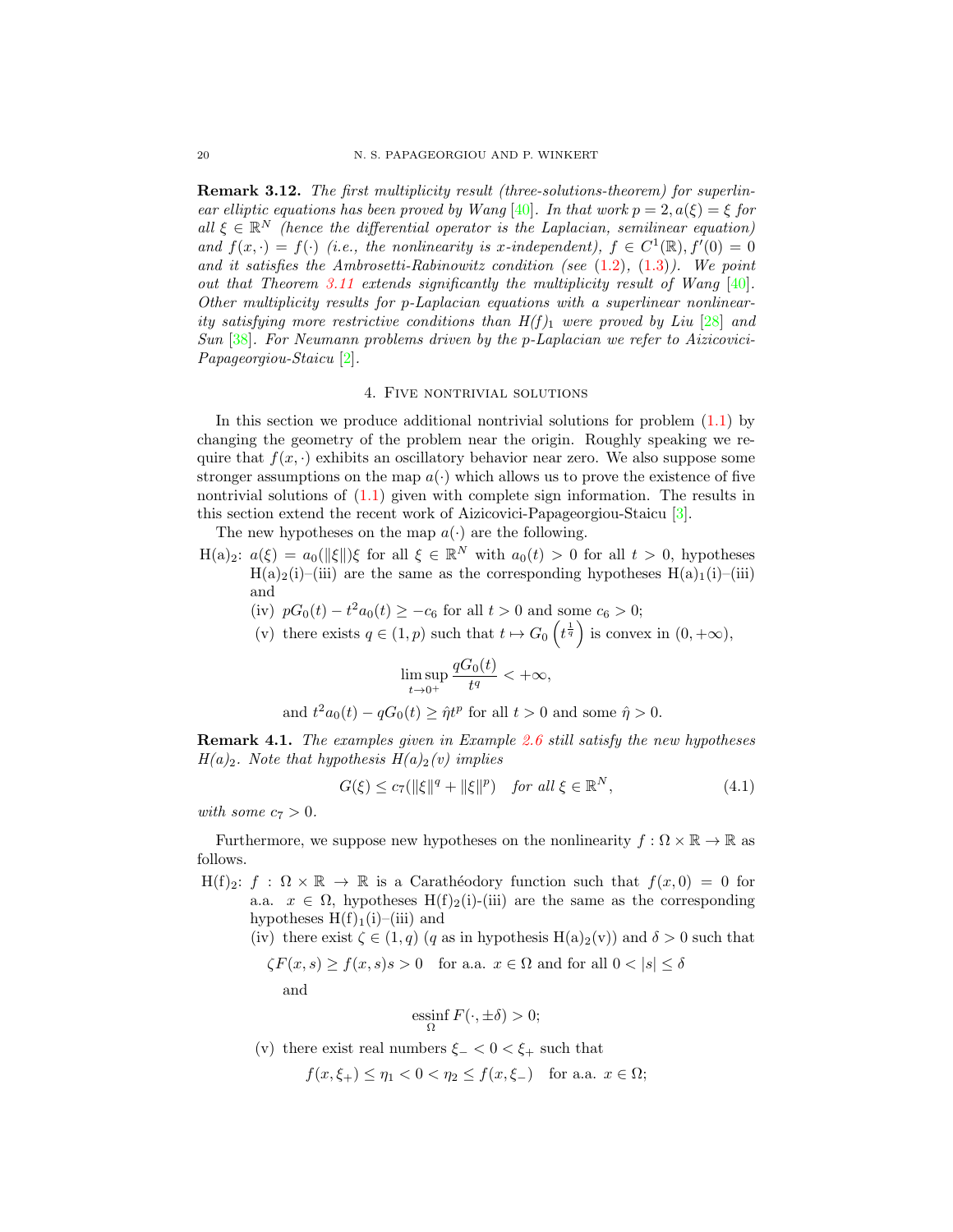**Remark 3.12.** *The first multiplicity result (three-solutions-theorem) for superlinear elliptic equations has been proved by Wang [40]. In that work $p = 2, a(\xi) = \xi$ for all $\xi \in \mathbb{R}^N$ (hence the differential operator is the Laplacian, semilinear equation) and $f(x, \cdot) = f(\cdot)$ (i.e., the nonlinearity is x-independent), $f \in C^1(\mathbb{R}), f'(0) = 0$ and it satisfies the Ambrosetti-Rabinowitz condition (see (1.2), (1.3)). We point out that Theorem 3.11 extends significantly the multiplicity result of Wang [40]. Other multiplicity results for p-Laplacian equations with a superlinear nonlinearity satisfying more restrictive conditions than H(f)$_1$ were proved by Liu [28] and Sun [38]. For Neumann problems driven by the p-Laplacian we refer to Aizicovici-Papageorgiou-Staicu [2].*

## 4. Five nontrivial solutions

In this section we produce additional nontrivial solutions for problem (1.1) by changing the geometry of the problem near the origin. Roughly speaking we require that $f(x, \cdot)$ exhibits an oscillatory behavior near zero. We also suppose some stronger assumptions on the map $a(\cdot)$ which allows us to prove the existence of five nontrivial solutions of (1.1) given with complete sign information. The results in this section extend the recent work of Aizicovici-Papageorgiou-Staicu [3].

The new hypotheses on the map $a(\cdot)$ are the following.

H(a)$_2$: $a(\xi) = a_0(\|\xi\|)\xi$ for all $\xi \in \mathbb{R}^N$ with $a_0(t) > 0$ for all $t > 0$, hypotheses H(a)$_2$(i)–(iii) are the same as the corresponding hypotheses H(a)$_1$(i)–(iii) and

(iv) $pG_0(t) - t^2 a_0(t) \geq -c_6$ for all $t > 0$ and some $c_6 > 0$;

(v) there exists $q \in (1, p)$ such that $t \mapsto G_0\left(t^{\frac{1}{q}}\right)$ is convex in $(0, +\infty)$,

$$\limsup_{t \to 0^+} \frac{qG_0(t)}{t^q} < +\infty,$$

and $t^2 a_0(t) - qG_0(t) \geq \hat{\eta} t^p$ for all $t > 0$ and some $\hat{\eta} > 0$.

**Remark 4.1.** *The examples given in Example 2.6 still satisfy the new hypotheses H(a)$_2$. Note that hypothesis H(a)$_2$(v) implies*

$$G(\xi) \leq c_7(\|\xi\|^q + \|\xi\|^p) \quad \textit{for all } \xi \in \mathbb{R}^N, \tag{4.1}$$

*with some $c_7 > 0$.*

Furthermore, we suppose new hypotheses on the nonlinearity $f : \Omega \times \mathbb{R} \to \mathbb{R}$ as follows.

H(f)$_2$: $f : \Omega \times \mathbb{R} \to \mathbb{R}$ is a Carathéodory function such that $f(x, 0) = 0$ for a.a. $x \in \Omega$, hypotheses H(f)$_2$(i)-(iii) are the same as the corresponding hypotheses H(f)$_1$(i)–(iii) and

(iv) there exist $\zeta \in (1, q)$ ($q$ as in hypothesis H(a)$_2$(v)) and $\delta > 0$ such that

$$\zeta F(x, s) \geq f(x, s)s > 0 \quad \text{for a.a. } x \in \Omega \text{ and for all } 0 < |s| \leq \delta$$

and

$$\operatorname*{essinf}_{\Omega} F(\cdot, \pm\delta) > 0;$$

(v) there exist real numbers $\xi_- < 0 < \xi_+$ such that

$$f(x, \xi_+) \leq \eta_1 < 0 < \eta_2 \leq f(x, \xi_-) \quad \text{for a.a. } x \in \Omega;$$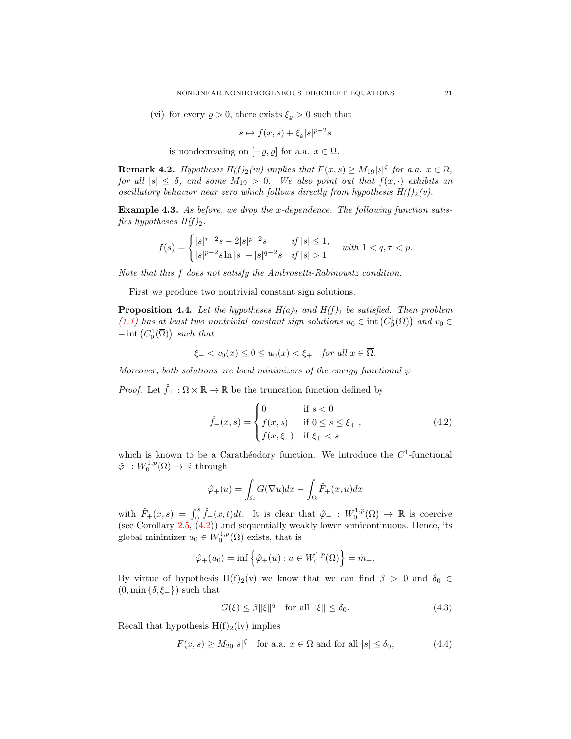(vi) for every $\varrho > 0$, there exists $\xi_\varrho > 0$ such that

$$s \mapsto f(x,s) + \xi_\varrho |s|^{p-2}s$$

is nondecreasing on $[-\varrho, \varrho]$ for a.a. $x \in \Omega$.

**Remark 4.2.** *Hypothesis H(f)$_2$(iv) implies that $F(x,s) \geq M_{19}|s|^\zeta$ for a.a. $x \in \Omega$, for all $|s| \leq \delta$, and some $M_{19} > 0$. We also point out that $f(x,\cdot)$ exhibits an oscillatory behavior near zero which follows directly from hypothesis H(f)$_2$(v).*

**Example 4.3.** *As before, we drop the x-dependence. The following function satisfies hypotheses H(f)$_2$.*

$$f(s) = \begin{cases} |s|^{\tau-2}s - 2|s|^{p-2}s & \text{if } |s| \leq 1, \\ |s|^{p-2}s \ln |s| - |s|^{q-2}s & \text{if } |s| > 1 \end{cases} \quad \text{with } 1 < q, \tau < p.$$

*Note that this $f$ does not satisfy the Ambrosetti-Rabinowitz condition.*

First we produce two nontrivial constant sign solutions.

**Proposition 4.4.** *Let the hypotheses H(a)$_2$ and H(f)$_2$ be satisfied. Then problem (1.1) has at least two nontrivial constant sign solutions $u_0 \in \operatorname{int}\left(C_0^1(\overline{\Omega})\right)$ and $v_0 \in -\operatorname{int}\left(C_0^1(\overline{\Omega})\right)$ such that*

$$\xi_- < v_0(x) \leq 0 \leq u_0(x) < \xi_+ \quad \text{for all } x \in \overline{\Omega}.$$

*Moreover, both solutions are local minimizers of the energy functional $\varphi$.*

*Proof.* Let $\hat{f}_+ : \Omega \times \mathbb{R} \to \mathbb{R}$ be the truncation function defined by

$$\hat{f}_+(x,s) = \begin{cases} 0 & \text{if } s < 0 \\ f(x,s) & \text{if } 0 \leq s \leq \xi_+ \\ f(x,\xi_+) & \text{if } \xi_+ < s \end{cases}, \tag{4.2}$$

which is known to be a Carathéodory function. We introduce the $C^1$-functional $\hat{\varphi}_+ : W_0^{1,p}(\Omega) \to \mathbb{R}$ through

$$\hat{\varphi}_+(u) = \int_\Omega G(\nabla u)dx - \int_\Omega \hat{F}_+(x,u)dx$$

with $\hat{F}_+(x,s) = \int_0^s \hat{f}_+(x,t)dt$. It is clear that $\hat{\varphi}_+ : W_0^{1,p}(\Omega) \to \mathbb{R}$ is coercive (see Corollary 2.5, (4.2)) and sequentially weakly lower semicontinuous. Hence, its global minimizer $u_0 \in W_0^{1,p}(\Omega)$ exists, that is

$$\hat{\varphi}_+(u_0) = \inf\left\{\hat{\varphi}_+(u) : u \in W_0^{1,p}(\Omega)\right\} = \hat{m}_+.$$

By virtue of hypothesis H(f)$_2$(v) we know that we can find $\beta > 0$ and $\delta_0 \in (0, \min\{\delta, \xi_+\})$ such that

$$G(\xi) \leq \beta \|\xi\|^q \quad \text{for all } \|\xi\| \leq \delta_0. \tag{4.3}$$

Recall that hypothesis H(f)$_2$(iv) implies

$$F(x,s) \geq M_{20}|s|^\zeta \quad \text{for a.a. } x \in \Omega \text{ and for all } |s| \leq \delta_0, \tag{4.4}$$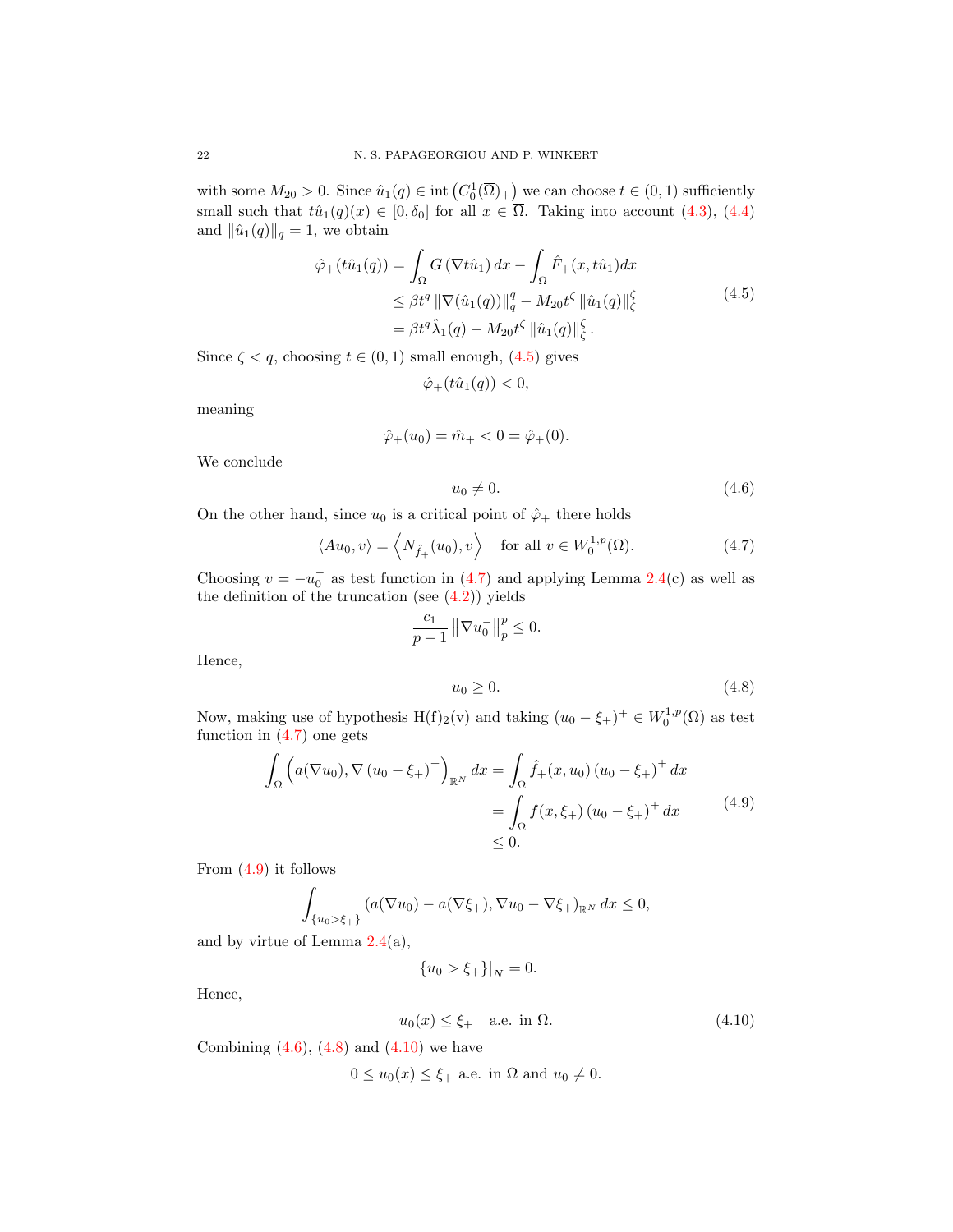with some $M_{20} > 0$. Since $\hat{u}_1(q) \in \operatorname{int}\left(C_0^1(\overline{\Omega})_+\right)$ we can choose $t \in (0,1)$ sufficiently small such that $t\hat{u}_1(q)(x) \in [0, \delta_0]$ for all $x \in \overline{\Omega}$. Taking into account (4.3), (4.4) and $\|\hat{u}_1(q)\|_q = 1$, we obtain

$$
\begin{aligned}
\hat{\varphi}_+(t\hat{u}_1(q)) &= \int_\Omega G\left(\nabla t\hat{u}_1\right) dx - \int_\Omega \hat{F}_+(x, t\hat{u}_1) dx \\
&\leq \beta t^q \left\|\nabla(\hat{u}_1(q))\right\|_q^q - M_{20} t^\zeta \left\|\hat{u}_1(q)\right\|_\zeta^\zeta \\
&= \beta t^q \hat{\lambda}_1(q) - M_{20} t^\zeta \left\|\hat{u}_1(q)\right\|_\zeta^\zeta .
\end{aligned} \tag{4.5}
$$

Since $\zeta < q$, choosing $t \in (0,1)$ small enough, (4.5) gives

$$
\hat{\varphi}_+(t\hat{u}_1(q)) < 0,
$$

meaning

$$
\hat{\varphi}_+(u_0) = \hat{m}_+ < 0 = \hat{\varphi}_+(0).
$$

We conclude

$$
u_0 \neq 0. \tag{4.6}
$$

On the other hand, since $u_0$ is a critical point of $\hat{\varphi}_+$ there holds

$$
\langle Au_0, v\rangle = \left\langle N_{\hat{f}_+}(u_0), v\right\rangle \quad \text{for all } v \in W_0^{1,p}(\Omega). \tag{4.7}
$$

Choosing $v = -u_0^-$ as test function in (4.7) and applying Lemma 2.4(c) as well as the definition of the truncation (see (4.2)) yields

$$
\frac{c_1}{p-1} \left\|\nabla u_0^-\right\|_p^p \leq 0.
$$

Hence,

$$
u_0 \geq 0. \tag{4.8}
$$

Now, making use of hypothesis H(f)$_2$(v) and taking $(u_0 - \xi_+)^+ \in W_0^{1,p}(\Omega)$ as test function in (4.7) one gets

$$
\begin{aligned}
\int_\Omega \left(a(\nabla u_0), \nabla\left(u_0 - \xi_+\right)^+\right)_{\mathbb{R}^N} dx &= \int_\Omega \hat{f}_+(x, u_0)\left(u_0 - \xi_+\right)^+ dx \\
&= \int_\Omega f(x, \xi_+)\left(u_0 - \xi_+\right)^+ dx \\
&\leq 0.
\end{aligned} \tag{4.9}
$$

From (4.9) it follows

$$
\int_{\{u_0 > \xi_+\}} \left(a(\nabla u_0) - a(\nabla \xi_+), \nabla u_0 - \nabla \xi_+\right)_{\mathbb{R}^N} dx \leq 0,
$$

and by virtue of Lemma 2.4(a),

$$
\left|\{u_0 > \xi_+\}\right|_N = 0.
$$

Hence,

$$
u_0(x) \leq \xi_+ \quad \text{a.e. in } \Omega. \tag{4.10}
$$

Combining (4.6), (4.8) and (4.10) we have

$$
0 \leq u_0(x) \leq \xi_+ \text{ a.e. in } \Omega \text{ and } u_0 \neq 0.
$$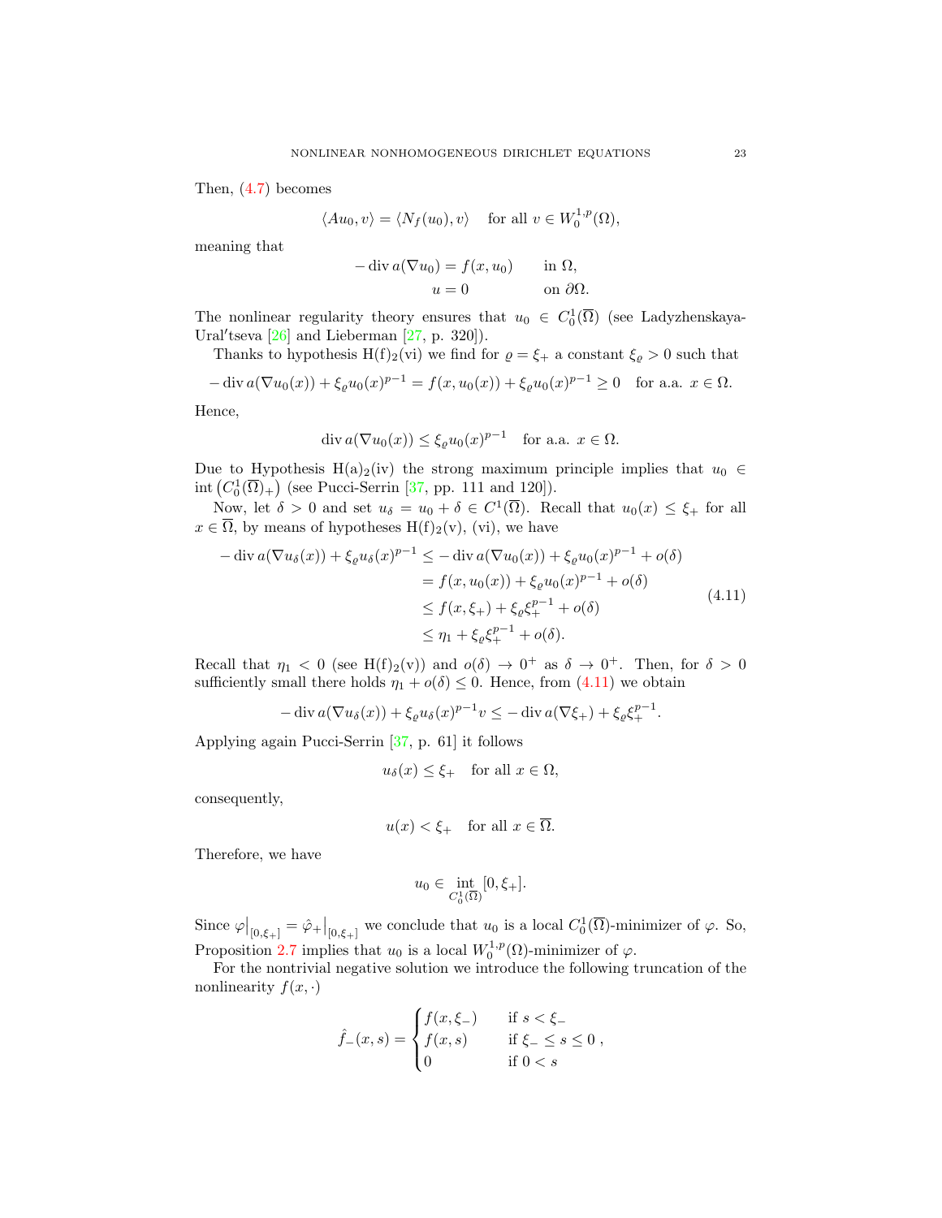Then, (4.7) becomes

$$\langle A u_0, v\rangle = \langle N_f(u_0), v\rangle \quad \text{for all } v \in W_0^{1,p}(\Omega),$$

meaning that

$$\begin{aligned} -\operatorname{div} a(\nabla u_0) &= f(x, u_0) \qquad \text{in } \Omega,\\ u &= 0 \qquad \text{on } \partial\Omega. \end{aligned}$$

The nonlinear regularity theory ensures that $u_0 \in C_0^1(\overline{\Omega})$ (see Ladyzhenskaya-Ural′tseva [26] and Lieberman [27, p. 320]).

Thanks to hypothesis H(f)$_2$(vi) we find for $\varrho = \xi_+$ a constant $\xi_\varrho > 0$ such that

$$-\operatorname{div} a(\nabla u_0(x)) + \xi_\varrho u_0(x)^{p-1} = f(x, u_0(x)) + \xi_\varrho u_0(x)^{p-1} \geq 0 \quad \text{for a.a. } x \in \Omega.$$

Hence,

$$\operatorname{div} a(\nabla u_0(x)) \leq \xi_\varrho u_0(x)^{p-1} \quad \text{for a.a. } x \in \Omega.$$

Due to Hypothesis H(a)$_2$(iv) the strong maximum principle implies that $u_0 \in \operatorname{int}\left(C_0^1(\overline{\Omega})_+\right)$ (see Pucci-Serrin [37, pp. 111 and 120]).

Now, let $\delta > 0$ and set $u_\delta = u_0 + \delta \in C^1(\overline{\Omega})$. Recall that $u_0(x) \leq \xi_+$ for all $x \in \overline{\Omega}$, by means of hypotheses H(f)$_2$(v), (vi), we have

$$\begin{aligned} -\operatorname{div} a(\nabla u_\delta(x)) + \xi_\varrho u_\delta(x)^{p-1} &\leq -\operatorname{div} a(\nabla u_0(x)) + \xi_\varrho u_0(x)^{p-1} + o(\delta)\\ &= f(x, u_0(x)) + \xi_\varrho u_0(x)^{p-1} + o(\delta)\\ &\leq f(x, \xi_+) + \xi_\varrho \xi_+^{p-1} + o(\delta)\\ &\leq \eta_1 + \xi_\varrho \xi_+^{p-1} + o(\delta). \end{aligned} \tag{4.11}$$

Recall that $\eta_1 < 0$ (see H(f)$_2$(v)) and $o(\delta) \to 0^+$ as $\delta \to 0^+$. Then, for $\delta > 0$ sufficiently small there holds $\eta_1 + o(\delta) \leq 0$. Hence, from (4.11) we obtain

$$-\operatorname{div} a(\nabla u_\delta(x)) + \xi_\varrho u_\delta(x)^{p-1} v \leq -\operatorname{div} a(\nabla \xi_+) + \xi_\varrho \xi_+^{p-1}.$$

Applying again Pucci-Serrin [37, p. 61] it follows

$$u_\delta(x) \leq \xi_+ \quad \text{for all } x \in \Omega,$$

consequently,

$$u(x) < \xi_+ \quad \text{for all } x \in \overline{\Omega}.$$

Therefore, we have

$$u_0 \in \operatorname*{int}_{C_0^1(\overline{\Omega})} [0, \xi_+].$$

Since $\varphi\big|_{[0,\xi_+]} = \hat{\varphi}_+\big|_{[0,\xi_+]}$ we conclude that $u_0$ is a local $C_0^1(\overline{\Omega})$-minimizer of $\varphi$. So, Proposition 2.7 implies that $u_0$ is a local $W_0^{1,p}(\Omega)$-minimizer of $\varphi$.

For the nontrivial negative solution we introduce the following truncation of the nonlinearity $f(x, \cdot)$

$$\hat{f}_-(x,s) = \begin{cases} f(x, \xi_-) & \text{if } s < \xi_-\\ f(x,s) & \text{if } \xi_- \leq s \leq 0\\ 0 & \text{if } 0 < s \end{cases},$$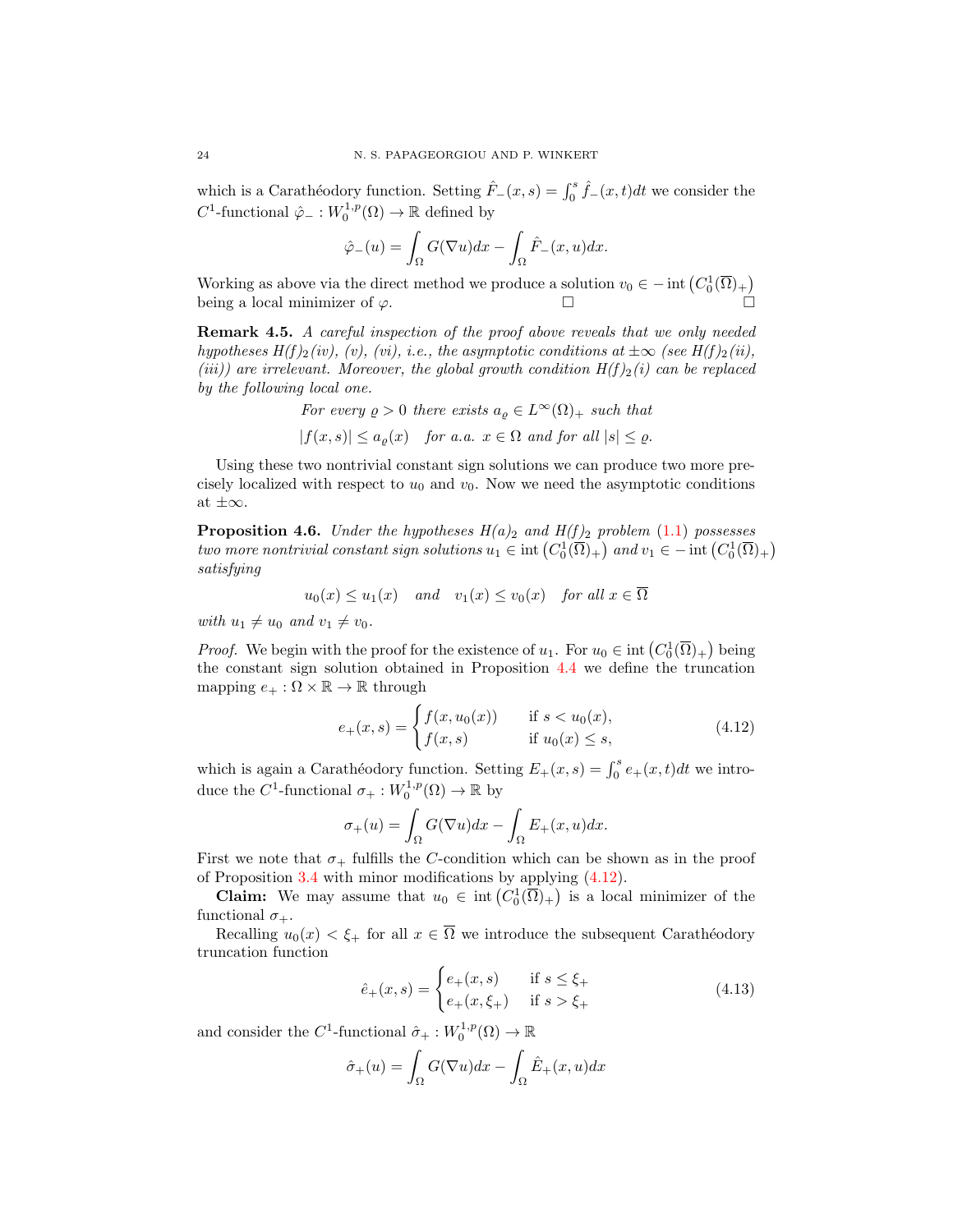which is a Carathéodory function. Setting $\hat{F}_-(x,s) = \int_0^s \hat{f}_-(x,t)dt$ we consider the $C^1$-functional $\hat{\varphi}_- : W_0^{1,p}(\Omega) \to \mathbb{R}$ defined by

$$\hat{\varphi}_-(u) = \int_\Omega G(\nabla u)dx - \int_\Omega \hat{F}_-(x,u)dx.$$

Working as above via the direct method we produce a solution $v_0 \in -\operatorname{int}\left(C_0^1(\overline{\Omega})_+\right)$ being a local minimizer of $\varphi$. □ □

**Remark 4.5.** *A careful inspection of the proof above reveals that we only needed hypotheses H(f)$_2$(iv), (v), (vi), i.e., the asymptotic conditions at $\pm\infty$ (see H(f)$_2$(ii), (iii)) are irrelevant. Moreover, the global growth condition H(f)$_2$(i) can be replaced by the following local one.*

*For every $\varrho > 0$ there exists $a_\varrho \in L^\infty(\Omega)_+$ such that*

$$|f(x,s)| \le a_\varrho(x) \quad \textit{for a.a. } x \in \Omega \textit{ and for all } |s| \le \varrho.$$

Using these two nontrivial constant sign solutions we can produce two more precisely localized with respect to $u_0$ and $v_0$. Now we need the asymptotic conditions at $\pm\infty$.

**Proposition 4.6.** *Under the hypotheses H(a)$_2$ and H(f)$_2$ problem (1.1) possesses two more nontrivial constant sign solutions $u_1 \in \operatorname{int}\left(C_0^1(\overline{\Omega})_+\right)$ and $v_1 \in -\operatorname{int}\left(C_0^1(\overline{\Omega})_+\right)$ satisfying*

$$u_0(x) \le u_1(x) \quad \textit{and} \quad v_1(x) \le v_0(x) \quad \textit{for all } x \in \overline{\Omega}$$

*with $u_1 \neq u_0$ and $v_1 \neq v_0$.*

*Proof.* We begin with the proof for the existence of $u_1$. For $u_0 \in \operatorname{int}\left(C_0^1(\overline{\Omega})_+\right)$ being the constant sign solution obtained in Proposition 4.4 we define the truncation mapping $e_+ : \Omega \times \mathbb{R} \to \mathbb{R}$ through

$$e_+(x,s) = \begin{cases} f(x,u_0(x)) & \text{if } s < u_0(x), \\ f(x,s) & \text{if } u_0(x) \le s, \end{cases} \tag{4.12}$$

which is again a Carathéodory function. Setting $E_+(x,s) = \int_0^s e_+(x,t)dt$ we introduce the $C^1$-functional $\sigma_+ : W_0^{1,p}(\Omega) \to \mathbb{R}$ by

$$\sigma_+(u) = \int_\Omega G(\nabla u)dx - \int_\Omega E_+(x,u)dx.$$

First we note that $\sigma_+$ fulfills the $C$-condition which can be shown as in the proof of Proposition 3.4 with minor modifications by applying (4.12).

**Claim:** We may assume that $u_0 \in \operatorname{int}\left(C_0^1(\overline{\Omega})_+\right)$ is a local minimizer of the functional $\sigma_+$.

Recalling $u_0(x) < \xi_+$ for all $x \in \overline{\Omega}$ we introduce the subsequent Carathéodory truncation function

$$\hat{e}_+(x,s) = \begin{cases} e_+(x,s) & \text{if } s \le \xi_+ \\ e_+(x,\xi_+) & \text{if } s > \xi_+ \end{cases} \tag{4.13}$$

and consider the $C^1$-functional $\hat{\sigma}_+ : W_0^{1,p}(\Omega) \to \mathbb{R}$

$$\hat{\sigma}_+(u) = \int_\Omega G(\nabla u)dx - \int_\Omega \hat{E}_+(x,u)dx$$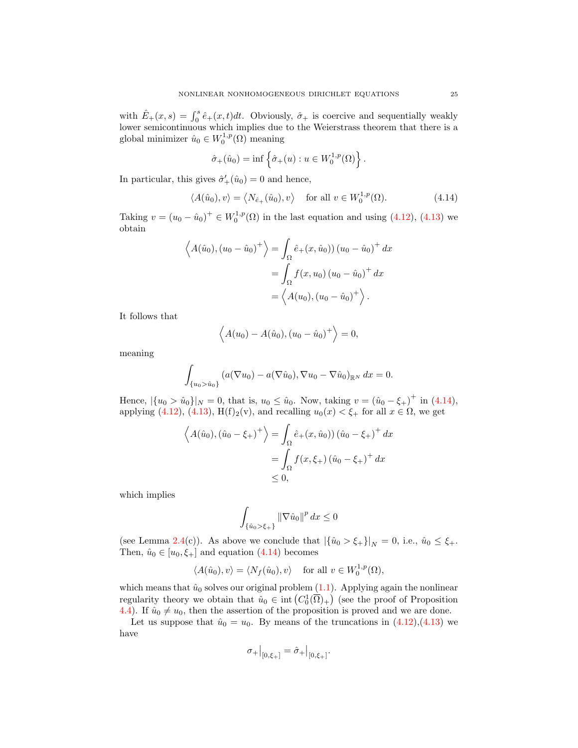with $\hat{E}_+(x,s) = \int_0^s \hat{e}_+(x,t)dt$. Obviously, $\hat{\sigma}_+$ is coercive and sequentially weakly lower semicontinuous which implies due to the Weierstrass theorem that there is a global minimizer $\hat{u}_0 \in W_0^{1,p}(\Omega)$ meaning

$$\hat{\sigma}_+(\hat{u}_0) = \inf\left\{\hat{\sigma}_+(u) : u \in W_0^{1,p}(\Omega)\right\}.$$

In particular, this gives $\hat{\sigma}_+'(\hat{u}_0) = 0$ and hence,

$$\langle A(\hat{u}_0), v\rangle = \left\langle N_{\hat{e}_+}(\hat{u}_0), v\right\rangle \quad \text{for all } v \in W_0^{1,p}(\Omega). \tag{4.14}$$

Taking $v = (u_0 - \hat{u}_0)^+ \in W_0^{1,p}(\Omega)$ in the last equation and using (4.12), (4.13) we obtain

$$\begin{aligned}
\left\langle A(\hat{u}_0), (u_0 - \hat{u}_0)^+\right\rangle &= \int_\Omega \hat{e}_+(x,\hat{u}_0))\,(u_0 - \hat{u}_0)^+\,dx \\
&= \int_\Omega f(x,u_0)\,(u_0 - \hat{u}_0)^+\,dx \\
&= \left\langle A(u_0), (u_0 - \hat{u}_0)^+\right\rangle.
\end{aligned}$$

It follows that

$$\left\langle A(u_0) - A(\hat{u}_0), (u_0 - \hat{u}_0)^+\right\rangle = 0,$$

meaning

$$\int_{\{u_0 > \hat{u}_0\}} (a(\nabla u_0) - a(\nabla \hat{u}_0), \nabla u_0 - \nabla \hat{u}_0)_{\mathbb{R}^N}\,dx = 0.$$

Hence, $|\{u_0 > \hat{u}_0\}|_N = 0$, that is, $u_0 \leq \hat{u}_0$. Now, taking $v = (\hat{u}_0 - \xi_+)^+$ in (4.14), applying (4.12), (4.13), H(f)$_2$(v), and recalling $u_0(x) < \xi_+$ for all $x \in \Omega$, we get

$$\begin{aligned}
\left\langle A(\hat{u}_0), (\hat{u}_0 - \xi_+)^+\right\rangle &= \int_\Omega \hat{e}_+(x,\hat{u}_0))\,(\hat{u}_0 - \xi_+)^+\,dx \\
&= \int_\Omega f(x,\xi_+)\,(\hat{u}_0 - \xi_+)^+\,dx \\
&\leq 0,
\end{aligned}$$

which implies

$$\int_{\{\hat{u}_0 > \xi_+\}} \|\nabla \hat{u}_0\|^p\,dx \leq 0$$

(see Lemma 2.4(c)). As above we conclude that $|\{\hat{u}_0 > \xi_+\}|_N = 0$, i.e., $\hat{u}_0 \leq \xi_+$. Then, $\hat{u}_0 \in [u_0, \xi_+]$ and equation (4.14) becomes

$$\langle A(\hat{u}_0), v\rangle = \langle N_f(\hat{u}_0), v\rangle \quad \text{for all } v \in W_0^{1,p}(\Omega),$$

which means that $\hat{u}_0$ solves our original problem (1.1). Applying again the nonlinear regularity theory we obtain that $\hat{u}_0 \in \operatorname{int}\left(C_0^1(\overline{\Omega})_+\right)$ (see the proof of Proposition 4.4). If $\hat{u}_0 \neq u_0$, then the assertion of the proposition is proved and we are done.

Let us suppose that $\hat{u}_0 = u_0$. By means of the truncations in (4.12),(4.13) we have

$$\sigma_+\big|_{[0,\xi_+]} = \hat{\sigma}_+\big|_{[0,\xi_+]}.$$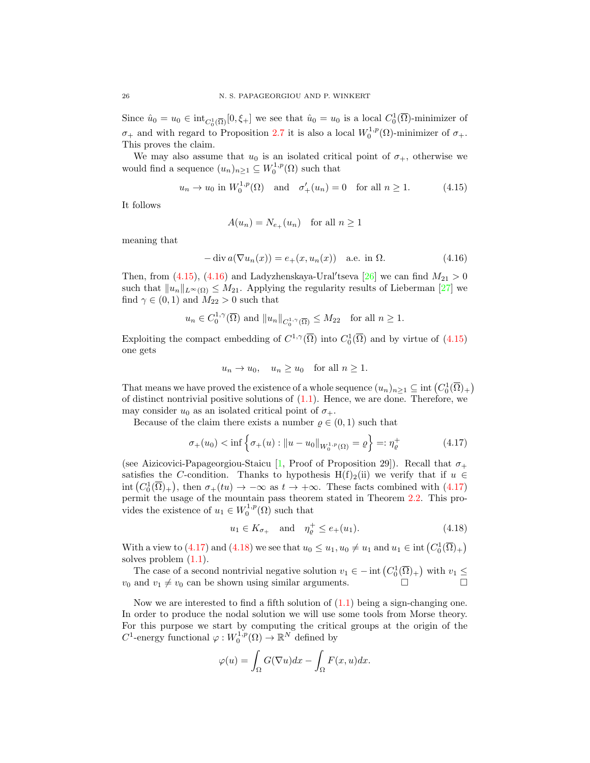Since $\hat{u}_0 = u_0 \in \operatorname{int}_{C_0^1(\overline{\Omega})}[0, \xi_+]$ we see that $\hat{u}_0 = u_0$ is a local $C_0^1(\overline{\Omega})$-minimizer of $\sigma_+$ and with regard to Proposition 2.7 it is also a local $W_0^{1,p}(\Omega)$-minimizer of $\sigma_+$. This proves the claim.

We may also assume that $u_0$ is an isolated critical point of $\sigma_+$, otherwise we would find a sequence $(u_n)_{n\geq 1} \subseteq W_0^{1,p}(\Omega)$ such that

$$u_n \to u_0 \text{ in } W_0^{1,p}(\Omega) \quad \text{and} \quad \sigma_+'(u_n) = 0 \quad \text{for all } n \geq 1. \tag{4.15}$$

It follows

$$A(u_n) = N_{e_+}(u_n) \quad \text{for all } n \geq 1$$

meaning that

$$-\operatorname{div} a(\nabla u_n(x)) = e_+(x, u_n(x)) \quad \text{a.e. in } \Omega. \tag{4.16}$$

Then, from (4.15), (4.16) and Ladyzhenskaya-Ural′tseva [26] we can find $M_{21} > 0$ such that $\|u_n\|_{L^\infty(\Omega)} \leq M_{21}$. Applying the regularity results of Lieberman [27] we find $\gamma \in (0,1)$ and $M_{22} > 0$ such that

$$u_n \in C_0^{1,\gamma}(\overline{\Omega}) \text{ and } \|u_n\|_{C_0^{1,\gamma}(\overline{\Omega})} \leq M_{22} \quad \text{for all } n \geq 1.$$

Exploiting the compact embedding of $C^{1,\gamma}(\overline{\Omega})$ into $C_0^1(\overline{\Omega})$ and by virtue of (4.15) one gets

$$u_n \to u_0, \quad u_n \geq u_0 \quad \text{for all } n \geq 1.$$

That means we have proved the existence of a whole sequence $(u_n)_{n\geq 1} \subseteq \operatorname{int}\left(C_0^1(\overline{\Omega})_+\right)$ of distinct nontrivial positive solutions of (1.1). Hence, we are done. Therefore, we may consider $u_0$ as an isolated critical point of $\sigma_+$.

Because of the claim there exists a number $\varrho \in (0,1)$ such that

$$\sigma_+(u_0) < \inf\left\{\sigma_+(u) : \|u - u_0\|_{W_0^{1,p}(\Omega)} = \varrho\right\} =: \eta_\varrho^+ \tag{4.17}$$

(see Aizicovici-Papageorgiou-Staicu [1, Proof of Proposition 29]). Recall that $\sigma_+$ satisfies the $C$-condition. Thanks to hypothesis H(f)$_2$(ii) we verify that if $u \in \operatorname{int}\left(C_0^1(\overline{\Omega})_+\right)$, then $\sigma_+(tu) \to -\infty$ as $t \to +\infty$. These facts combined with (4.17) permit the usage of the mountain pass theorem stated in Theorem 2.2. This provides the existence of $u_1 \in W_0^{1,p}(\Omega)$ such that

$$u_1 \in K_{\sigma_+} \quad \text{and} \quad \eta_\varrho^+ \leq e_+(u_1). \tag{4.18}$$

With a view to (4.17) and (4.18) we see that $u_0 \leq u_1$, $u_0 \neq u_1$ and $u_1 \in \operatorname{int}\left(C_0^1(\overline{\Omega})_+\right)$ solves problem (1.1).

The case of a second nontrivial negative solution $v_1 \in -\operatorname{int}\left(C_0^1(\overline{\Omega})_+\right)$ with $v_1 \leq v_0$ and $v_1 \neq v_0$ can be shown using similar arguments. □ □

Now we are interested to find a fifth solution of (1.1) being a sign-changing one. In order to produce the nodal solution we will use some tools from Morse theory. For this purpose we start by computing the critical groups at the origin of the $C^1$-energy functional $\varphi : W_0^{1,p}(\Omega) \to \mathbb{R}^N$ defined by

$$\varphi(u) = \int_\Omega G(\nabla u)dx - \int_\Omega F(x,u)dx.$$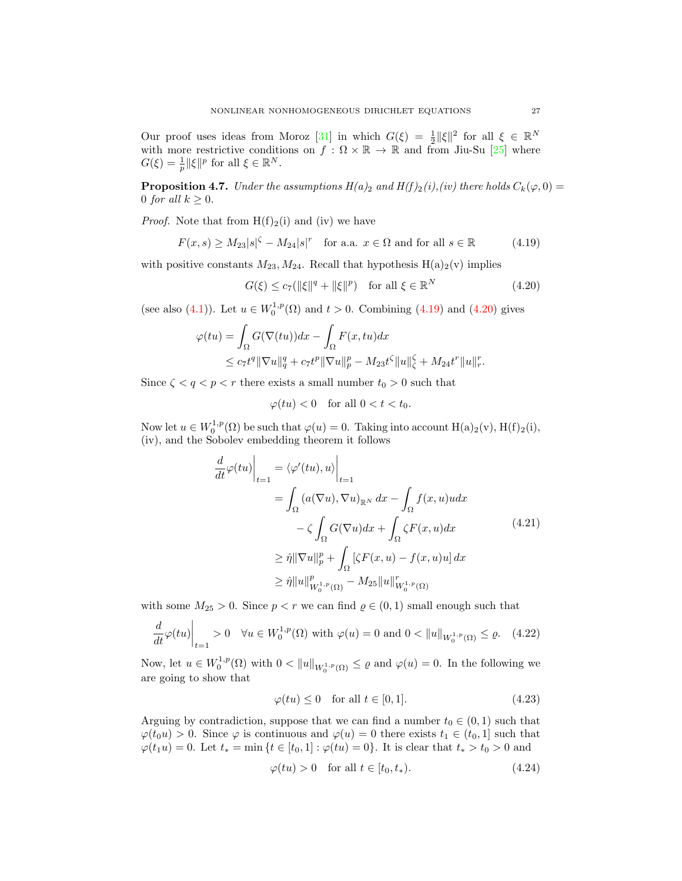Our proof uses ideas from Moroz [31] in which $G(\xi) = \frac{1}{2}\|\xi\|^2$ for all $\xi \in \mathbb{R}^N$ with more restrictive conditions on $f : \Omega \times \mathbb{R} \to \mathbb{R}$ and from Jiu-Su [25] where $G(\xi) = \frac{1}{p}\|\xi\|^p$ for all $\xi \in \mathbb{R}^N$.

**Proposition 4.7.** *Under the assumptions $H(a)_2$ and $H(f)_2$(i),(iv) there holds $C_k(\varphi, 0) = 0$ for all $k \geq 0$.*

*Proof.* Note that from $\mathrm{H(f)}_2$(i) and (iv) we have

$$F(x,s) \geq M_{23}|s|^{\zeta} - M_{24}|s|^r \quad \text{for a.a. } x \in \Omega \text{ and for all } s \in \mathbb{R} \tag{4.19}$$

with positive constants $M_{23}, M_{24}$. Recall that hypothesis $\mathrm{H(a)}_2$(v) implies

$$G(\xi) \leq c_7(\|\xi\|^q + \|\xi\|^p) \quad \text{for all } \xi \in \mathbb{R}^N \tag{4.20}$$

(see also (4.1)). Let $u \in W_0^{1,p}(\Omega)$ and $t > 0$. Combining (4.19) and (4.20) gives

$$\begin{aligned}
\varphi(tu) &= \int_\Omega G(\nabla(tu))dx - \int_\Omega F(x,tu)dx \\
&\leq c_7 t^q \|\nabla u\|_q^q + c_7 t^p \|\nabla u\|_p^p - M_{23} t^{\zeta} \|u\|_{\zeta}^{\zeta} + M_{24} t^r \|u\|_r^r.
\end{aligned}$$

Since $\zeta < q < p < r$ there exists a small number $t_0 > 0$ such that

$$\varphi(tu) < 0 \quad \text{for all } 0 < t < t_0.$$

Now let $u \in W_0^{1,p}(\Omega)$ be such that $\varphi(u) = 0$. Taking into account $\mathrm{H(a)}_2$(v), $\mathrm{H(f)}_2$(i), (iv), and the Sobolev embedding theorem it follows

$$\begin{aligned}
\frac{d}{dt}\varphi(tu)\bigg|_{t=1} &= \langle \varphi'(tu), u\rangle\bigg|_{t=1} \\
&= \int_\Omega (a(\nabla u), \nabla u)_{\mathbb{R}^N}\, dx - \int_\Omega f(x,u)u dx \\
&\quad - \zeta \int_\Omega G(\nabla u) dx + \int_\Omega \zeta F(x,u) dx \\
&\geq \hat{\eta} \|\nabla u\|_p^p + \int_\Omega [\zeta F(x,u) - f(x,u)u]\, dx \\
&\geq \hat{\eta} \|u\|^p_{W_0^{1,p}(\Omega)} - M_{25} \|u\|^r_{W_0^{1,p}(\Omega)}
\end{aligned} \tag{4.21}$$

with some $M_{25} > 0$. Since $p < r$ we can find $\varrho \in (0,1)$ small enough such that

$$\frac{d}{dt}\varphi(tu)\bigg|_{t=1} > 0 \quad \forall u \in W_0^{1,p}(\Omega) \text{ with } \varphi(u) = 0 \text{ and } 0 < \|u\|_{W_0^{1,p}(\Omega)} \leq \varrho. \tag{4.22}$$

Now, let $u \in W_0^{1,p}(\Omega)$ with $0 < \|u\|_{W_0^{1,p}(\Omega)} \leq \varrho$ and $\varphi(u) = 0$. In the following we are going to show that

$$\varphi(tu) \leq 0 \quad \text{for all } t \in [0,1]. \tag{4.23}$$

Arguing by contradiction, suppose that we can find a number $t_0 \in (0,1)$ such that $\varphi(t_0 u) > 0$. Since $\varphi$ is continuous and $\varphi(u) = 0$ there exists $t_1 \in (t_0, 1]$ such that $\varphi(t_1 u) = 0$. Let $t_* = \min\{t \in [t_0, 1] : \varphi(tu) = 0\}$. It is clear that $t_* > t_0 > 0$ and

$$\varphi(tu) > 0 \quad \text{for all } t \in [t_0, t_*). \tag{4.24}$$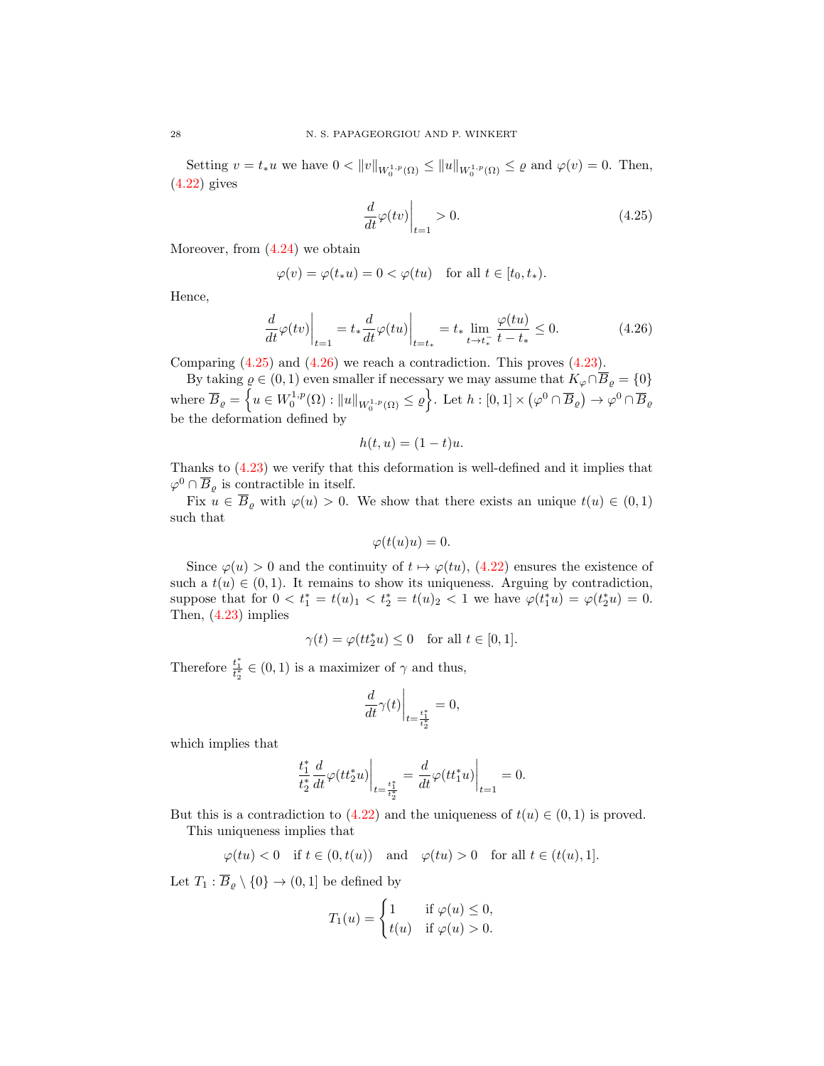Setting $v = t_* u$ we have $0 < \|v\|_{W_0^{1,p}(\Omega)} \leq \|u\|_{W_0^{1,p}(\Omega)} \leq \varrho$ and $\varphi(v) = 0$. Then, (4.22) gives

$$\frac{d}{dt}\varphi(tv)\bigg|_{t=1} > 0. \tag{4.25}$$

Moreover, from (4.24) we obtain

$$\varphi(v) = \varphi(t_* u) = 0 < \varphi(tu) \quad \text{for all } t \in [t_0, t_*).$$

Hence,

$$\frac{d}{dt}\varphi(tv)\bigg|_{t=1} = t_* \frac{d}{dt}\varphi(tu)\bigg|_{t=t_*} = t_* \lim_{t \to t_*^-} \frac{\varphi(tu)}{t - t_*} \leq 0. \tag{4.26}$$

Comparing (4.25) and (4.26) we reach a contradiction. This proves (4.23).

By taking $\varrho \in (0,1)$ even smaller if necessary we may assume that $K_\varphi \cap \overline{B}_\varrho = \{0\}$ where $\overline{B}_\varrho = \left\{ u \in W_0^{1,p}(\Omega) : \|u\|_{W_0^{1,p}(\Omega)} \leq \varrho \right\}$. Let $h : [0,1] \times \left(\varphi^0 \cap \overline{B}_\varrho\right) \to \varphi^0 \cap \overline{B}_\varrho$ be the deformation defined by

$$h(t,u) = (1-t)u.$$

Thanks to (4.23) we verify that this deformation is well-defined and it implies that $\varphi^0 \cap \overline{B}_\varrho$ is contractible in itself.

Fix $u \in \overline{B}_\varrho$ with $\varphi(u) > 0$. We show that there exists an unique $t(u) \in (0,1)$ such that

$$\varphi(t(u)u) = 0.$$

Since $\varphi(u) > 0$ and the continuity of $t \mapsto \varphi(tu)$, (4.22) ensures the existence of such a $t(u) \in (0,1)$. It remains to show its uniqueness. Arguing by contradiction, suppose that for $0 < t_1^* = t(u)_1 < t_2^* = t(u)_2 < 1$ we have $\varphi(t_1^* u) = \varphi(t_2^* u) = 0$. Then, (4.23) implies

$$\gamma(t) = \varphi(t t_2^* u) \leq 0 \quad \text{for all } t \in [0,1].$$

Therefore $\frac{t_1^*}{t_2^*} \in (0,1)$ is a maximizer of $\gamma$ and thus,

$$\frac{d}{dt}\gamma(t)\bigg|_{t = \frac{t_1^*}{t_2^*}} = 0,$$

which implies that

$$\frac{t_1^*}{t_2^*} \frac{d}{dt}\varphi(t t_2^* u)\bigg|_{t = \frac{t_1^*}{t_2^*}} = \frac{d}{dt}\varphi(t t_1^* u)\bigg|_{t=1} = 0.$$

But this is a contradiction to (4.22) and the uniqueness of $t(u) \in (0,1)$ is proved.

This uniqueness implies that

$$\varphi(tu) < 0 \quad \text{if } t \in (0, t(u)) \quad \text{and} \quad \varphi(tu) > 0 \quad \text{for all } t \in (t(u), 1].$$

Let $T_1 : \overline{B}_\varrho \setminus \{0\} \to (0,1]$ be defined by

$$T_1(u) = \begin{cases} 1 & \text{if } \varphi(u) \leq 0, \\ t(u) & \text{if } \varphi(u) > 0. \end{cases}$$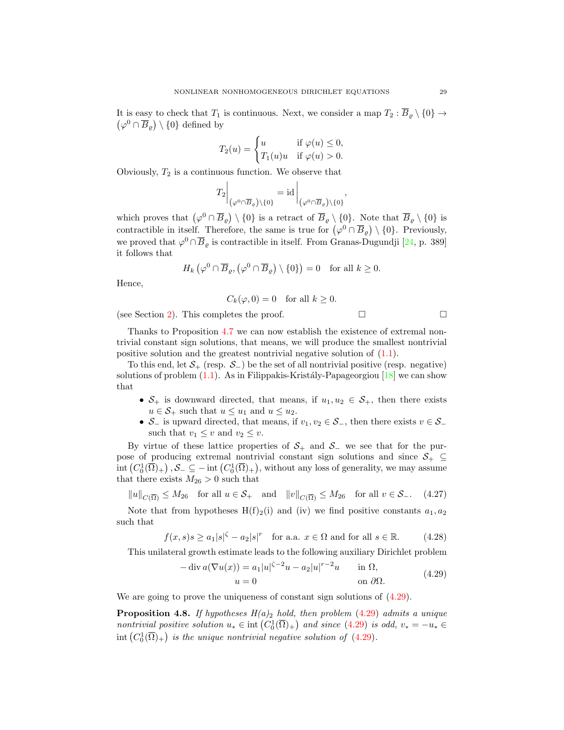It is easy to check that $T_1$ is continuous. Next, we consider a map $T_2 : \overline{B}_\varrho \setminus \{0\} \to \left(\varphi^0 \cap \overline{B}_\varrho\right) \setminus \{0\}$ defined by

$$T_2(u) = \begin{cases} u & \text{if } \varphi(u) \le 0, \\ T_1(u)u & \text{if } \varphi(u) > 0. \end{cases}$$

Obviously, $T_2$ is a continuous function. We observe that

$$T_2\Big|_{\left(\varphi^0 \cap \overline{B}_\varrho\right) \setminus \{0\}} = \operatorname{id}\Big|_{\left(\varphi^0 \cap \overline{B}_\varrho\right) \setminus \{0\}},$$

which proves that $\left(\varphi^0 \cap \overline{B}_\varrho\right) \setminus \{0\}$ is a retract of $\overline{B}_\varrho \setminus \{0\}$. Note that $\overline{B}_\varrho \setminus \{0\}$ is contractible in itself. Therefore, the same is true for $\left(\varphi^0 \cap \overline{B}_\varrho\right) \setminus \{0\}$. Previously, we proved that $\varphi^0 \cap \overline{B}_\varrho$ is contractible in itself. From Granas-Dugundji [24, p. 389] it follows that

$$H_k\left(\varphi^0 \cap \overline{B}_\varrho, \left(\varphi^0 \cap \overline{B}_\varrho\right) \setminus \{0\}\right) = 0 \quad \text{for all } k \ge 0.$$

Hence,

$$C_k(\varphi, 0) = 0 \quad \text{for all } k \ge 0.$$

(see Section 2). This completes the proof. □ □

Thanks to Proposition 4.7 we can now establish the existence of extremal nontrivial constant sign solutions, that means, we will produce the smallest nontrivial positive solution and the greatest nontrivial negative solution of (1.1).

To this end, let $\mathcal{S}_+$ (resp. $\mathcal{S}_-$) be the set of all nontrivial positive (resp. negative) solutions of problem (1.1). As in Filippakis-Kristály-Papageorgiou [18] we can show that

- $\mathcal{S}_+$ is downward directed, that means, if $u_1, u_2 \in \mathcal{S}_+$, then there exists $u \in \mathcal{S}_+$ such that $u \le u_1$ and $u \le u_2$.
- $\mathcal{S}_-$ is upward directed, that means, if $v_1, v_2 \in \mathcal{S}_-$, then there exists $v \in \mathcal{S}_-$ such that $v_1 \le v$ and $v_2 \le v$.

By virtue of these lattice properties of $\mathcal{S}_+$ and $\mathcal{S}_-$ we see that for the purpose of producing extremal nontrivial constant sign solutions and since $\mathcal{S}_+ \subseteq \operatorname{int}\left(C_0^1(\overline{\Omega})_+\right), \mathcal{S}_- \subseteq -\operatorname{int}\left(C_0^1(\overline{\Omega})_+\right)$, without any loss of generality, we may assume that there exists $M_{26} > 0$ such that

$$\|u\|_{C(\overline{\Omega})} \le M_{26} \quad \text{for all } u \in \mathcal{S}_+ \quad \text{and} \quad \|v\|_{C(\overline{\Omega})} \le M_{26} \quad \text{for all } v \in \mathcal{S}_-. \tag{4.27}$$

Note that from hypotheses H(f)$_2$(i) and (iv) we find positive constants $a_1, a_2$ such that

$$f(x,s)s \ge a_1|s|^\zeta - a_2|s|^r \quad \text{for a.a. } x \in \Omega \text{ and for all } s \in \mathbb{R}. \tag{4.28}$$

This unilateral growth estimate leads to the following auxiliary Dirichlet problem

$$\begin{aligned} -\operatorname{div} a(\nabla u(x)) &= a_1|u|^{\zeta-2}u - a_2|u|^{r-2}u \qquad && \text{in } \Omega, \\ u &= 0 && \text{on } \partial\Omega. \end{aligned} \tag{4.29}$$

We are going to prove the uniqueness of constant sign solutions of (4.29).

**Proposition 4.8.** *If hypotheses H(a)$_2$ hold, then problem (4.29) admits a unique nontrivial positive solution $u_* \in \operatorname{int}\left(C_0^1(\overline{\Omega})_+\right)$ and since (4.29) is odd, $v_* = -u_* \in \operatorname{int}\left(C_0^1(\overline{\Omega})_+\right)$ is the unique nontrivial negative solution of (4.29).*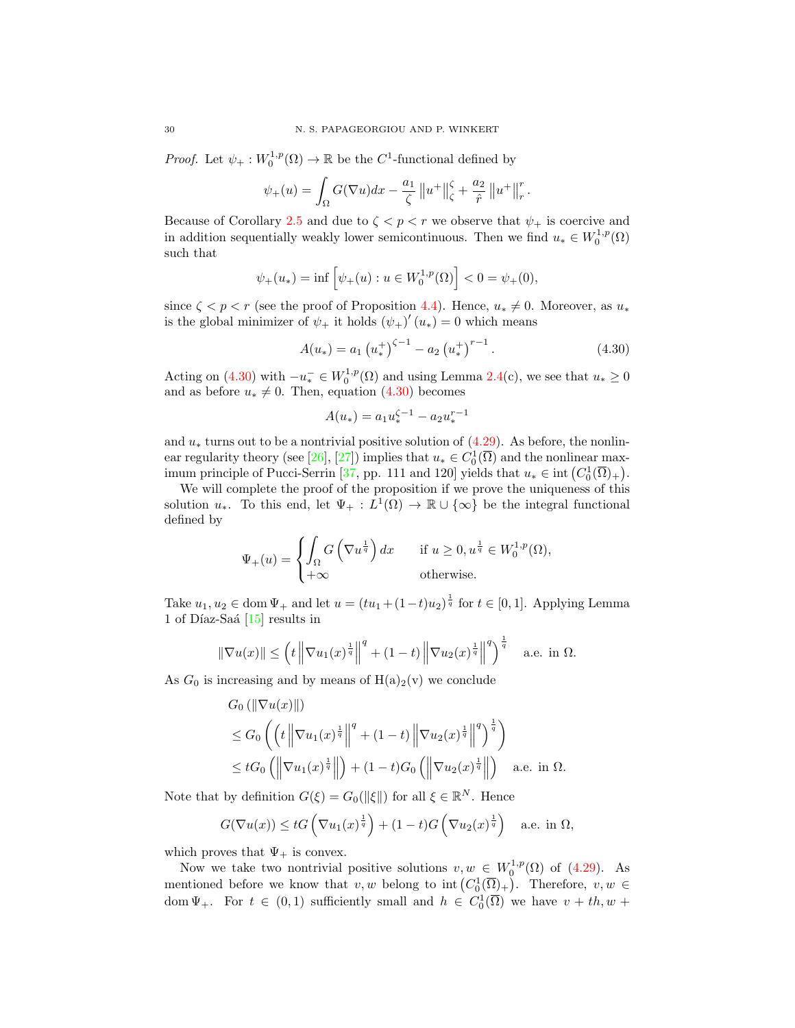*Proof.* Let $\psi_+ : W_0^{1,p}(\Omega) \to \mathbb{R}$ be the $C^1$-functional defined by

$$\psi_+(u) = \int_\Omega G(\nabla u)dx - \frac{a_1}{\zeta} \left\|u^+\right\|_\zeta^\zeta + \frac{a_2}{\hat{r}} \left\|u^+\right\|_r^r.$$

Because of Corollary 2.5 and due to $\zeta < p < r$ we observe that $\psi_+$ is coercive and in addition sequentially weakly lower semicontinuous. Then we find $u_* \in W_0^{1,p}(\Omega)$ such that

$$\psi_+(u_*) = \inf \left[\psi_+(u) : u \in W_0^{1,p}(\Omega)\right] < 0 = \psi_+(0),$$

since $\zeta < p < r$ (see the proof of Proposition 4.4). Hence, $u_* \neq 0$. Moreover, as $u_*$ is the global minimizer of $\psi_+$ it holds $(\psi_+)'(u_*) = 0$ which means

$$A(u_*) = a_1 \left(u_*^+\right)^{\zeta-1} - a_2 \left(u_*^+\right)^{r-1}. \tag{4.30}$$

Acting on (4.30) with $-u_*^- \in W_0^{1,p}(\Omega)$ and using Lemma 2.4(c), we see that $u_* \geq 0$ and as before $u_* \neq 0$. Then, equation (4.30) becomes

$$A(u_*) = a_1 u_*^{\zeta-1} - a_2 u_*^{r-1}$$

and $u_*$ turns out to be a nontrivial positive solution of (4.29). As before, the nonlinear regularity theory (see [26], [27]) implies that $u_* \in C_0^1(\overline{\Omega})$ and the nonlinear maximum principle of Pucci-Serrin [37, pp. 111 and 120] yields that $u_* \in \operatorname{int}\left(C_0^1(\overline{\Omega})_+\right)$.

We will complete the proof of the proposition if we prove the uniqueness of this solution $u_*$. To this end, let $\Psi_+ : L^1(\Omega) \to \mathbb{R} \cup \{\infty\}$ be the integral functional defined by

$$\Psi_+(u) = \begin{cases} \displaystyle\int_\Omega G\left(\nabla u^{\frac{1}{q}}\right) dx & \text{if } u \geq 0, u^{\frac{1}{q}} \in W_0^{1,p}(\Omega), \\ +\infty & \text{otherwise.} \end{cases}$$

Take $u_1, u_2 \in \operatorname{dom} \Psi_+$ and let $u = (tu_1 + (1-t)u_2)^{\frac{1}{q}}$ for $t \in [0,1]$. Applying Lemma 1 of Díaz-Saá [15] results in

$$\|\nabla u(x)\| \leq \left(t \left\|\nabla u_1(x)^{\frac{1}{q}}\right\|^q + (1-t) \left\|\nabla u_2(x)^{\frac{1}{q}}\right\|^q\right)^{\frac{1}{q}} \quad \text{a.e. in } \Omega.$$

As $G_0$ is increasing and by means of H(a)$_2$(v) we conclude

$$\begin{aligned}
&G_0\left(\|\nabla u(x)\|\right) \\
&\leq G_0\left(\left(t \left\|\nabla u_1(x)^{\frac{1}{q}}\right\|^q + (1-t) \left\|\nabla u_2(x)^{\frac{1}{q}}\right\|^q\right)^{\frac{1}{q}}\right) \\
&\leq tG_0\left(\left\|\nabla u_1(x)^{\frac{1}{q}}\right\|\right) + (1-t)G_0\left(\left\|\nabla u_2(x)^{\frac{1}{q}}\right\|\right) \quad \text{a.e. in } \Omega.
\end{aligned}$$

Note that by definition $G(\xi) = G_0(\|\xi\|)$ for all $\xi \in \mathbb{R}^N$. Hence

$$G(\nabla u(x)) \leq tG\left(\nabla u_1(x)^{\frac{1}{q}}\right) + (1-t)G\left(\nabla u_2(x)^{\frac{1}{q}}\right) \quad \text{a.e. in } \Omega,$$

which proves that $\Psi_+$ is convex.

Now we take two nontrivial positive solutions $v, w \in W_0^{1,p}(\Omega)$ of (4.29). As mentioned before we know that $v, w$ belong to $\operatorname{int}\left(C_0^1(\overline{\Omega})_+\right)$. Therefore, $v, w \in \operatorname{dom} \Psi_+$. For $t \in (0,1)$ sufficiently small and $h \in C_0^1(\overline{\Omega})$ we have $v + th, w +$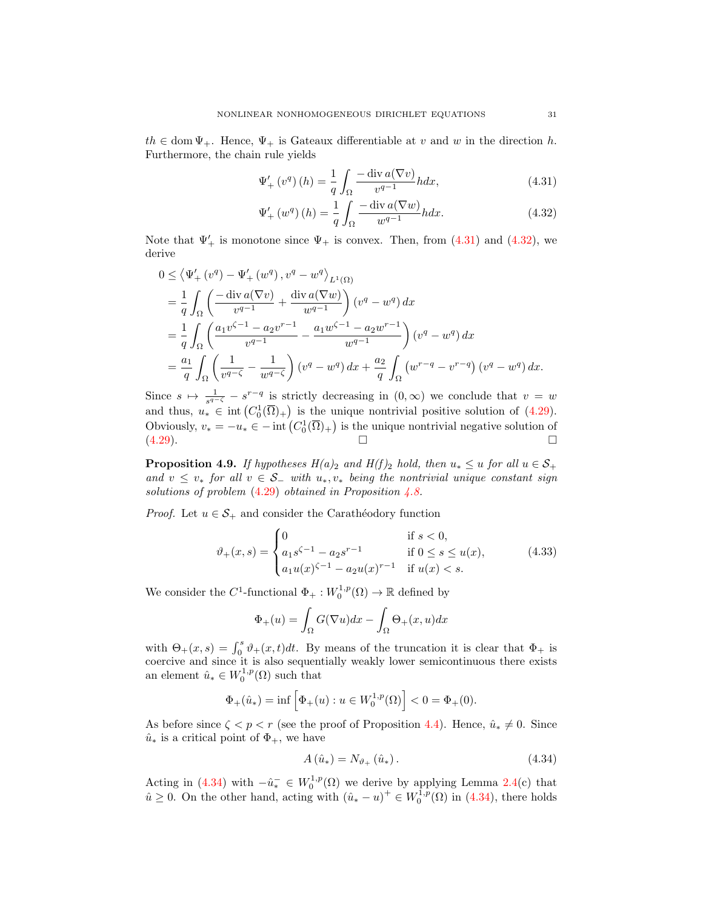$th \in \operatorname{dom} \Psi_+$. Hence, $\Psi_+$ is Gateaux differentiable at $v$ and $w$ in the direction $h$. Furthermore, the chain rule yields

$$\Psi_+'\left(v^q\right)(h) = \frac{1}{q}\int_\Omega \frac{-\operatorname{div} a(\nabla v)}{v^{q-1}} h dx, \tag{4.31}$$

$$\Psi_+'\left(w^q\right)(h) = \frac{1}{q}\int_\Omega \frac{-\operatorname{div} a(\nabla w)}{w^{q-1}} h dx. \tag{4.32}$$

Note that $\Psi_+'$ is monotone since $\Psi_+$ is convex. Then, from (4.31) and (4.32), we derive

$$\begin{aligned}
0 &\leq \left\langle \Psi_+'\left(v^q\right) - \Psi_+'\left(w^q\right), v^q - w^q \right\rangle_{L^1(\Omega)} \\
&= \frac{1}{q}\int_\Omega \left( \frac{-\operatorname{div} a(\nabla v)}{v^{q-1}} + \frac{\operatorname{div} a(\nabla w)}{w^{q-1}} \right)\left(v^q - w^q\right) dx \\
&= \frac{1}{q}\int_\Omega \left( \frac{a_1 v^{\zeta-1} - a_2 v^{r-1}}{v^{q-1}} - \frac{a_1 w^{\zeta-1} - a_2 w^{r-1}}{w^{q-1}} \right)\left(v^q - w^q\right) dx \\
&= \frac{a_1}{q}\int_\Omega \left( \frac{1}{v^{q-\zeta}} - \frac{1}{w^{q-\zeta}} \right)\left(v^q - w^q\right) dx + \frac{a_2}{q}\int_\Omega \left(w^{r-q} - v^{r-q}\right)\left(v^q - w^q\right) dx.
\end{aligned}$$

Since $s \mapsto \frac{1}{s^{q-\zeta}} - s^{r-q}$ is strictly decreasing in $(0,\infty)$ we conclude that $v = w$ and thus, $u_* \in \operatorname{int}\left(C_0^1(\overline{\Omega})_+\right)$ is the unique nontrivial positive solution of (4.29). Obviously, $v_* = -u_* \in -\operatorname{int}\left(C_0^1(\overline{\Omega})_+\right)$ is the unique nontrivial negative solution of (4.29). □ □

**Proposition 4.9.** *If hypotheses $H(a)_2$ and $H(f)_2$ hold, then $u_* \leq u$ for all $u \in \mathcal{S}_+$ and $v \leq v_*$ for all $v \in \mathcal{S}_-$ with $u_*, v_*$ being the nontrivial unique constant sign solutions of problem (4.29) obtained in Proposition 4.8.*

*Proof.* Let $u \in \mathcal{S}_+$ and consider the Carathéodory function

$$\vartheta_+(x,s) = \begin{cases} 0 & \text{if } s < 0, \\ a_1 s^{\zeta-1} - a_2 s^{r-1} & \text{if } 0 \leq s \leq u(x), \\ a_1 u(x)^{\zeta-1} - a_2 u(x)^{r-1} & \text{if } u(x) < s. \end{cases} \tag{4.33}$$

We consider the $C^1$-functional $\Phi_+ : W_0^{1,p}(\Omega) \to \mathbb{R}$ defined by

$$\Phi_+(u) = \int_\Omega G(\nabla u) dx - \int_\Omega \Theta_+(x,u) dx$$

with $\Theta_+(x,s) = \int_0^s \vartheta_+(x,t)dt$. By means of the truncation it is clear that $\Phi_+$ is coercive and since it is also sequentially weakly lower semicontinuous there exists an element $\hat{u}_* \in W_0^{1,p}(\Omega)$ such that

$$\Phi_+(\hat{u}_*) = \inf\left[\Phi_+(u) : u \in W_0^{1,p}(\Omega)\right] < 0 = \Phi_+(0).$$

As before since $\zeta < p < r$ (see the proof of Proposition 4.4). Hence, $\hat{u}_* \neq 0$. Since $\hat{u}_*$ is a critical point of $\Phi_+$, we have

$$A\left(\hat{u}_*\right) = N_{\vartheta_+}\left(\hat{u}_*\right). \tag{4.34}$$

Acting in (4.34) with $-\hat{u}_*^- \in W_0^{1,p}(\Omega)$ we derive by applying Lemma 2.4(c) that $\hat{u} \geq 0$. On the other hand, acting with $(\hat{u}_* - u)^+ \in W_0^{1,p}(\Omega)$ in (4.34), there holds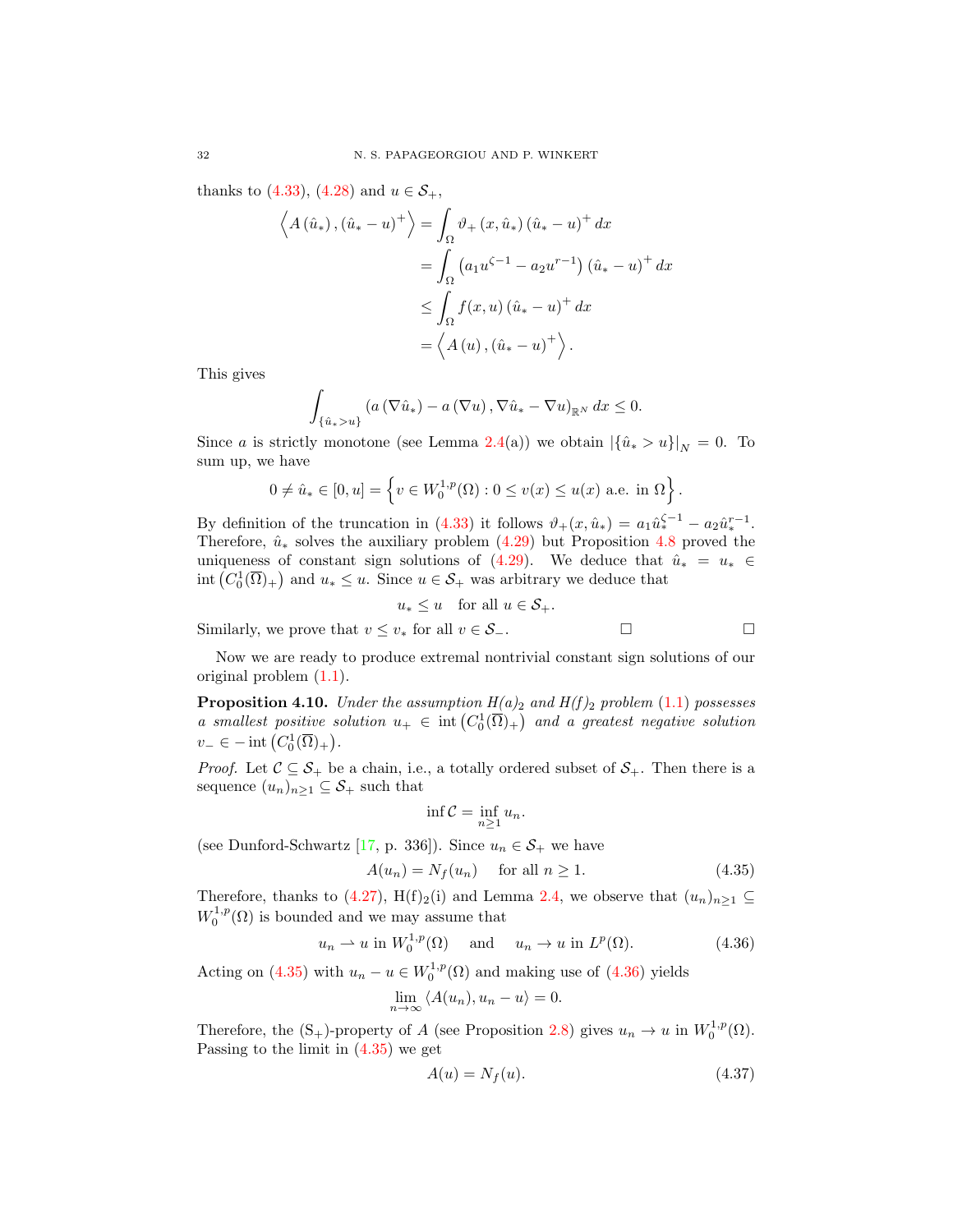thanks to (4.33), (4.28) and $u \in \mathcal{S}_+$,

$$\begin{aligned}
\left\langle A\left(\hat{u}_*\right), \left(\hat{u}_* - u\right)^+ \right\rangle &= \int_\Omega \vartheta_+\left(x, \hat{u}_*\right)\left(\hat{u}_* - u\right)^+ dx \\
&= \int_\Omega \left(a_1 u^{\zeta-1} - a_2 u^{r-1}\right)\left(\hat{u}_* - u\right)^+ dx \\
&\le \int_\Omega f(x,u)\left(\hat{u}_* - u\right)^+ dx \\
&= \left\langle A\left(u\right), \left(\hat{u}_* - u\right)^+ \right\rangle.
\end{aligned}$$

This gives

$$\int_{\{\hat{u}_* > u\}} \left(a\left(\nabla \hat{u}_*\right) - a\left(\nabla u\right), \nabla \hat{u}_* - \nabla u\right)_{\mathbb{R}^N} dx \le 0.$$

Since $a$ is strictly monotone (see Lemma 2.4(a)) we obtain $|\{\hat{u}_* > u\}|_N = 0$. To sum up, we have

$$0 \ne \hat{u}_* \in [0,u] = \left\{ v \in W_0^{1,p}(\Omega) : 0 \le v(x) \le u(x) \text{ a.e. in } \Omega \right\}.$$

By definition of the truncation in (4.33) it follows $\vartheta_+(x, \hat{u}_*) = a_1 \hat{u}_*^{\zeta-1} - a_2 \hat{u}_*^{r-1}$. Therefore, $\hat{u}_*$ solves the auxiliary problem (4.29) but Proposition 4.8 proved the uniqueness of constant sign solutions of (4.29). We deduce that $\hat{u}_* = u_* \in \operatorname{int}\left(C_0^1(\overline{\Omega})_+\right)$ and $u_* \le u$. Since $u \in \mathcal{S}_+$ was arbitrary we deduce that

$$u_* \le u \quad \text{for all } u \in \mathcal{S}_+.$$

Similarly, we prove that $v \le v_*$ for all $v \in \mathcal{S}_-$. □ □

Now we are ready to produce extremal nontrivial constant sign solutions of our original problem (1.1).

**Proposition 4.10.** *Under the assumption H(a)$_2$ and H(f)$_2$ problem (1.1) possesses a smallest positive solution $u_+ \in \operatorname{int}\left(C_0^1(\overline{\Omega})_+\right)$ and a greatest negative solution $v_- \in -\operatorname{int}\left(C_0^1(\overline{\Omega})_+\right)$.*

*Proof.* Let $\mathcal{C} \subseteq \mathcal{S}_+$ be a chain, i.e., a totally ordered subset of $\mathcal{S}_+$. Then there is a sequence $(u_n)_{n\ge1} \subseteq \mathcal{S}_+$ such that

$$\inf \mathcal{C} = \inf_{n \ge 1} u_n.$$

(see Dunford-Schwartz [17, p. 336]). Since $u_n \in \mathcal{S}_+$ we have

$$A(u_n) = N_f(u_n) \quad \text{ for all } n \ge 1. \tag{4.35}$$

Therefore, thanks to (4.27), H(f)$_2$(i) and Lemma 2.4, we observe that $(u_n)_{n\ge1} \subseteq W_0^{1,p}(\Omega)$ is bounded and we may assume that

$$u_n \rightharpoonup u \text{ in } W_0^{1,p}(\Omega) \quad \text{ and } \quad u_n \to u \text{ in } L^p(\Omega). \tag{4.36}$$

Acting on (4.35) with $u_n - u \in W_0^{1,p}(\Omega)$ and making use of (4.36) yields

$$\lim_{n\to\infty} \langle A(u_n), u_n - u \rangle = 0.$$

Therefore, the (S$_+$)-property of $A$ (see Proposition 2.8) gives $u_n \to u$ in $W_0^{1,p}(\Omega)$. Passing to the limit in (4.35) we get

$$A(u) = N_f(u). \tag{4.37}$$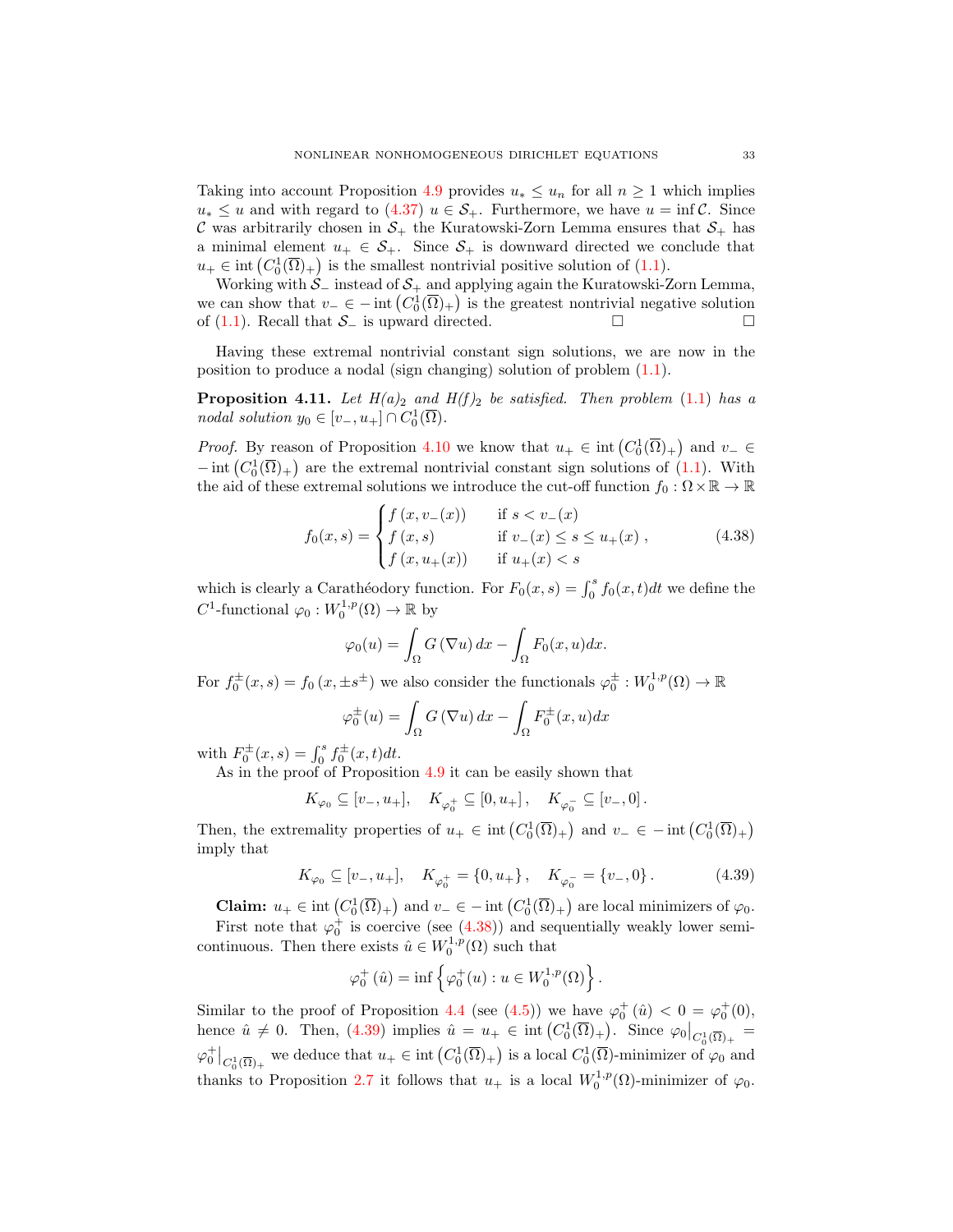Taking into account Proposition 4.9 provides $u_* \leq u_n$ for all $n \geq 1$ which implies $u_* \leq u$ and with regard to (4.37) $u \in \mathcal{S}_+$. Furthermore, we have $u = \inf \mathcal{C}$. Since $\mathcal{C}$ was arbitrarily chosen in $\mathcal{S}_+$ the Kuratowski-Zorn Lemma ensures that $\mathcal{S}_+$ has a minimal element $u_+ \in \mathcal{S}_+$. Since $\mathcal{S}_+$ is downward directed we conclude that $u_+ \in \operatorname{int}\left(C_0^1(\overline{\Omega})_+\right)$ is the smallest nontrivial positive solution of (1.1).

Working with $\mathcal{S}_-$ instead of $\mathcal{S}_+$ and applying again the Kuratowski-Zorn Lemma, we can show that $v_- \in -\operatorname{int}\left(C_0^1(\overline{\Omega})_+\right)$ is the greatest nontrivial negative solution of (1.1). Recall that $\mathcal{S}_-$ is upward directed. □ □

Having these extremal nontrivial constant sign solutions, we are now in the position to produce a nodal (sign changing) solution of problem (1.1).

**Proposition 4.11.** *Let $H(a)_2$ and $H(f)_2$ be satisfied. Then problem* (1.1) *has a nodal solution $y_0 \in [v_-, u_+] \cap C_0^1(\overline{\Omega})$.*

*Proof.* By reason of Proposition 4.10 we know that $u_+ \in \operatorname{int}\left(C_0^1(\overline{\Omega})_+\right)$ and $v_- \in -\operatorname{int}\left(C_0^1(\overline{\Omega})_+\right)$ are the extremal nontrivial constant sign solutions of (1.1). With the aid of these extremal solutions we introduce the cut-off function $f_0 : \Omega \times \mathbb{R} \to \mathbb{R}$

$$
f_0(x,s) = \begin{cases} f\left(x, v_-(x)\right) & \text{if } s < v_-(x) \\ f\left(x, s\right) & \text{if } v_-(x) \leq s \leq u_+(x) \\ f\left(x, u_+(x)\right) & \text{if } u_+(x) < s \end{cases}, \tag{4.38}
$$

which is clearly a Carathéodory function. For $F_0(x,s) = \int_0^s f_0(x,t)dt$ we define the $C^1$-functional $\varphi_0 : W_0^{1,p}(\Omega) \to \mathbb{R}$ by

$$
\varphi_0(u) = \int_\Omega G\left(\nabla u\right) dx - \int_\Omega F_0(x,u) dx.
$$

For $f_0^{\pm}(x,s) = f_0\left(x, \pm s^{\pm}\right)$ we also consider the functionals $\varphi_0^{\pm} : W_0^{1,p}(\Omega) \to \mathbb{R}$

$$
\varphi_0^{\pm}(u) = \int_\Omega G\left(\nabla u\right) dx - \int_\Omega F_0^{\pm}(x,u) dx
$$

with $F_0^{\pm}(x,s) = \int_0^s f_0^{\pm}(x,t)dt$.

As in the proof of Proposition 4.9 it can be easily shown that

$$
K_{\varphi_0} \subseteq [v_-, u_+], \quad K_{\varphi_0^+} \subseteq [0, u_+], \quad K_{\varphi_0^-} \subseteq [v_-, 0].
$$

Then, the extremality properties of $u_+ \in \operatorname{int}\left(C_0^1(\overline{\Omega})_+\right)$ and $v_- \in -\operatorname{int}\left(C_0^1(\overline{\Omega})_+\right)$ imply that

$$
K_{\varphi_0} \subseteq [v_-, u_+], \quad K_{\varphi_0^+} = \{0, u_+\}, \quad K_{\varphi_0^-} = \{v_-, 0\}. \tag{4.39}
$$

**Claim:** $u_+ \in \operatorname{int}\left(C_0^1(\overline{\Omega})_+\right)$ and $v_- \in -\operatorname{int}\left(C_0^1(\overline{\Omega})_+\right)$ are local minimizers of $\varphi_0$.

First note that $\varphi_0^+$ is coercive (see (4.38)) and sequentially weakly lower semicontinuous. Then there exists $\hat{u} \in W_0^{1,p}(\Omega)$ such that

$$
\varphi_0^+\left(\hat{u}\right) = \inf\left\{\varphi_0^+(u) : u \in W_0^{1,p}(\Omega)\right\}.
$$

Similar to the proof of Proposition 4.4 (see (4.5)) we have $\varphi_0^+\left(\hat{u}\right) < 0 = \varphi_0^+(0)$, hence $\hat{u} \neq 0$. Then, (4.39) implies $\hat{u} = u_+ \in \operatorname{int}\left(C_0^1(\overline{\Omega})_+\right)$. Since $\varphi_0\big|_{C_0^1(\overline{\Omega})_+} = \varphi_0^+\big|_{C_0^1(\overline{\Omega})_+}$ we deduce that $u_+ \in \operatorname{int}\left(C_0^1(\overline{\Omega})_+\right)$ is a local $C_0^1(\overline{\Omega})$-minimizer of $\varphi_0$ and thanks to Proposition 2.7 it follows that $u_+$ is a local $W_0^{1,p}(\Omega)$-minimizer of $\varphi_0$.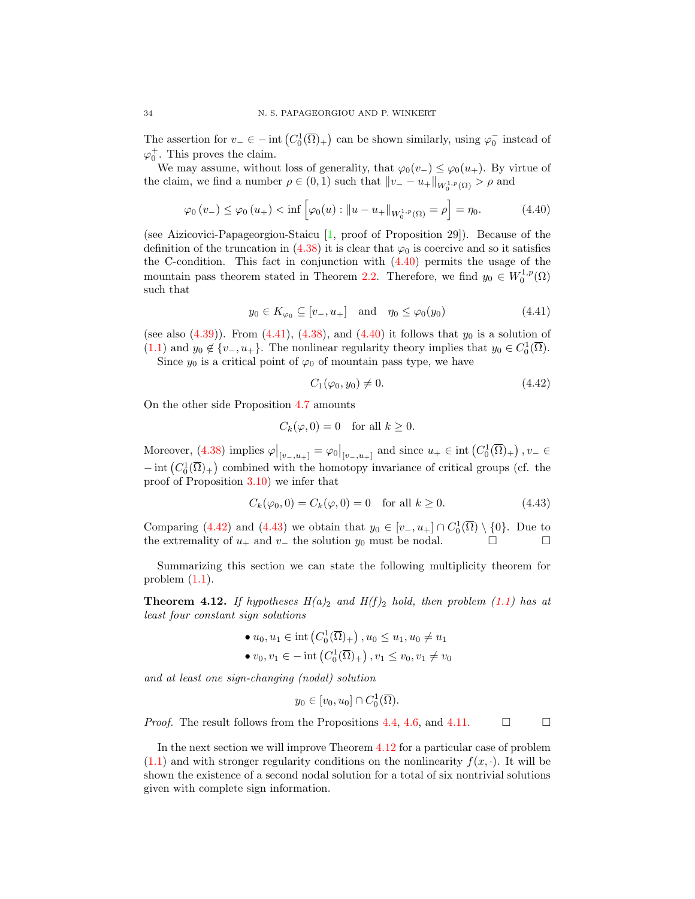The assertion for $v_- \in -\operatorname{int}\left(C_0^1(\overline{\Omega})_+\right)$ can be shown similarly, using $\varphi_0^-$ instead of $\varphi_0^+$. This proves the claim.

We may assume, without loss of generality, that $\varphi_0(v_-) \leq \varphi_0(u_+)$. By virtue of the claim, we find a number $\rho \in (0,1)$ such that $\|v_- - u_+\|_{W_0^{1,p}(\Omega)} > \rho$ and

$$\varphi_0\left(v_-\right) \leq \varphi_0\left(u_+\right) < \inf\left[\varphi_0(u) : \|u - u_+\|_{W_0^{1,p}(\Omega)} = \rho\right] = \eta_0. \tag{4.40}$$

(see Aizicovici-Papageorgiou-Staicu [1, proof of Proposition 29]). Because of the definition of the truncation in (4.38) it is clear that $\varphi_0$ is coercive and so it satisfies the C-condition. This fact in conjunction with (4.40) permits the usage of the mountain pass theorem stated in Theorem 2.2. Therefore, we find $y_0 \in W_0^{1,p}(\Omega)$ such that

$$y_0 \in K_{\varphi_0} \subseteq [v_-, u_+] \quad \text{and} \quad \eta_0 \leq \varphi_0(y_0) \tag{4.41}$$

(see also (4.39)). From (4.41), (4.38), and (4.40) it follows that $y_0$ is a solution of (1.1) and $y_0 \notin \{v_-, u_+\}$. The nonlinear regularity theory implies that $y_0 \in C_0^1(\overline{\Omega})$.

Since $y_0$ is a critical point of $\varphi_0$ of mountain pass type, we have

$$C_1(\varphi_0, y_0) \neq 0. \tag{4.42}$$

On the other side Proposition 4.7 amounts

$$C_k(\varphi, 0) = 0 \quad \text{for all } k \geq 0.$$

Moreover, (4.38) implies $\varphi\big|_{[v_-,u_+]} = \varphi_0\big|_{[v_-,u_+]}$ and since $u_+ \in \operatorname{int}\left(C_0^1(\overline{\Omega})_+\right), v_- \in -\operatorname{int}\left(C_0^1(\overline{\Omega})_+\right)$ combined with the homotopy invariance of critical groups (cf. the proof of Proposition 3.10) we infer that

$$C_k(\varphi_0, 0) = C_k(\varphi, 0) = 0 \quad \text{for all } k \geq 0. \tag{4.43}$$

Comparing (4.42) and (4.43) we obtain that $y_0 \in [v_-, u_+] \cap C_0^1(\overline{\Omega}) \setminus \{0\}$. Due to the extremality of $u_+$ and $v_-$ the solution $y_0$ must be nodal. □ □

Summarizing this section we can state the following multiplicity theorem for problem (1.1).

**Theorem 4.12.** *If hypotheses $H(a)_2$ and $H(f)_2$ hold, then problem (1.1) has at least four constant sign solutions*

- $u_0, u_1 \in \operatorname{int}\left(C_0^1(\overline{\Omega})_+\right), u_0 \leq u_1, u_0 \neq u_1$
- $v_0, v_1 \in -\operatorname{int}\left(C_0^1(\overline{\Omega})_+\right), v_1 \leq v_0, v_1 \neq v_0$

*and at least one sign-changing (nodal) solution*

$$y_0 \in [v_0, u_0] \cap C_0^1(\overline{\Omega}).$$

*Proof.* The result follows from the Propositions 4.4, 4.6, and 4.11. □ □

In the next section we will improve Theorem 4.12 for a particular case of problem (1.1) and with stronger regularity conditions on the nonlinearity $f(x, \cdot)$. It will be shown the existence of a second nodal solution for a total of six nontrivial solutions given with complete sign information.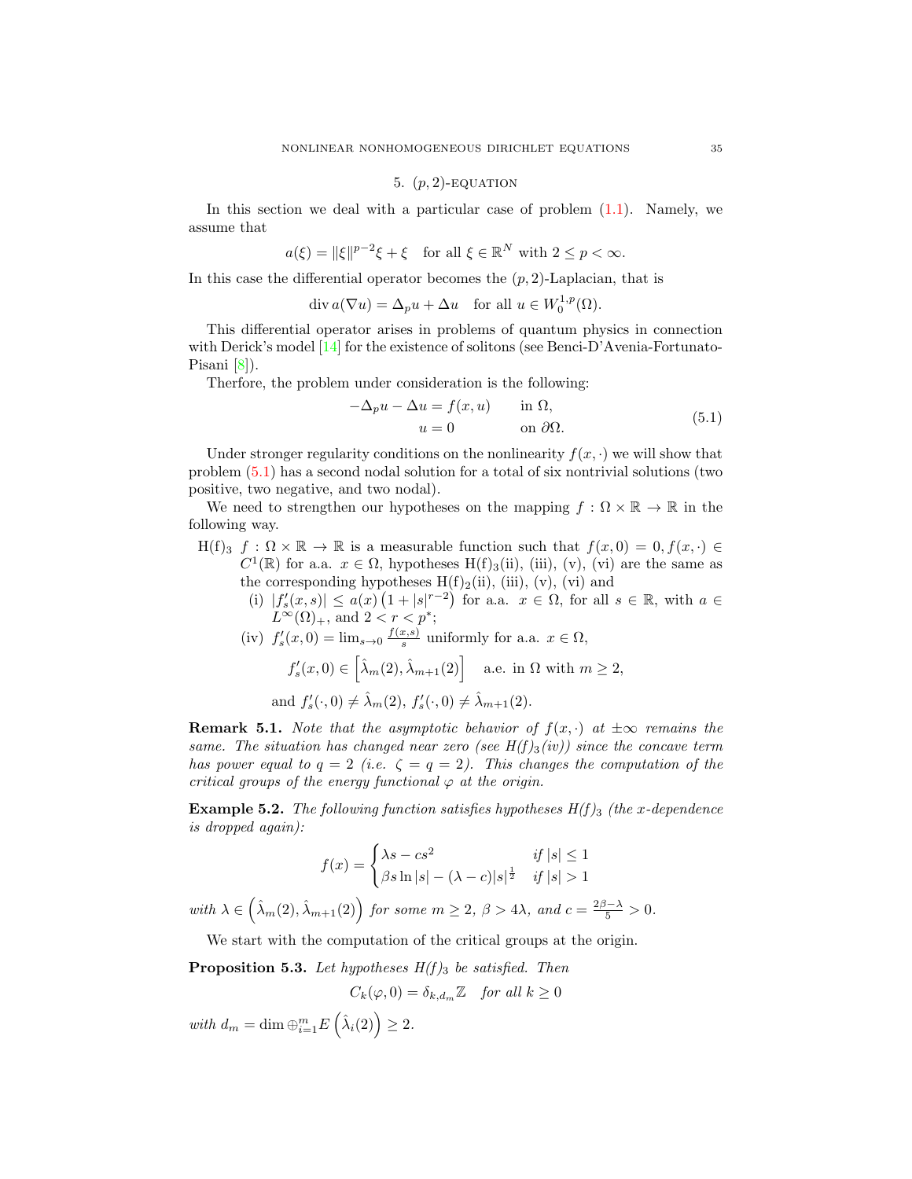## 5. $(p,2)$-equation

In this section we deal with a particular case of problem (1.1). Namely, we assume that

$$a(\xi) = \|\xi\|^{p-2}\xi + \xi \quad \text{for all } \xi \in \mathbb{R}^N \text{ with } 2 \leq p < \infty.$$

In this case the differential operator becomes the $(p,2)$-Laplacian, that is

$$\operatorname{div} a(\nabla u) = \Delta_p u + \Delta u \quad \text{for all } u \in W_0^{1,p}(\Omega).$$

This differential operator arises in problems of quantum physics in connection with Derick's model [14] for the existence of solitons (see Benci-D'Avenia-Fortunato-Pisani [8]).

Therfore, the problem under consideration is the following:

$$\begin{aligned} -\Delta_p u - \Delta u &= f(x,u) \qquad \text{in } \Omega,\\ u &= 0 \qquad \text{on } \partial\Omega. \end{aligned} \tag{5.1}$$

Under stronger regularity conditions on the nonlinearity $f(x,\cdot)$ we will show that problem (5.1) has a second nodal solution for a total of six nontrivial solutions (two positive, two negative, and two nodal).

We need to strengthen our hypotheses on the mapping $f : \Omega \times \mathbb{R} \to \mathbb{R}$ in the following way.

H(f)$_3$ $f : \Omega \times \mathbb{R} \to \mathbb{R}$ is a measurable function such that $f(x,0) = 0, f(x,\cdot) \in C^1(\mathbb{R})$ for a.a. $x \in \Omega$, hypotheses H(f)$_3$(ii), (iii), (v), (vi) are the same as the corresponding hypotheses H(f)$_2$(ii), (iii), (v), (vi) and

- (i) $|f_s'(x,s)| \leq a(x)\left(1 + |s|^{r-2}\right)$ for a.a. $x \in \Omega$, for all $s \in \mathbb{R}$, with $a \in L^\infty(\Omega)_+$, and $2 < r < p^*$;
- (iv) $f_s'(x,0) = \lim_{s \to 0} \frac{f(x,s)}{s}$ uniformly for a.a. $x \in \Omega$,

$$f_s'(x,0) \in \left[\hat{\lambda}_m(2), \hat{\lambda}_{m+1}(2)\right] \quad \text{a.e. in } \Omega \text{ with } m \geq 2,$$

and $f_s'(\cdot,0) \neq \hat{\lambda}_m(2)$, $f_s'(\cdot,0) \neq \hat{\lambda}_{m+1}(2)$.

**Remark 5.1.** *Note that the asymptotic behavior of $f(x,\cdot)$ at $\pm\infty$ remains the same. The situation has changed near zero (see H(f)$_3$(iv)) since the concave term has power equal to $q = 2$ (i.e. $\zeta = q = 2$). This changes the computation of the critical groups of the energy functional $\varphi$ at the origin.*

**Example 5.2.** *The following function satisfies hypotheses H(f)$_3$ (the x-dependence is dropped again):*

$$f(x) = \begin{cases} \lambda s - cs^2 & \text{if } |s| \leq 1 \\ \beta s \ln |s| - (\lambda - c)|s|^{\frac{1}{2}} & \text{if } |s| > 1 \end{cases}$$

*with $\lambda \in \left(\hat{\lambda}_m(2), \hat{\lambda}_{m+1}(2)\right)$ for some $m \geq 2$, $\beta > 4\lambda$, and $c = \frac{2\beta - \lambda}{5} > 0$.*

We start with the computation of the critical groups at the origin.

**Proposition 5.3.** *Let hypotheses H(f)$_3$ be satisfied. Then*

$$C_k(\varphi, 0) = \delta_{k,d_m}\mathbb{Z} \quad \text{for all } k \geq 0$$

*with $d_m = \dim \oplus_{i=1}^m E\left(\hat{\lambda}_i(2)\right) \geq 2$.*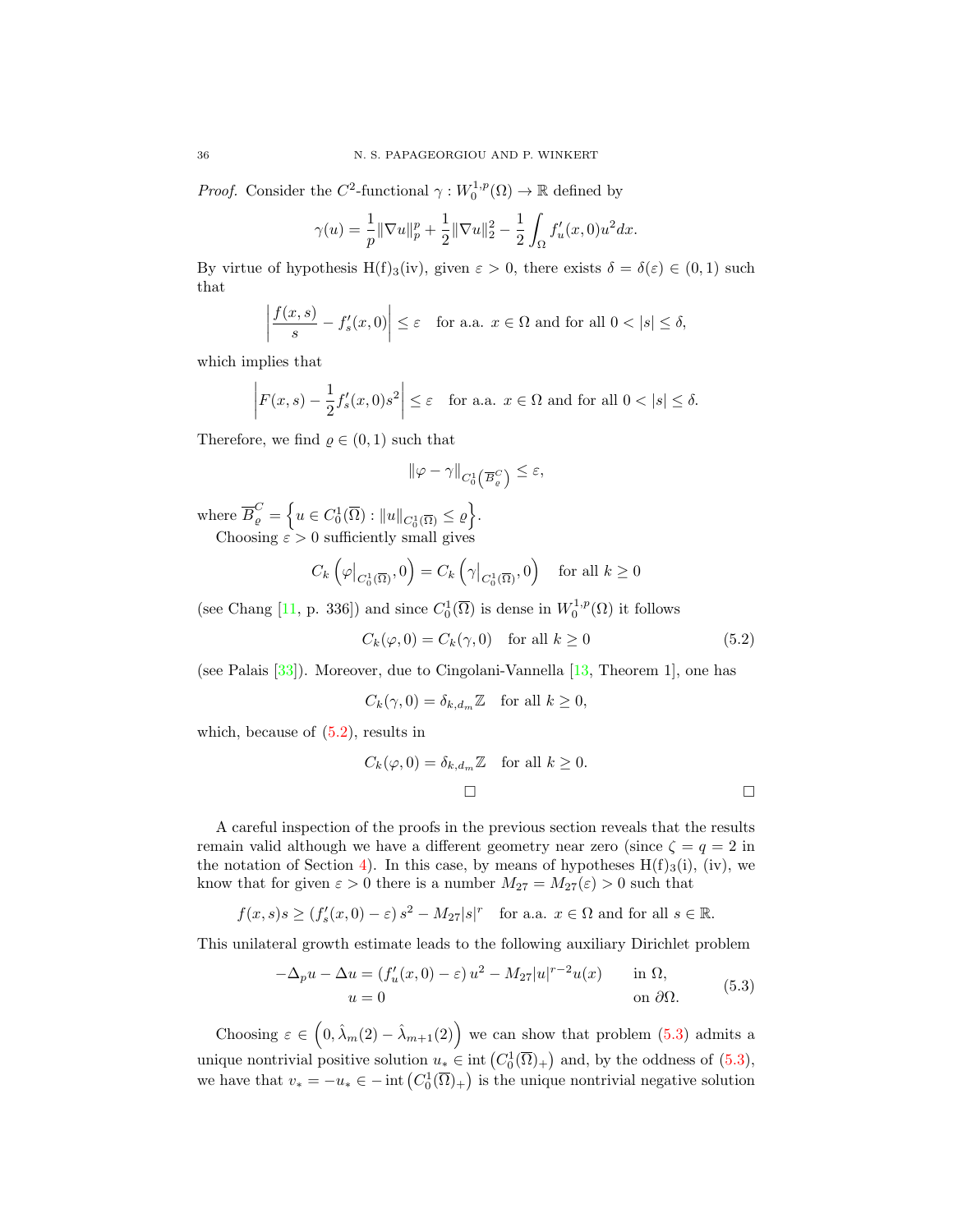*Proof.* Consider the $C^2$-functional $\gamma : W_0^{1,p}(\Omega) \to \mathbb{R}$ defined by

$$\gamma(u) = \frac{1}{p}\|\nabla u\|_p^p + \frac{1}{2}\|\nabla u\|_2^2 - \frac{1}{2}\int_\Omega f_u'(x,0)u^2 dx.$$

By virtue of hypothesis H(f)$_3$(iv), given $\varepsilon > 0$, there exists $\delta = \delta(\varepsilon) \in (0,1)$ such that

$$\left|\frac{f(x,s)}{s} - f_s'(x,0)\right| \leq \varepsilon \quad \text{for a.a. } x \in \Omega \text{ and for all } 0 < |s| \leq \delta,$$

which implies that

$$\left|F(x,s) - \frac{1}{2}f_s'(x,0)s^2\right| \leq \varepsilon \quad \text{for a.a. } x \in \Omega \text{ and for all } 0 < |s| \leq \delta.$$

Therefore, we find $\varrho \in (0,1)$ such that

$$\|\varphi - \gamma\|_{C_0^1\left(\overline{B}_\varrho^C\right)} \leq \varepsilon,$$

where $\overline{B}_\varrho^C = \left\{u \in C_0^1(\overline{\Omega}) : \|u\|_{C_0^1(\overline{\Omega})} \leq \varrho\right\}$.

Choosing $\varepsilon > 0$ sufficiently small gives

$$C_k\left(\varphi\big|_{C_0^1(\overline{\Omega})}, 0\right) = C_k\left(\gamma\big|_{C_0^1(\overline{\Omega})}, 0\right) \quad \text{for all } k \geq 0$$

(see Chang [11, p. 336]) and since $C_0^1(\overline{\Omega})$ is dense in $W_0^{1,p}(\Omega)$ it follows

$$C_k(\varphi, 0) = C_k(\gamma, 0) \quad \text{for all } k \geq 0 \tag{5.2}$$

(see Palais [33]). Moreover, due to Cingolani-Vannella [13, Theorem 1], one has

$$C_k(\gamma, 0) = \delta_{k,d_m}\mathbb{Z} \quad \text{for all } k \geq 0,$$

which, because of (5.2), results in

$$C_k(\varphi, 0) = \delta_{k,d_m}\mathbb{Z} \quad \text{for all } k \geq 0.$$

□ □

A careful inspection of the proofs in the previous section reveals that the results remain valid although we have a different geometry near zero (since $\zeta = q = 2$ in the notation of Section 4). In this case, by means of hypotheses H(f)$_3$(i), (iv), we know that for given $\varepsilon > 0$ there is a number $M_{27} = M_{27}(\varepsilon) > 0$ such that

$$f(x,s)s \geq \left(f_s'(x,0) - \varepsilon\right)s^2 - M_{27}|s|^r \quad \text{for a.a. } x \in \Omega \text{ and for all } s \in \mathbb{R}.$$

This unilateral growth estimate leads to the following auxiliary Dirichlet problem

$$\begin{aligned}
-\Delta_p u - \Delta u &= \left(f_u'(x,0) - \varepsilon\right)u^2 - M_{27}|u|^{r-2}u(x) \qquad && \text{in } \Omega,\\
u &= 0 && \text{on } \partial\Omega.
\end{aligned} \tag{5.3}$$

Choosing $\varepsilon \in \left(0, \hat{\lambda}_m(2) - \hat{\lambda}_{m+1}(2)\right)$ we can show that problem (5.3) admits a unique nontrivial positive solution $u_* \in \operatorname{int}\left(C_0^1(\overline{\Omega})_+\right)$ and, by the oddness of (5.3), we have that $v_* = -u_* \in -\operatorname{int}\left(C_0^1(\overline{\Omega})_+\right)$ is the unique nontrivial negative solution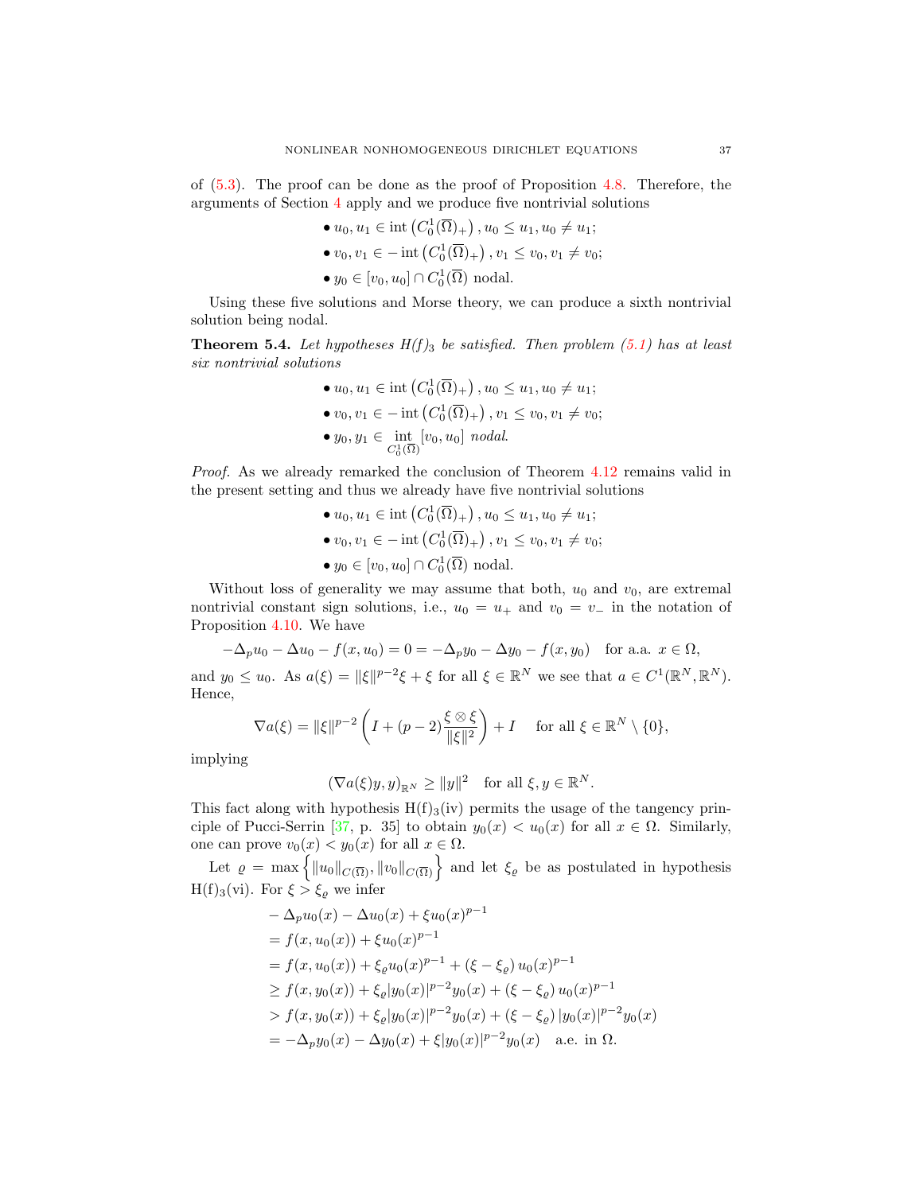of (5.3). The proof can be done as the proof of Proposition 4.8. Therefore, the arguments of Section 4 apply and we produce five nontrivial solutions

- $u_0, u_1 \in \operatorname{int}\left(C_0^1(\overline{\Omega})_+\right), u_0 \leq u_1, u_0 \neq u_1;$
- $v_0, v_1 \in -\operatorname{int}\left(C_0^1(\overline{\Omega})_+\right), v_1 \leq v_0, v_1 \neq v_0;$
- $y_0 \in [v_0, u_0] \cap C_0^1(\overline{\Omega})$ nodal.

Using these five solutions and Morse theory, we can produce a sixth nontrivial solution being nodal.

**Theorem 5.4.** *Let hypotheses $H(f)_3$ be satisfied. Then problem (5.1) has at least six nontrivial solutions*

- $u_0, u_1 \in \operatorname{int}\left(C_0^1(\overline{\Omega})_+\right), u_0 \leq u_1, u_0 \neq u_1;$
- $v_0, v_1 \in -\operatorname{int}\left(C_0^1(\overline{\Omega})_+\right), v_1 \leq v_0, v_1 \neq v_0;$
- $y_0, y_1 \in \operatorname*{int}_{C_0^1(\overline{\Omega})} [v_0, u_0]$ *nodal.*

*Proof.* As we already remarked the conclusion of Theorem 4.12 remains valid in the present setting and thus we already have five nontrivial solutions

- $u_0, u_1 \in \operatorname{int}\left(C_0^1(\overline{\Omega})_+\right), u_0 \leq u_1, u_0 \neq u_1;$
- $v_0, v_1 \in -\operatorname{int}\left(C_0^1(\overline{\Omega})_+\right), v_1 \leq v_0, v_1 \neq v_0;$
- $y_0 \in [v_0, u_0] \cap C_0^1(\overline{\Omega})$ nodal.

Without loss of generality we may assume that both, $u_0$ and $v_0$, are extremal nontrivial constant sign solutions, i.e., $u_0 = u_+$ and $v_0 = v_-$ in the notation of Proposition 4.10. We have

$$-\Delta_p u_0 - \Delta u_0 - f(x, u_0) = 0 = -\Delta_p y_0 - \Delta y_0 - f(x, y_0) \quad \text{for a.a. } x \in \Omega,$$

and $y_0 \leq u_0$. As $a(\xi) = \|\xi\|^{p-2}\xi + \xi$ for all $\xi \in \mathbb{R}^N$ we see that $a \in C^1(\mathbb{R}^N, \mathbb{R}^N)$. Hence,

$$\nabla a(\xi) = \|\xi\|^{p-2}\left(I + (p-2)\frac{\xi \otimes \xi}{\|\xi\|^2}\right) + I \quad \text{ for all } \xi \in \mathbb{R}^N \setminus \{0\},$$

implying

$$(\nabla a(\xi)y, y)_{\mathbb{R}^N} \geq \|y\|^2 \quad \text{for all } \xi, y \in \mathbb{R}^N.$$

This fact along with hypothesis H(f)$_3$(iv) permits the usage of the tangency principle of Pucci-Serrin [37, p. 35] to obtain $y_0(x) < u_0(x)$ for all $x \in \Omega$. Similarly, one can prove $v_0(x) < y_0(x)$ for all $x \in \Omega$.

Let $\varrho = \max\left\{\|u_0\|_{C(\overline{\Omega})}, \|v_0\|_{C(\overline{\Omega})}\right\}$ and let $\xi_\varrho$ be as postulated in hypothesis H(f)$_3$(vi). For $\xi > \xi_\varrho$ we infer

$$\begin{aligned}
&- \Delta_p u_0(x) - \Delta u_0(x) + \xi u_0(x)^{p-1}\\
&= f(x, u_0(x)) + \xi u_0(x)^{p-1}\\
&= f(x, u_0(x)) + \xi_\varrho u_0(x)^{p-1} + (\xi - \xi_\varrho)\, u_0(x)^{p-1}\\
&\geq f(x, y_0(x)) + \xi_\varrho |y_0(x)|^{p-2} y_0(x) + (\xi - \xi_\varrho)\, u_0(x)^{p-1}\\
&> f(x, y_0(x)) + \xi_\varrho |y_0(x)|^{p-2} y_0(x) + (\xi - \xi_\varrho)\, |y_0(x)|^{p-2} y_0(x)\\
&= -\Delta_p y_0(x) - \Delta y_0(x) + \xi |y_0(x)|^{p-2} y_0(x) \quad \text{a.e. in } \Omega.
\end{aligned}$$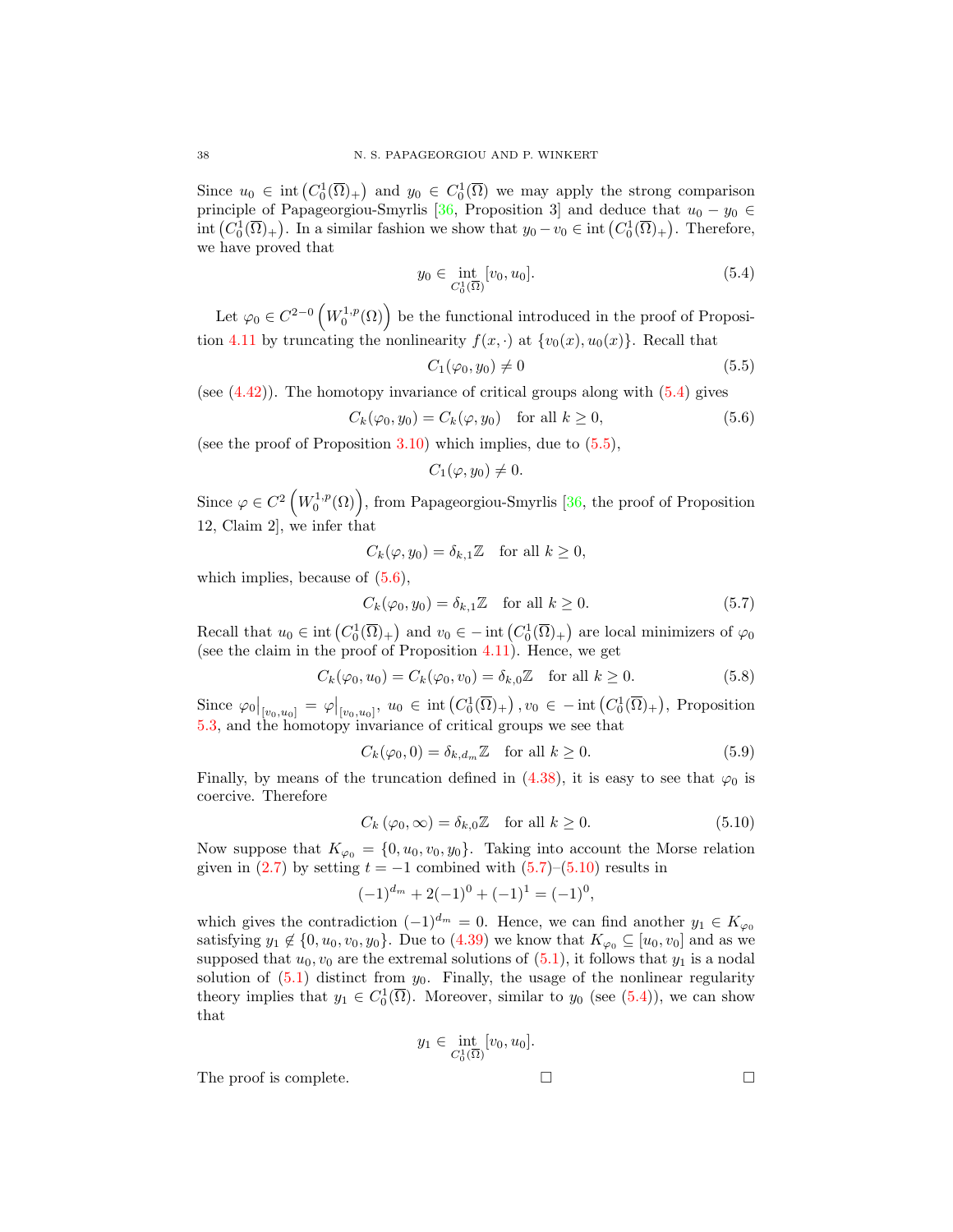Since $u_0 \in \operatorname{int}\left(C_0^1(\overline{\Omega})_+\right)$ and $y_0 \in C_0^1(\overline{\Omega})$ we may apply the strong comparison principle of Papageorgiou-Smyrlis [36, Proposition 3] and deduce that $u_0 - y_0 \in \operatorname{int}\left(C_0^1(\overline{\Omega})_+\right)$. In a similar fashion we show that $y_0 - v_0 \in \operatorname{int}\left(C_0^1(\overline{\Omega})_+\right)$. Therefore, we have proved that

$$y_0 \in \operatorname*{int}_{C_0^1(\overline{\Omega})} [v_0, u_0]. \tag{5.4}$$

Let $\varphi_0 \in C^{2-0}\left(W_0^{1,p}(\Omega)\right)$ be the functional introduced in the proof of Proposition 4.11 by truncating the nonlinearity $f(x,\cdot)$ at $\{v_0(x), u_0(x)\}$. Recall that

$$C_1(\varphi_0, y_0) \neq 0 \tag{5.5}$$

(see (4.42)). The homotopy invariance of critical groups along with (5.4) gives

$$C_k(\varphi_0, y_0) = C_k(\varphi, y_0) \quad \text{for all } k \geq 0, \tag{5.6}$$

(see the proof of Proposition 3.10) which implies, due to (5.5),

$$C_1(\varphi, y_0) \neq 0.$$

Since $\varphi \in C^2\left(W_0^{1,p}(\Omega)\right)$, from Papageorgiou-Smyrlis [36, the proof of Proposition 12, Claim 2], we infer that

$$C_k(\varphi, y_0) = \delta_{k,1}\mathbb{Z} \quad \text{for all } k \geq 0,$$

which implies, because of (5.6),

$$C_k(\varphi_0, y_0) = \delta_{k,1}\mathbb{Z} \quad \text{for all } k \geq 0. \tag{5.7}$$

Recall that $u_0 \in \operatorname{int}\left(C_0^1(\overline{\Omega})_+\right)$ and $v_0 \in -\operatorname{int}\left(C_0^1(\overline{\Omega})_+\right)$ are local minimizers of $\varphi_0$ (see the claim in the proof of Proposition 4.11). Hence, we get

$$C_k(\varphi_0, u_0) = C_k(\varphi_0, v_0) = \delta_{k,0}\mathbb{Z} \quad \text{for all } k \geq 0. \tag{5.8}$$

Since $\varphi_0\big|_{[v_0,u_0]} = \varphi\big|_{[v_0,u_0]}$, $u_0 \in \operatorname{int}\left(C_0^1(\overline{\Omega})_+\right), v_0 \in -\operatorname{int}\left(C_0^1(\overline{\Omega})_+\right)$, Proposition 5.3, and the homotopy invariance of critical groups we see that

$$C_k(\varphi_0, 0) = \delta_{k,d_m}\mathbb{Z} \quad \text{for all } k \geq 0. \tag{5.9}$$

Finally, by means of the truncation defined in (4.38), it is easy to see that $\varphi_0$ is coercive. Therefore

$$C_k\left(\varphi_0, \infty\right) = \delta_{k,0}\mathbb{Z} \quad \text{for all } k \geq 0. \tag{5.10}$$

Now suppose that $K_{\varphi_0} = \{0, u_0, v_0, y_0\}$. Taking into account the Morse relation given in (2.7) by setting $t = -1$ combined with (5.7)–(5.10) results in

$$(-1)^{d_m} + 2(-1)^0 + (-1)^1 = (-1)^0,$$

which gives the contradiction $(-1)^{d_m} = 0$. Hence, we can find another $y_1 \in K_{\varphi_0}$ satisfying $y_1 \notin \{0, u_0, v_0, y_0\}$. Due to (4.39) we know that $K_{\varphi_0} \subseteq [u_0, v_0]$ and as we supposed that $u_0, v_0$ are the extremal solutions of (5.1), it follows that $y_1$ is a nodal solution of (5.1) distinct from $y_0$. Finally, the usage of the nonlinear regularity theory implies that $y_1 \in C_0^1(\overline{\Omega})$. Moreover, similar to $y_0$ (see (5.4)), we can show that

$$y_1 \in \operatorname*{int}_{C_0^1(\overline{\Omega})} [v_0, u_0].$$

The proof is complete. □ □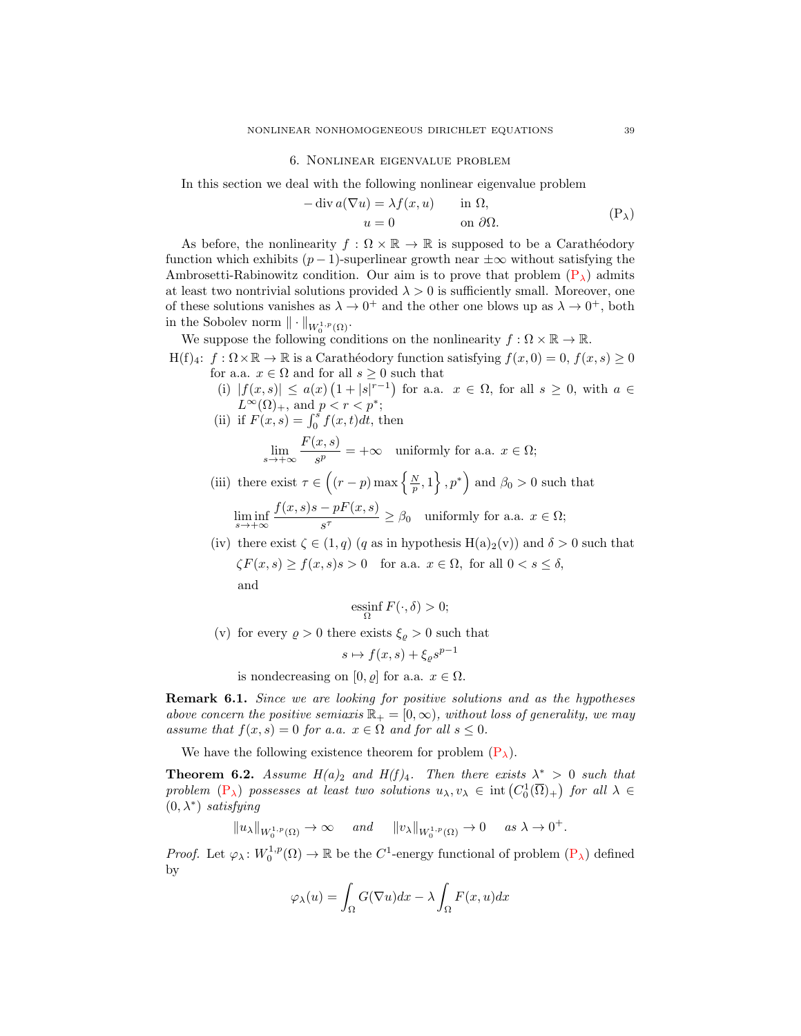## 6. Nonlinear eigenvalue problem

In this section we deal with the following nonlinear eigenvalue problem

$$
\begin{aligned}
-\operatorname{div} a(\nabla u) &= \lambda f(x,u) \qquad \text{in } \Omega,\\
u &= 0 \qquad \text{on } \partial\Omega.
\end{aligned}
\tag{$\mathrm{P}_\lambda$}
$$

As before, the nonlinearity $f:\Omega\times\mathbb{R}\to\mathbb{R}$ is supposed to be a Carathéodory function which exhibits $(p-1)$-superlinear growth near $\pm\infty$ without satisfying the Ambrosetti-Rabinowitz condition. Our aim is to prove that problem ($\mathrm{P}_\lambda$) admits at least two nontrivial solutions provided $\lambda>0$ is sufficiently small. Moreover, one of these solutions vanishes as $\lambda\to 0^+$ and the other one blows up as $\lambda\to 0^+$, both in the Sobolev norm $\|\cdot\|_{W_0^{1,p}(\Omega)}$.

We suppose the following conditions on the nonlinearity $f:\Omega\times\mathbb{R}\to\mathbb{R}$.

H(f)$_4$: $f:\Omega\times\mathbb{R}\to\mathbb{R}$ is a Carathéodory function satisfying $f(x,0)=0$, $f(x,s)\geq 0$ for a.a. $x\in\Omega$ and for all $s\geq 0$ such that

(i) $|f(x,s)|\leq a(x)\left(1+|s|^{r-1}\right)$ for a.a. $x\in\Omega$, for all $s\geq 0$, with $a\in L^\infty(\Omega)_+$, and $p<r<p^*$;

(ii) if $F(x,s)=\int_0^s f(x,t)dt$, then

$$
\lim_{s\to+\infty}\frac{F(x,s)}{s^p}=+\infty \quad \text{uniformly for a.a. } x\in\Omega;
$$

(iii) there exist $\tau\in\left((r-p)\max\left\{\frac{N}{p},1\right\},p^*\right)$ and $\beta_0>0$ such that

$$
\liminf_{s\to+\infty}\frac{f(x,s)s-pF(x,s)}{s^\tau}\geq\beta_0 \quad \text{uniformly for a.a. } x\in\Omega;
$$

(iv) there exist $\zeta\in(1,q)$ ($q$ as in hypothesis H(a)$_2$(v)) and $\delta>0$ such that

$$
\zeta F(x,s)\geq f(x,s)s>0 \quad \text{for a.a. } x\in\Omega, \text{ for all } 0<s\leq\delta,
$$

and

$$
\operatorname*{essinf}_{\Omega} F(\cdot,\delta)>0;
$$

(v) for every $\varrho>0$ there exists $\xi_\varrho>0$ such that

$$
s\mapsto f(x,s)+\xi_\varrho s^{p-1}
$$

is nondecreasing on $[0,\varrho]$ for a.a. $x\in\Omega$.

**Remark 6.1.** *Since we are looking for positive solutions and as the hypotheses above concern the positive semiaxis $\mathbb{R}_+=[0,\infty)$, without loss of generality, we may assume that $f(x,s)=0$ for a.a. $x\in\Omega$ and for all $s\leq 0$.*

We have the following existence theorem for problem ($\mathrm{P}_\lambda$).

**Theorem 6.2.** *Assume H(a)$_2$ and H(f)$_4$. Then there exists $\lambda^*>0$ such that problem ($\mathrm{P}_\lambda$) possesses at least two solutions $u_\lambda,v_\lambda\in\operatorname{int}\left(C_0^1(\overline{\Omega})_+\right)$ for all $\lambda\in(0,\lambda^*)$ satisfying*

$$
\|u_\lambda\|_{W_0^{1,p}(\Omega)}\to\infty \quad \text{and} \quad \|v_\lambda\|_{W_0^{1,p}(\Omega)}\to 0 \quad \text{as } \lambda\to 0^+.
$$

*Proof.* Let $\varphi_\lambda: W_0^{1,p}(\Omega)\to\mathbb{R}$ be the $C^1$-energy functional of problem ($\mathrm{P}_\lambda$) defined by

$$
\varphi_\lambda(u)=\int_\Omega G(\nabla u)dx-\lambda\int_\Omega F(x,u)dx
$$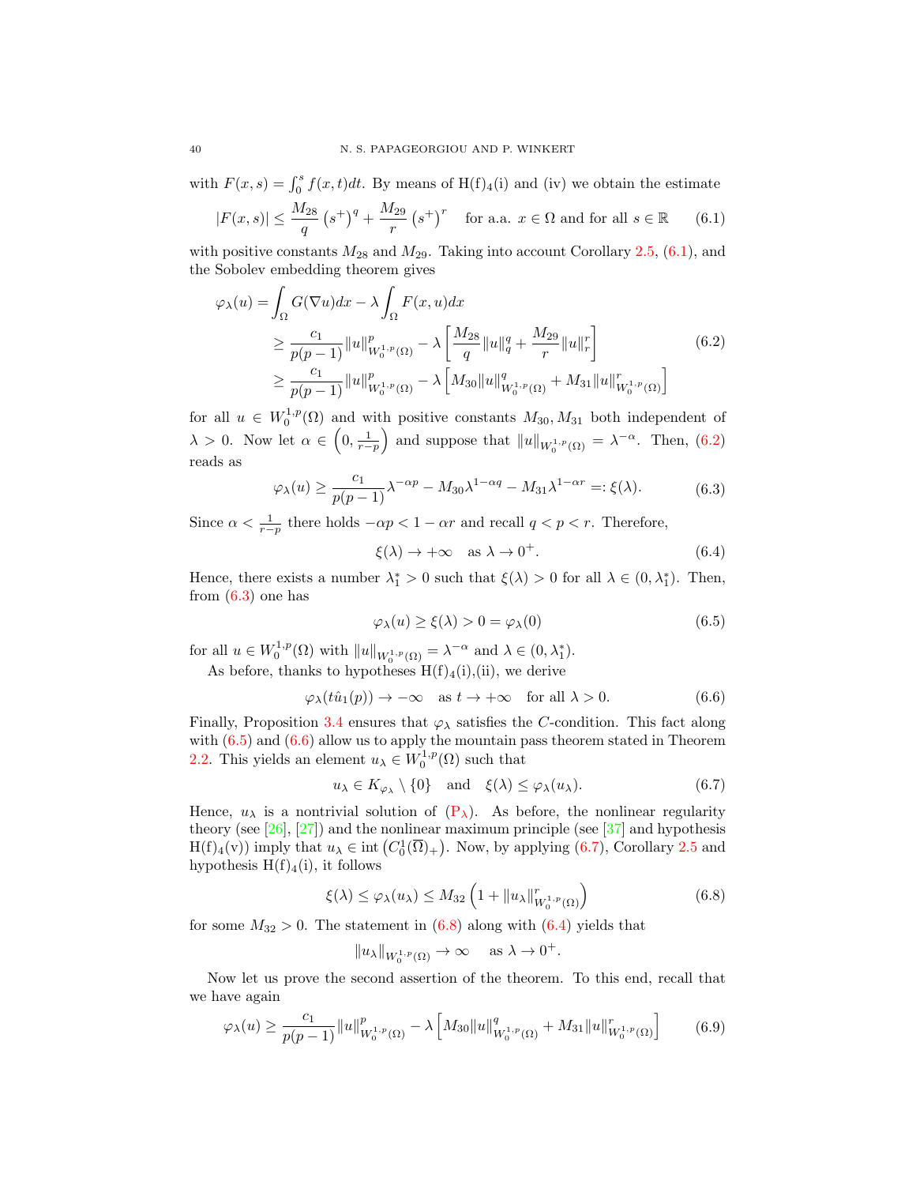with $F(x,s)=\int_0^s f(x,t)dt$. By means of H(f)$_4$(i) and (iv) we obtain the estimate

$$|F(x,s)| \leq \frac{M_{28}}{q}\left(s^+\right)^q + \frac{M_{29}}{r}\left(s^+\right)^r \quad \text{for a.a. } x\in\Omega \text{ and for all } s\in\mathbb{R} \tag{6.1}$$

with positive constants $M_{28}$ and $M_{29}$. Taking into account Corollary 2.5, (6.1), and the Sobolev embedding theorem gives

$$\begin{aligned}
\varphi_\lambda(u) &= \int_\Omega G(\nabla u)dx - \lambda\int_\Omega F(x,u)dx \\
&\geq \frac{c_1}{p(p-1)}\|u\|^p_{W^{1,p}_0(\Omega)} - \lambda\left[\frac{M_{28}}{q}\|u\|_q^q + \frac{M_{29}}{r}\|u\|_r^r\right] \\
&\geq \frac{c_1}{p(p-1)}\|u\|^p_{W^{1,p}_0(\Omega)} - \lambda\left[M_{30}\|u\|^q_{W^{1,p}_0(\Omega)} + M_{31}\|u\|^r_{W^{1,p}_0(\Omega)}\right]
\end{aligned} \tag{6.2}$$

for all $u\in W^{1,p}_0(\Omega)$ and with positive constants $M_{30}, M_{31}$ both independent of $\lambda>0$. Now let $\alpha\in\left(0,\frac{1}{r-p}\right)$ and suppose that $\|u\|_{W^{1,p}_0(\Omega)}=\lambda^{-\alpha}$. Then, (6.2) reads as

$$\varphi_\lambda(u) \geq \frac{c_1}{p(p-1)}\lambda^{-\alpha p} - M_{30}\lambda^{1-\alpha q} - M_{31}\lambda^{1-\alpha r} =: \xi(\lambda). \tag{6.3}$$

Since $\alpha<\frac{1}{r-p}$ there holds $-\alpha p<1-\alpha r$ and recall $q<p<r$. Therefore,

$$\xi(\lambda)\to+\infty \quad \text{as } \lambda\to 0^+. \tag{6.4}$$

Hence, there exists a number $\lambda_1^*>0$ such that $\xi(\lambda)>0$ for all $\lambda\in(0,\lambda_1^*)$. Then, from (6.3) one has

$$\varphi_\lambda(u)\geq\xi(\lambda)>0=\varphi_\lambda(0) \tag{6.5}$$

for all $u\in W^{1,p}_0(\Omega)$ with $\|u\|_{W^{1,p}_0(\Omega)}=\lambda^{-\alpha}$ and $\lambda\in(0,\lambda_1^*)$.

As before, thanks to hypotheses H(f)$_4$(i),(ii), we derive

$$\varphi_\lambda(t\hat{u}_1(p))\to-\infty \quad \text{as } t\to+\infty \quad \text{for all } \lambda>0. \tag{6.6}$$

Finally, Proposition 3.4 ensures that $\varphi_\lambda$ satisfies the $C$-condition. This fact along with (6.5) and (6.6) allow us to apply the mountain pass theorem stated in Theorem 2.2. This yields an element $u_\lambda\in W^{1,p}_0(\Omega)$ such that

$$u_\lambda\in K_{\varphi_\lambda}\setminus\{0\} \quad \text{and} \quad \xi(\lambda)\leq\varphi_\lambda(u_\lambda). \tag{6.7}$$

Hence, $u_\lambda$ is a nontrivial solution of (P$_\lambda$). As before, the nonlinear regularity theory (see [26], [27]) and the nonlinear maximum principle (see [37] and hypothesis H(f)$_4$(v)) imply that $u_\lambda\in\operatorname{int}\left(C^1_0(\overline{\Omega})_+\right)$. Now, by applying (6.7), Corollary 2.5 and hypothesis H(f)$_4$(i), it follows

$$\xi(\lambda)\leq\varphi_\lambda(u_\lambda)\leq M_{32}\left(1+\|u_\lambda\|^r_{W^{1,p}_0(\Omega)}\right) \tag{6.8}$$

for some $M_{32}>0$. The statement in (6.8) along with (6.4) yields that

$$\|u_\lambda\|_{W^{1,p}_0(\Omega)}\to\infty \quad \text{as } \lambda\to 0^+.$$

Now let us prove the second assertion of the theorem. To this end, recall that we have again

$$\varphi_\lambda(u)\geq\frac{c_1}{p(p-1)}\|u\|^p_{W^{1,p}_0(\Omega)} - \lambda\left[M_{30}\|u\|^q_{W^{1,p}_0(\Omega)} + M_{31}\|u\|^r_{W^{1,p}_0(\Omega)}\right] \tag{6.9}$$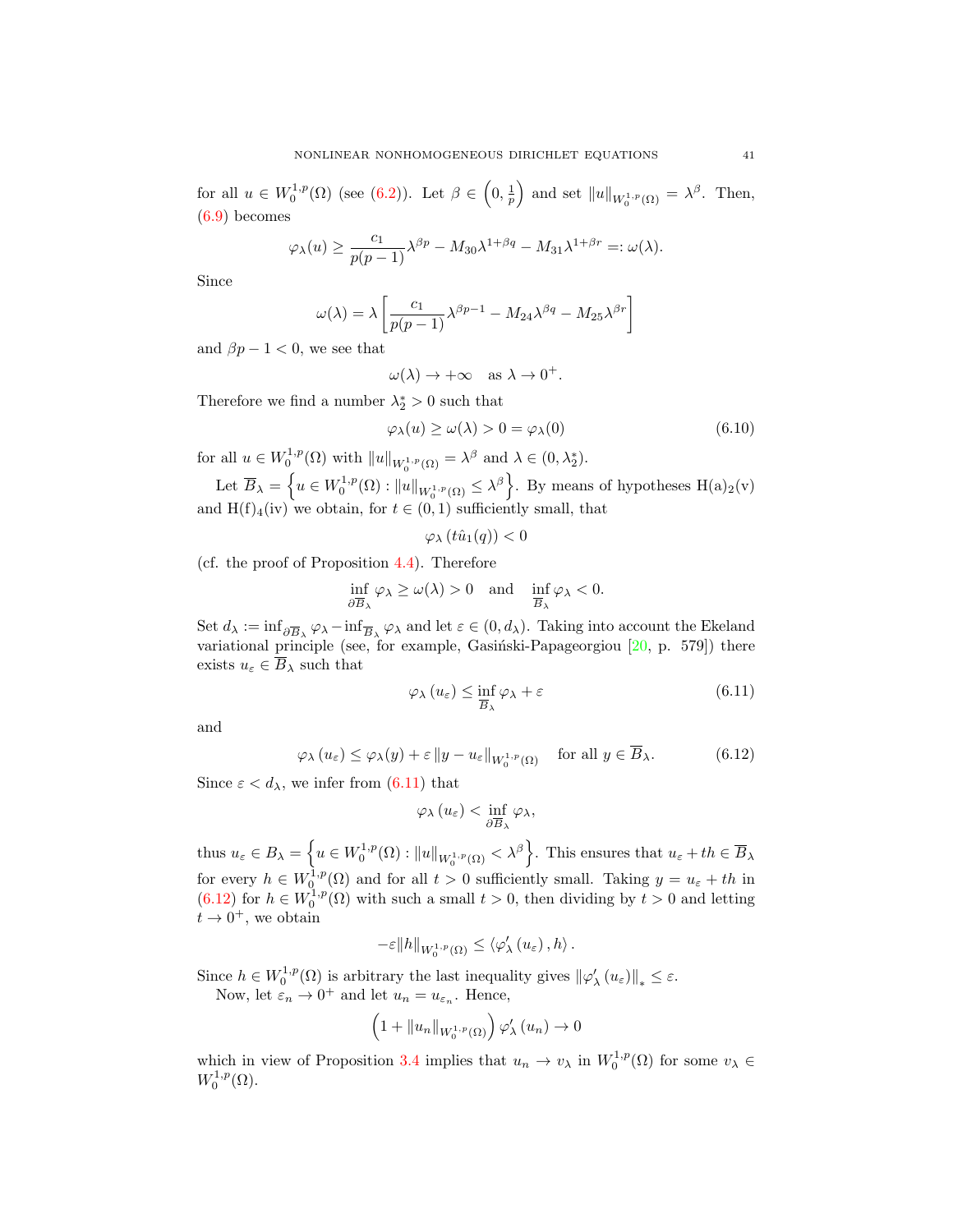for all $u \in W_0^{1,p}(\Omega)$ (see (6.2)). Let $\beta \in \left(0, \frac{1}{p}\right)$ and set $\|u\|_{W_0^{1,p}(\Omega)} = \lambda^\beta$. Then, (6.9) becomes

$$\varphi_\lambda(u) \geq \frac{c_1}{p(p-1)}\lambda^{\beta p} - M_{30}\lambda^{1+\beta q} - M_{31}\lambda^{1+\beta r} =: \omega(\lambda).$$

Since

$$\omega(\lambda) = \lambda\left[\frac{c_1}{p(p-1)}\lambda^{\beta p-1} - M_{24}\lambda^{\beta q} - M_{25}\lambda^{\beta r}\right]$$

and $\beta p - 1 < 0$, we see that

$$\omega(\lambda) \to +\infty \quad \text{as } \lambda \to 0^+.$$

Therefore we find a number $\lambda_2^* > 0$ such that

$$\varphi_\lambda(u) \geq \omega(\lambda) > 0 = \varphi_\lambda(0) \tag{6.10}$$

for all $u \in W_0^{1,p}(\Omega)$ with $\|u\|_{W_0^{1,p}(\Omega)} = \lambda^\beta$ and $\lambda \in (0, \lambda_2^*)$.

Let $\overline{B}_\lambda = \left\{u \in W_0^{1,p}(\Omega) : \|u\|_{W_0^{1,p}(\Omega)} \leq \lambda^\beta\right\}$. By means of hypotheses H(a)$_2$(v) and H(f)$_4$(iv) we obtain, for $t \in (0,1)$ sufficiently small, that

$$\varphi_\lambda\left(t\hat{u}_1(q)\right) < 0$$

(cf. the proof of Proposition 4.4). Therefore

$$\inf_{\partial \overline{B}_\lambda} \varphi_\lambda \geq \omega(\lambda) > 0 \quad \text{and} \quad \inf_{\overline{B}_\lambda} \varphi_\lambda < 0.$$

Set $d_\lambda := \inf_{\partial \overline{B}_\lambda} \varphi_\lambda - \inf_{\overline{B}_\lambda} \varphi_\lambda$ and let $\varepsilon \in (0, d_\lambda)$. Taking into account the Ekeland variational principle (see, for example, Gasiński-Papageorgiou [20, p. 579]) there exists $u_\varepsilon \in \overline{B}_\lambda$ such that

$$\varphi_\lambda\left(u_\varepsilon\right) \leq \inf_{\overline{B}_\lambda} \varphi_\lambda + \varepsilon \tag{6.11}$$

and

$$\varphi_\lambda\left(u_\varepsilon\right) \leq \varphi_\lambda(y) + \varepsilon \left\|y - u_\varepsilon\right\|_{W_0^{1,p}(\Omega)} \quad \text{for all } y \in \overline{B}_\lambda. \tag{6.12}$$

Since $\varepsilon < d_\lambda$, we infer from (6.11) that

$$\varphi_\lambda\left(u_\varepsilon\right) < \inf_{\partial \overline{B}_\lambda} \varphi_\lambda,$$

thus $u_\varepsilon \in B_\lambda = \left\{u \in W_0^{1,p}(\Omega) : \|u\|_{W_0^{1,p}(\Omega)} < \lambda^\beta\right\}$. This ensures that $u_\varepsilon + th \in \overline{B}_\lambda$ for every $h \in W_0^{1,p}(\Omega)$ and for all $t > 0$ sufficiently small. Taking $y = u_\varepsilon + th$ in (6.12) for $h \in W_0^{1,p}(\Omega)$ with such a small $t > 0$, then dividing by $t > 0$ and letting $t \to 0^+$, we obtain

$$-\varepsilon \|h\|_{W_0^{1,p}(\Omega)} \leq \left\langle \varphi_\lambda'\left(u_\varepsilon\right), h\right\rangle.$$

Since $h \in W_0^{1,p}(\Omega)$ is arbitrary the last inequality gives $\left\|\varphi_\lambda'\left(u_\varepsilon\right)\right\|_* \leq \varepsilon$.

Now, let $\varepsilon_n \to 0^+$ and let $u_n = u_{\varepsilon_n}$. Hence,

$$\left(1 + \|u_n\|_{W_0^{1,p}(\Omega)}\right)\varphi_\lambda'\left(u_n\right) \to 0$$

which in view of Proposition 3.4 implies that $u_n \to v_\lambda$ in $W_0^{1,p}(\Omega)$ for some $v_\lambda \in W_0^{1,p}(\Omega)$.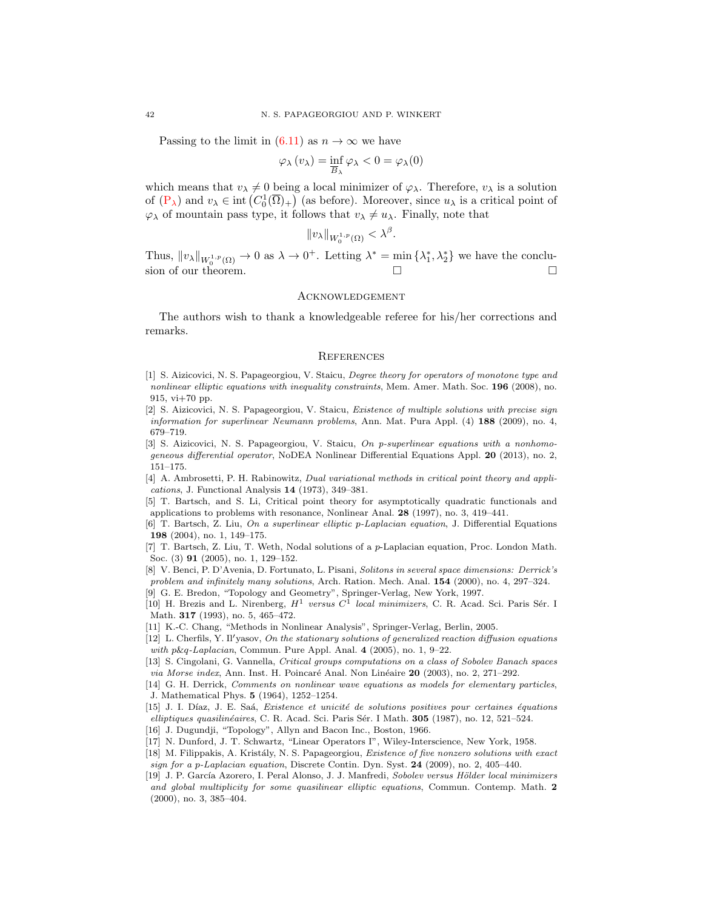Passing to the limit in (6.11) as $n \to \infty$ we have

$$\varphi_\lambda(v_\lambda) = \inf_{\overline{B}_\lambda} \varphi_\lambda < 0 = \varphi_\lambda(0)$$

which means that $v_\lambda \neq 0$ being a local minimizer of $\varphi_\lambda$. Therefore, $v_\lambda$ is a solution of ($\mathrm{P}_\lambda$) and $v_\lambda \in \operatorname{int}\left(C_0^1(\overline{\Omega})_+\right)$ (as before). Moreover, since $u_\lambda$ is a critical point of $\varphi_\lambda$ of mountain pass type, it follows that $v_\lambda \neq u_\lambda$. Finally, note that

$$\|v_\lambda\|_{W_0^{1,p}(\Omega)} < \lambda^\beta.$$

Thus, $\|v_\lambda\|_{W_0^{1,p}(\Omega)} \to 0$ as $\lambda \to 0^+$. Letting $\lambda^* = \min\{\lambda_1^*, \lambda_2^*\}$ we have the conclusion of our theorem. □ □

## Acknowledgement

The authors wish to thank a knowledgeable referee for his/her corrections and remarks.

## References

[1] S. Aizicovici, N. S. Papageorgiou, V. Staicu, *Degree theory for operators of monotone type and nonlinear elliptic equations with inequality constraints*, Mem. Amer. Math. Soc. **196** (2008), no. 915, vi+70 pp.

[2] S. Aizicovici, N. S. Papageorgiou, V. Staicu, *Existence of multiple solutions with precise sign information for superlinear Neumann problems*, Ann. Mat. Pura Appl. (4) **188** (2009), no. 4, 679–719.

[3] S. Aizicovici, N. S. Papageorgiou, V. Staicu, *On p-superlinear equations with a nonhomogeneous differential operator*, NoDEA Nonlinear Differential Equations Appl. **20** (2013), no. 2, 151–175.

[4] A. Ambrosetti, P. H. Rabinowitz, *Dual variational methods in critical point theory and applications*, J. Functional Analysis **14** (1973), 349–381.

[5] T. Bartsch, and S. Li, Critical point theory for asymptotically quadratic functionals and applications to problems with resonance, Nonlinear Anal. **28** (1997), no. 3, 419–441.

[6] T. Bartsch, Z. Liu, *On a superlinear elliptic p-Laplacian equation*, J. Differential Equations **198** (2004), no. 1, 149–175.

[7] T. Bartsch, Z. Liu, T. Weth, Nodal solutions of a $p$-Laplacian equation, Proc. London Math. Soc. (3) **91** (2005), no. 1, 129–152.

[8] V. Benci, P. D'Avenia, D. Fortunato, L. Pisani, *Solitons in several space dimensions: Derrick's problem and infinitely many solutions*, Arch. Ration. Mech. Anal. **154** (2000), no. 4, 297–324.

[9] G. E. Bredon, "Topology and Geometry", Springer-Verlag, New York, 1997.

[10] H. Brezis and L. Nirenberg, *$H^1$ versus $C^1$ local minimizers*, C. R. Acad. Sci. Paris Sér. I Math. **317** (1993), no. 5, 465–472.

[11] K.-C. Chang, "Methods in Nonlinear Analysis", Springer-Verlag, Berlin, 2005.

[12] L. Cherfils, Y. Il′yasov, *On the stationary solutions of generalized reaction diffusion equations with p&q-Laplacian*, Commun. Pure Appl. Anal. **4** (2005), no. 1, 9–22.

[13] S. Cingolani, G. Vannella, *Critical groups computations on a class of Sobolev Banach spaces via Morse index*, Ann. Inst. H. Poincaré Anal. Non Linéaire **20** (2003), no. 2, 271–292.

[14] G. H. Derrick, *Comments on nonlinear wave equations as models for elementary particles*, J. Mathematical Phys. **5** (1964), 1252–1254.

[15] J. I. Díaz, J. E. Saá, *Existence et unicité de solutions positives pour certaines équations elliptiques quasilinéaires*, C. R. Acad. Sci. Paris Sér. I Math. **305** (1987), no. 12, 521–524.

[16] J. Dugundji, "Topology", Allyn and Bacon Inc., Boston, 1966.

[17] N. Dunford, J. T. Schwartz, "Linear Operators I", Wiley-Interscience, New York, 1958.

[18] M. Filippakis, A. Kristály, N. S. Papageorgiou, *Existence of five nonzero solutions with exact sign for a p-Laplacian equation*, Discrete Contin. Dyn. Syst. **24** (2009), no. 2, 405–440.

[19] J. P. García Azorero, I. Peral Alonso, J. J. Manfredi, *Sobolev versus Hölder local minimizers and global multiplicity for some quasilinear elliptic equations*, Commun. Contemp. Math. **2** (2000), no. 3, 385–404.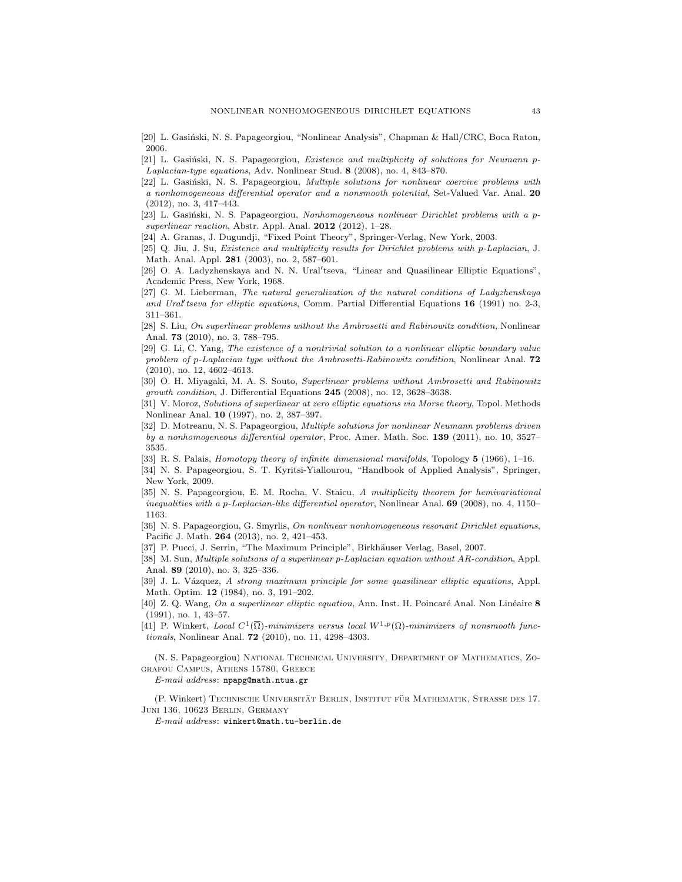[20] L. Gasiński, N. S. Papageorgiou, "Nonlinear Analysis", Chapman & Hall/CRC, Boca Raton, 2006.

[21] L. Gasiński, N. S. Papageorgiou, *Existence and multiplicity of solutions for Neumann p-Laplacian-type equations*, Adv. Nonlinear Stud. **8** (2008), no. 4, 843–870.

[22] L. Gasiński, N. S. Papageorgiou, *Multiple solutions for nonlinear coercive problems with a nonhomogeneous differential operator and a nonsmooth potential*, Set-Valued Var. Anal. **20** (2012), no. 3, 417–443.

[23] L. Gasiński, N. S. Papageorgiou, *Nonhomogeneous nonlinear Dirichlet problems with a p-superlinear reaction*, Abstr. Appl. Anal. **2012** (2012), 1–28.

[24] A. Granas, J. Dugundji, "Fixed Point Theory", Springer-Verlag, New York, 2003.

[25] Q. Jiu, J. Su, *Existence and multiplicity results for Dirichlet problems with p-Laplacian*, J. Math. Anal. Appl. **281** (2003), no. 2, 587–601.

[26] O. A. Ladyzhenskaya and N. N. Ural′tseva, "Linear and Quasilinear Elliptic Equations", Academic Press, New York, 1968.

[27] G. M. Lieberman, *The natural generalization of the natural conditions of Ladyzhenskaya and Ural′tseva for elliptic equations*, Comm. Partial Differential Equations **16** (1991) no. 2-3, 311–361.

[28] S. Liu, *On superlinear problems without the Ambrosetti and Rabinowitz condition*, Nonlinear Anal. **73** (2010), no. 3, 788–795.

[29] G. Li, C. Yang, *The existence of a nontrivial solution to a nonlinear elliptic boundary value problem of p-Laplacian type without the Ambrosetti-Rabinowitz condition*, Nonlinear Anal. **72** (2010), no. 12, 4602–4613.

[30] O. H. Miyagaki, M. A. S. Souto, *Superlinear problems without Ambrosetti and Rabinowitz growth condition*, J. Differential Equations **245** (2008), no. 12, 3628–3638.

[31] V. Moroz, *Solutions of superlinear at zero elliptic equations via Morse theory*, Topol. Methods Nonlinear Anal. **10** (1997), no. 2, 387–397.

[32] D. Motreanu, N. S. Papageorgiou, *Multiple solutions for nonlinear Neumann problems driven by a nonhomogeneous differential operator*, Proc. Amer. Math. Soc. **139** (2011), no. 10, 3527–3535.

[33] R. S. Palais, *Homotopy theory of infinite dimensional manifolds*, Topology **5** (1966), 1–16.

[34] N. S. Papageorgiou, S. T. Kyritsi-Yiallourou, "Handbook of Applied Analysis", Springer, New York, 2009.

[35] N. S. Papageorgiou, E. M. Rocha, V. Staicu, *A multiplicity theorem for hemivariational inequalities with a p-Laplacian-like differential operator*, Nonlinear Anal. **69** (2008), no. 4, 1150–1163.

[36] N. S. Papageorgiou, G. Smyrlis, *On nonlinear nonhomogeneous resonant Dirichlet equations*, Pacific J. Math. **264** (2013), no. 2, 421–453.

[37] P. Pucci, J. Serrin, "The Maximum Principle", Birkhäuser Verlag, Basel, 2007.

[38] M. Sun, *Multiple solutions of a superlinear p-Laplacian equation without AR-condition*, Appl. Anal. **89** (2010), no. 3, 325–336.

[39] J. L. Vázquez, *A strong maximum principle for some quasilinear elliptic equations*, Appl. Math. Optim. **12** (1984), no. 3, 191–202.

[40] Z. Q. Wang, *On a superlinear elliptic equation*, Ann. Inst. H. Poincaré Anal. Non Linéaire **8** (1991), no. 1, 43–57.

[41] P. Winkert, *Local $C^1(\overline{\Omega})$-minimizers versus local $W^{1,p}(\Omega)$-minimizers of nonsmooth functionals*, Nonlinear Anal. **72** (2010), no. 11, 4298–4303.

(N. S. Papageorgiou) National Technical University, Department of Mathematics, Zografou Campus, Athens 15780, Greece

*E-mail address*: npapg@math.ntua.gr

(P. Winkert) Technische Universität Berlin, Institut für Mathematik, Strasse des 17. Juni 136, 10623 Berlin, Germany

*E-mail address*: winkert@math.tu-berlin.de